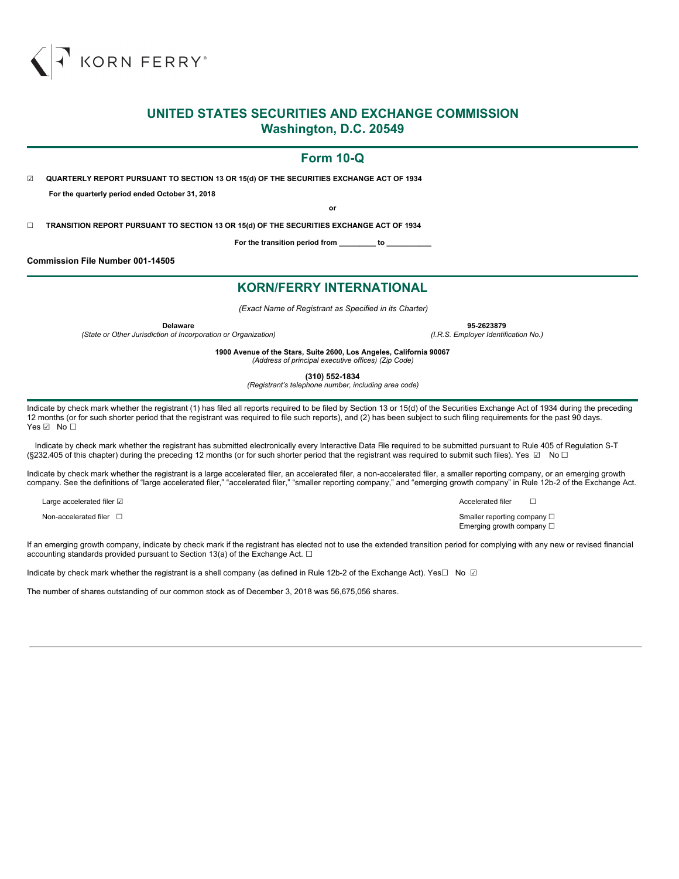KORN FERRY®

# UNITED STATES SECURITIES AND EXCHANGE COMMISSION
## Washington, D.C. 20549

## Form 10-Q

☑ **QUARTERLY REPORT PURSUANT TO SECTION 13 OR 15(d) OF THE SECURITIES EXCHANGE ACT OF 1934**

**For the quarterly period ended October 31, 2018**

**or**

☐ **TRANSITION REPORT PURSUANT TO SECTION 13 OR 15(d) OF THE SECURITIES EXCHANGE ACT OF 1934**

**For the transition period from \_\_\_\_\_\_\_\_\_ to \_\_\_\_\_\_\_\_\_\_\_**

**Commission File Number 001-14505**

## KORN/FERRY INTERNATIONAL

*(Exact Name of Registrant as Specified in its Charter)*

| **Delaware** | **95-2623879** |
|---|---|
| *(State or Other Jurisdiction of Incorporation or Organization)* | *(I.R.S. Employer Identification No.)* |

**1900 Avenue of the Stars, Suite 2600, Los Angeles, California 90067**
*(Address of principal executive offices) (Zip Code)*

**(310) 552-1834**
*(Registrant's telephone number, including area code)*

Indicate by check mark whether the registrant (1) has filed all reports required to be filed by Section 13 or 15(d) of the Securities Exchange Act of 1934 during the preceding 12 months (or for such shorter period that the registrant was required to file such reports), and (2) has been subject to such filing requirements for the past 90 days. Yes ☑ No ☐

Indicate by check mark whether the registrant has submitted electronically every Interactive Data File required to be submitted pursuant to Rule 405 of Regulation S-T (§232.405 of this chapter) during the preceding 12 months (or for such shorter period that the registrant was required to submit such files). Yes ☑ No ☐

Indicate by check mark whether the registrant is a large accelerated filer, an accelerated filer, a non-accelerated filer, a smaller reporting company, or an emerging growth company. See the definitions of "large accelerated filer," "accelerated filer," "smaller reporting company," and "emerging growth company" in Rule 12b-2 of the Exchange Act.

| | |
|---|---|
| Large accelerated filer ☑ | Accelerated filer ☐ |
| Non-accelerated filer ☐ | Smaller reporting company ☐ |
| | Emerging growth company ☐ |

If an emerging growth company, indicate by check mark if the registrant has elected not to use the extended transition period for complying with any new or revised financial accounting standards provided pursuant to Section 13(a) of the Exchange Act. ☐

Indicate by check mark whether the registrant is a shell company (as defined in Rule 12b-2 of the Exchange Act). Yes☐ No ☑

The number of shares outstanding of our common stock as of December 3, 2018 was 56,675,056 shares.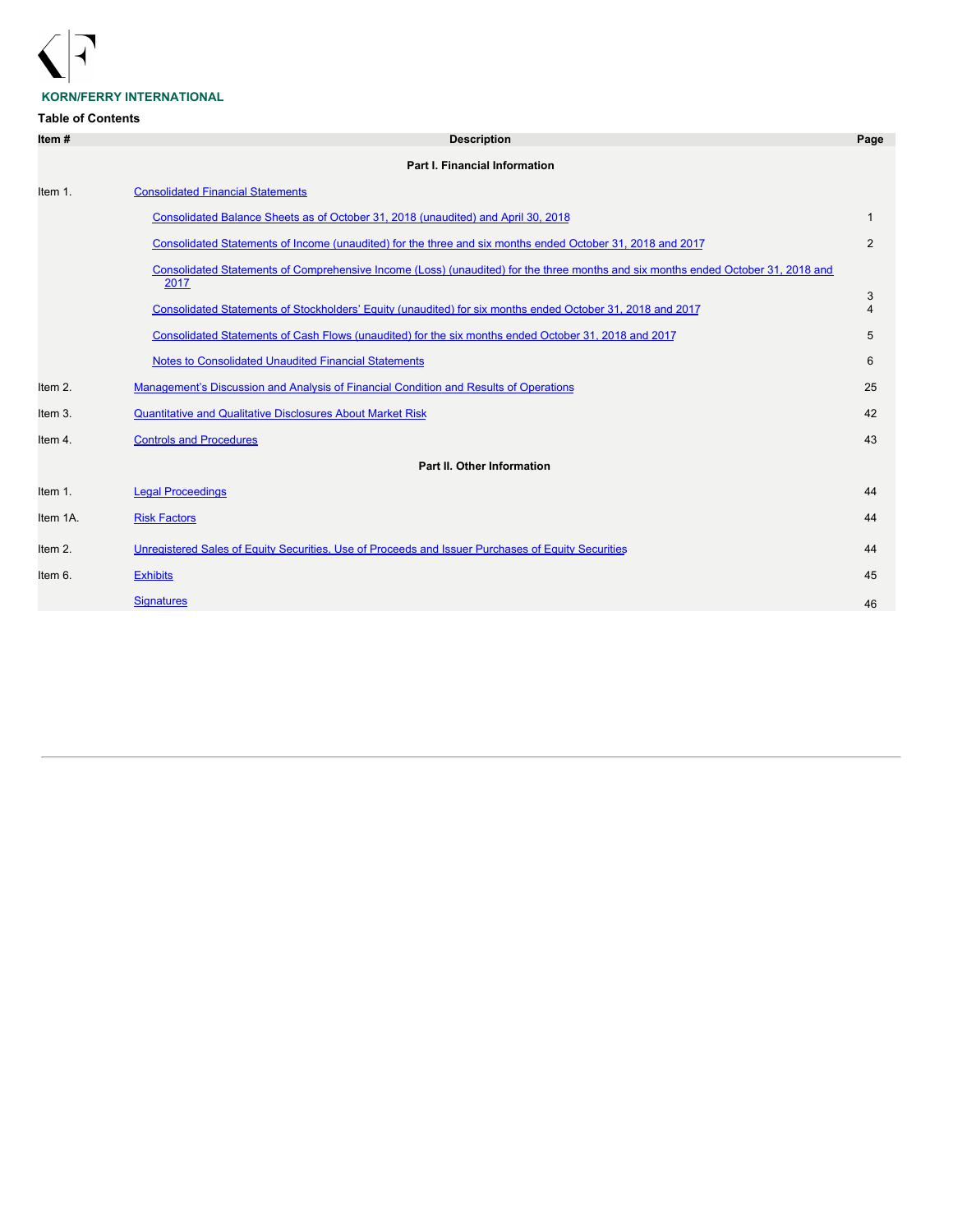**KORN/FERRY INTERNATIONAL**

**Table of Contents**

| Item # | Description | Page |
|---|---|---|
| | **Part I. Financial Information** | |
| Item 1. | Consolidated Financial Statements | |
| | Consolidated Balance Sheets as of October 31, 2018 (unaudited) and April 30, 2018 | 1 |
| | Consolidated Statements of Income (unaudited) for the three and six months ended October 31, 2018 and 2017 | 2 |
| | Consolidated Statements of Comprehensive Income (Loss) (unaudited) for the three months and six months ended October 31, 2018 and 2017 | 3 |
| | Consolidated Statements of Stockholders' Equity (unaudited) for six months ended October 31, 2018 and 2017 | 4 |
| | Consolidated Statements of Cash Flows (unaudited) for the six months ended October 31, 2018 and 2017 | 5 |
| | Notes to Consolidated Unaudited Financial Statements | 6 |
| Item 2. | Management's Discussion and Analysis of Financial Condition and Results of Operations | 25 |
| Item 3. | Quantitative and Qualitative Disclosures About Market Risk | 42 |
| Item 4. | Controls and Procedures | 43 |
| | **Part II. Other Information** | |
| Item 1. | Legal Proceedings | 44 |
| Item 1A. | Risk Factors | 44 |
| Item 2. | Unregistered Sales of Equity Securities, Use of Proceeds and Issuer Purchases of Equity Securities | 44 |
| Item 6. | Exhibits | 45 |
| | Signatures | 46 |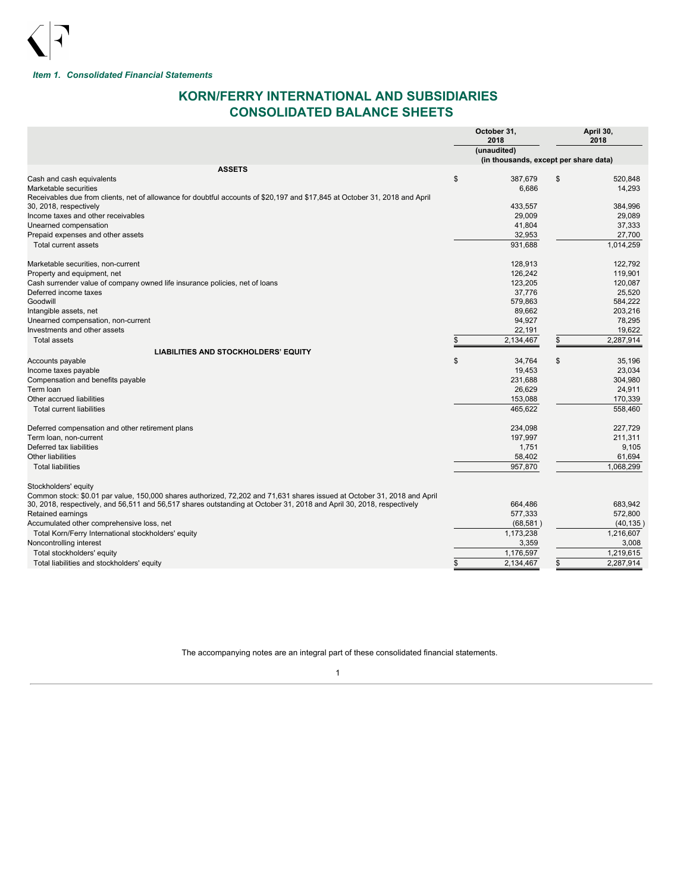*Item 1. Consolidated Financial Statements*

# KORN/FERRY INTERNATIONAL AND SUBSIDIARIES
# CONSOLIDATED BALANCE SHEETS

| | October 31, 2018 | April 30, 2018 |
|---|---|---|
| | (unaudited) | |
| | (in thousands, except per share data) | |
| **ASSETS** | | |
| Cash and cash equivalents | $ 387,679 | $ 520,848 |
| Marketable securities | 6,686 | 14,293 |
| Receivables due from clients, net of allowance for doubtful accounts of $20,197 and $17,845 at October 31, 2018 and April 30, 2018, respectively | 433,557 | 384,996 |
| Income taxes and other receivables | 29,009 | 29,089 |
| Unearned compensation | 41,804 | 37,333 |
| Prepaid expenses and other assets | 32,953 | 27,700 |
| Total current assets | 931,688 | 1,014,259 |
| Marketable securities, non-current | 128,913 | 122,792 |
| Property and equipment, net | 126,242 | 119,901 |
| Cash surrender value of company owned life insurance policies, net of loans | 123,205 | 120,087 |
| Deferred income taxes | 37,776 | 25,520 |
| Goodwill | 579,863 | 584,222 |
| Intangible assets, net | 89,662 | 203,216 |
| Unearned compensation, non-current | 94,927 | 78,295 |
| Investments and other assets | 22,191 | 19,622 |
| Total assets | $ 2,134,467 | $ 2,287,914 |
| **LIABILITIES AND STOCKHOLDERS' EQUITY** | | |
| Accounts payable | $ 34,764 | $ 35,196 |
| Income taxes payable | 19,453 | 23,034 |
| Compensation and benefits payable | 231,688 | 304,980 |
| Term loan | 26,629 | 24,911 |
| Other accrued liabilities | 153,088 | 170,339 |
| Total current liabilities | 465,622 | 558,460 |
| Deferred compensation and other retirement plans | 234,098 | 227,729 |
| Term loan, non-current | 197,997 | 211,311 |
| Deferred tax liabilities | 1,751 | 9,105 |
| Other liabilities | 58,402 | 61,694 |
| Total liabilities | 957,870 | 1,068,299 |
| Stockholders' equity | | |
| Common stock: $0.01 par value, 150,000 shares authorized, 72,202 and 71,631 shares issued at October 31, 2018 and April 30, 2018, respectively, and 56,511 and 56,517 shares outstanding at October 31, 2018 and April 30, 2018, respectively | 664,486 | 683,942 |
| Retained earnings | 577,333 | 572,800 |
| Accumulated other comprehensive loss, net | (68,581) | (40,135) |
| Total Korn/Ferry International stockholders' equity | 1,173,238 | 1,216,607 |
| Noncontrolling interest | 3,359 | 3,008 |
| Total stockholders' equity | 1,176,597 | 1,219,615 |
| Total liabilities and stockholders' equity | $ 2,134,467 | $ 2,287,914 |

The accompanying notes are an integral part of these consolidated financial statements.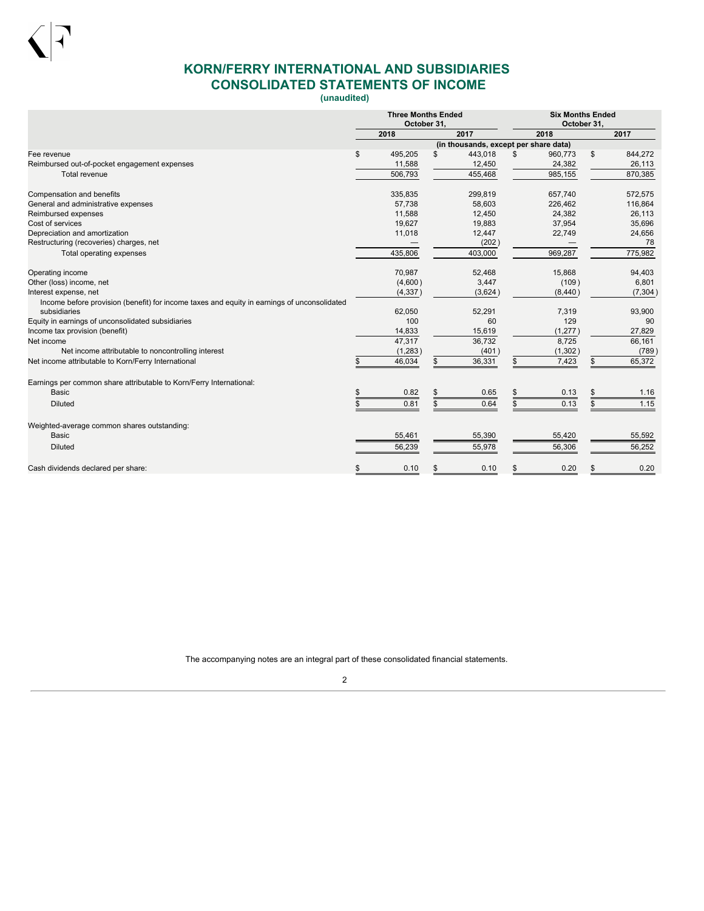# KORN/FERRY INTERNATIONAL AND SUBSIDIARIES
## CONSOLIDATED STATEMENTS OF INCOME
**(unaudited)**

| | Three Months Ended October 31, | | Six Months Ended October 31, | |
|---|---|---|---|---|
| | 2018 | 2017 | 2018 | 2017 |
| | (in thousands, except per share data) | | | |
| Fee revenue | $ 495,205 | $ 443,018 | $ 960,773 | $ 844,272 |
| Reimbursed out-of-pocket engagement expenses | 11,588 | 12,450 | 24,382 | 26,113 |
| Total revenue | 506,793 | 455,468 | 985,155 | 870,385 |
| Compensation and benefits | 335,835 | 299,819 | 657,740 | 572,575 |
| General and administrative expenses | 57,738 | 58,603 | 226,462 | 116,864 |
| Reimbursed expenses | 11,588 | 12,450 | 24,382 | 26,113 |
| Cost of services | 19,627 | 19,883 | 37,954 | 35,696 |
| Depreciation and amortization | 11,018 | 12,447 | 22,749 | 24,656 |
| Restructuring (recoveries) charges, net | — | (202) | — | 78 |
| Total operating expenses | 435,806 | 403,000 | 969,287 | 775,982 |
| Operating income | 70,987 | 52,468 | 15,868 | 94,403 |
| Other (loss) income, net | (4,600) | 3,447 | (109) | 6,801 |
| Interest expense, net | (4,337) | (3,624) | (8,440) | (7,304) |
| Income before provision (benefit) for income taxes and equity in earnings of unconsolidated subsidiaries | 62,050 | 52,291 | 7,319 | 93,900 |
| Equity in earnings of unconsolidated subsidiaries | 100 | 60 | 129 | 90 |
| Income tax provision (benefit) | 14,833 | 15,619 | (1,277) | 27,829 |
| Net income | 47,317 | 36,732 | 8,725 | 66,161 |
| Net income attributable to noncontrolling interest | (1,283) | (401) | (1,302) | (789) |
| Net income attributable to Korn/Ferry International | $ 46,034 | $ 36,331 | $ 7,423 | $ 65,372 |
| Earnings per common share attributable to Korn/Ferry International: | | | | |
| Basic | $ 0.82 | $ 0.65 | $ 0.13 | $ 1.16 |
| Diluted | $ 0.81 | $ 0.64 | $ 0.13 | $ 1.15 |
| Weighted-average common shares outstanding: | | | | |
| Basic | 55,461 | 55,390 | 55,420 | 55,592 |
| Diluted | 56,239 | 55,978 | 56,306 | 56,252 |
| Cash dividends declared per share: | $ 0.10 | $ 0.10 | $ 0.20 | $ 0.20 |

The accompanying notes are an integral part of these consolidated financial statements.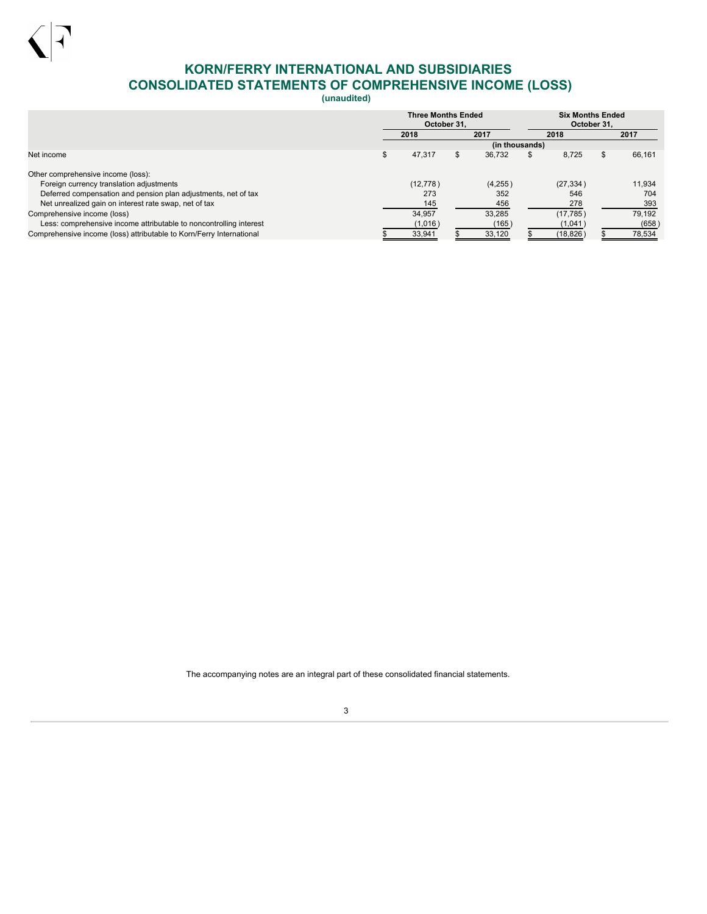# KORN/FERRY INTERNATIONAL AND SUBSIDIARIES
# CONSOLIDATED STATEMENTS OF COMPREHENSIVE INCOME (LOSS)
**(unaudited)**

| | Three Months Ended October 31, | | Six Months Ended October 31, | |
|---|---|---|---|---|
| | 2018 | 2017 | 2018 | 2017 |
| | (in thousands) | | | |
| Net income | $ 47,317 | $ 36,732 | $ 8,725 | $ 66,161 |
| Other comprehensive income (loss): | | | | |
| Foreign currency translation adjustments | (12,778) | (4,255) | (27,334) | 11,934 |
| Deferred compensation and pension plan adjustments, net of tax | 273 | 352 | 546 | 704 |
| Net unrealized gain on interest rate swap, net of tax | 145 | 456 | 278 | 393 |
| Comprehensive income (loss) | 34,957 | 33,285 | (17,785) | 79,192 |
| Less: comprehensive income attributable to noncontrolling interest | (1,016) | (165) | (1,041) | (658) |
| Comprehensive income (loss) attributable to Korn/Ferry International | $ 33,941 | $ 33,120 | $ (18,826) | $ 78,534 |

The accompanying notes are an integral part of these consolidated financial statements.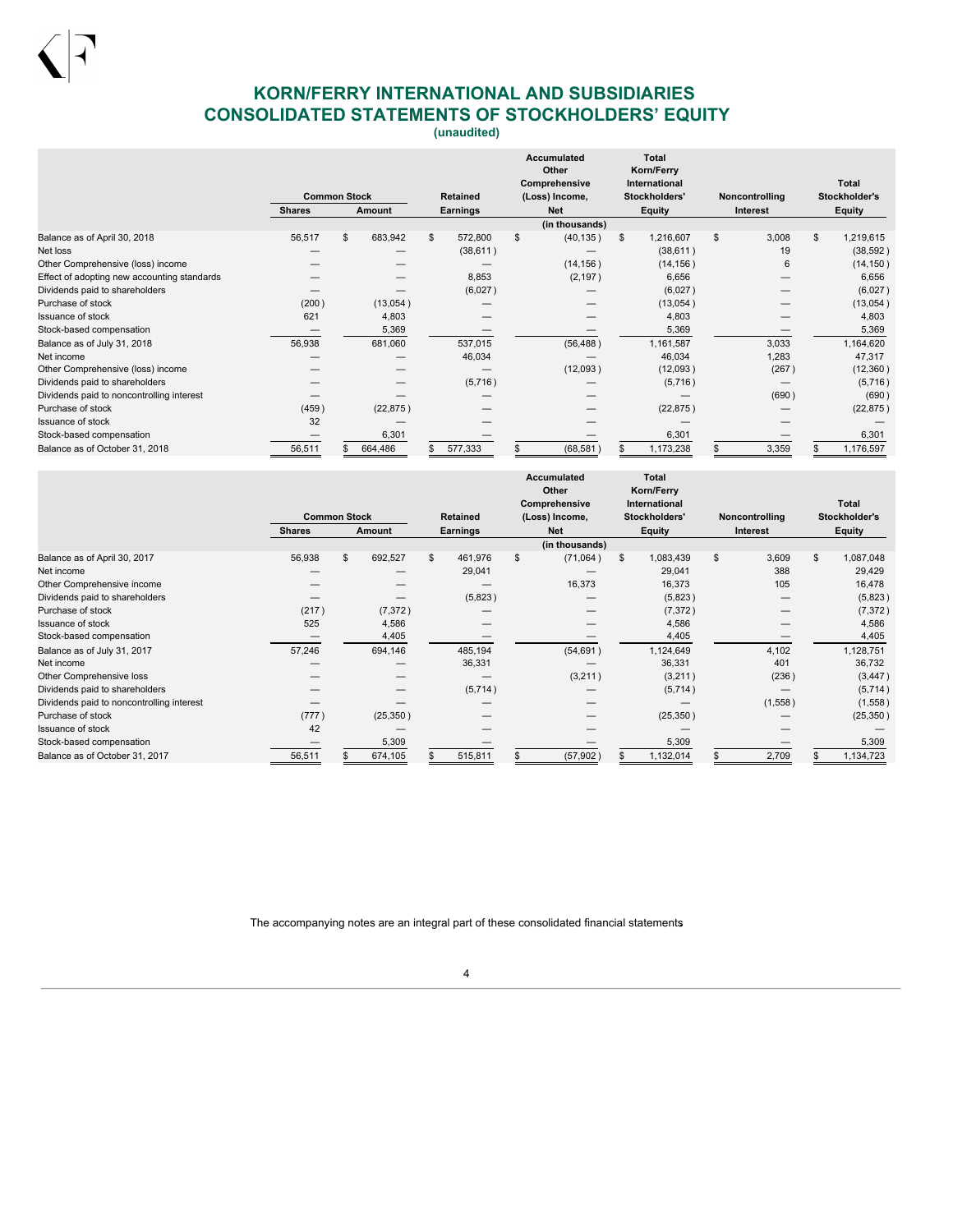# KORN/FERRY INTERNATIONAL AND SUBSIDIARIES
# CONSOLIDATED STATEMENTS OF STOCKHOLDERS' EQUITY
**(unaudited)**

| | Common Stock | | Retained Earnings | Accumulated Other Comprehensive (Loss) Income, Net | Total Korn/Ferry International Stockholders' Equity | Noncontrolling Interest | Total Stockholder's Equity |
|---|---|---|---|---|---|---|---|
| | Shares | Amount | | | | | |
| | | | | (in thousands) | | | |
| Balance as of April 30, 2018 | 56,517 | $ 683,942 | $ 572,800 | $ (40,135) | $ 1,216,607 | $ 3,008 | $ 1,219,615 |
| Net loss | — | — | (38,611) | — | (38,611) | 19 | (38,592) |
| Other Comprehensive (loss) income | — | — | — | (14,156) | (14,156) | 6 | (14,150) |
| Effect of adopting new accounting standards | — | — | 8,853 | (2,197) | 6,656 | — | 6,656 |
| Dividends paid to shareholders | — | — | (6,027) | — | (6,027) | — | (6,027) |
| Purchase of stock | (200) | (13,054) | — | — | (13,054) | — | (13,054) |
| Issuance of stock | 621 | 4,803 | — | — | 4,803 | — | 4,803 |
| Stock-based compensation | — | 5,369 | — | — | 5,369 | — | 5,369 |
| Balance as of July 31, 2018 | 56,938 | 681,060 | 537,015 | (56,488) | 1,161,587 | 3,033 | 1,164,620 |
| Net income | — | — | 46,034 | — | 46,034 | 1,283 | 47,317 |
| Other Comprehensive (loss) income | — | — | — | (12,093) | (12,093) | (267) | (12,360) |
| Dividends paid to shareholders | — | — | (5,716) | — | (5,716) | — | (5,716) |
| Dividends paid to noncontrolling interest | — | — | — | — | — | (690) | (690) |
| Purchase of stock | (459) | (22,875) | — | — | (22,875) | — | (22,875) |
| Issuance of stock | 32 | — | — | — | — | — | — |
| Stock-based compensation | — | 6,301 | — | — | 6,301 | — | 6,301 |
| Balance as of October 31, 2018 | 56,511 | $ 664,486 | $ 577,333 | $ (68,581) | $ 1,173,238 | $ 3,359 | $ 1,176,597 |

| | Common Stock | | Retained Earnings | Accumulated Other Comprehensive (Loss) Income, Net | Total Korn/Ferry International Stockholders' Equity | Noncontrolling Interest | Total Stockholder's Equity |
|---|---|---|---|---|---|---|---|
| | Shares | Amount | | | | | |
| | | | | (in thousands) | | | |
| Balance as of April 30, 2017 | 56,938 | $ 692,527 | $ 461,976 | $ (71,064) | $ 1,083,439 | $ 3,609 | $ 1,087,048 |
| Net income | — | — | 29,041 | — | 29,041 | 388 | 29,429 |
| Other Comprehensive income | — | — | — | 16,373 | 16,373 | 105 | 16,478 |
| Dividends paid to shareholders | — | — | (5,823) | — | (5,823) | — | (5,823) |
| Purchase of stock | (217) | (7,372) | — | — | (7,372) | — | (7,372) |
| Issuance of stock | 525 | 4,586 | — | — | 4,586 | — | 4,586 |
| Stock-based compensation | — | 4,405 | — | — | 4,405 | — | 4,405 |
| Balance as of July 31, 2017 | 57,246 | 694,146 | 485,194 | (54,691) | 1,124,649 | 4,102 | 1,128,751 |
| Net income | — | — | 36,331 | — | 36,331 | 401 | 36,732 |
| Other Comprehensive loss | — | — | — | (3,211) | (3,211) | (236) | (3,447) |
| Dividends paid to shareholders | — | — | (5,714) | — | (5,714) | — | (5,714) |
| Dividends paid to noncontrolling interest | — | — | — | — | — | (1,558) | (1,558) |
| Purchase of stock | (777) | (25,350) | — | — | (25,350) | — | (25,350) |
| Issuance of stock | 42 | — | — | — | — | — | — |
| Stock-based compensation | — | 5,309 | — | — | 5,309 | — | 5,309 |
| Balance as of October 31, 2017 | 56,511 | $ 674,105 | $ 515,811 | $ (57,902) | $ 1,132,014 | $ 2,709 | $ 1,134,723 |

The accompanying notes are an integral part of these consolidated financial statements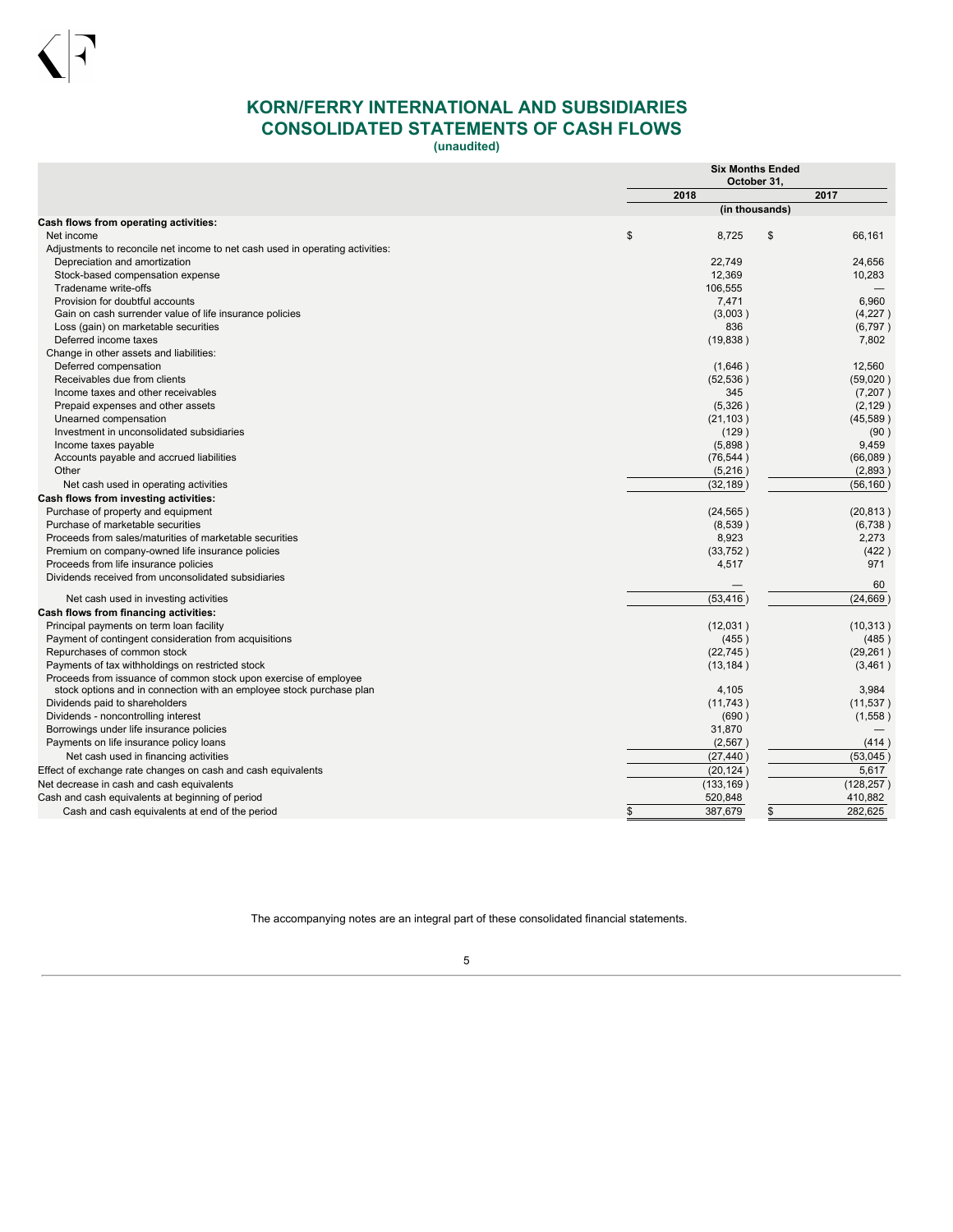# KORN/FERRY INTERNATIONAL AND SUBSIDIARIES
## CONSOLIDATED STATEMENTS OF CASH FLOWS
**(unaudited)**

| | Six Months Ended October 31, | |
|---|---|---|
| | 2018 | 2017 |
| | (in thousands) | |
| **Cash flows from operating activities:** | | |
| Net income | $ 8,725 | $ 66,161 |
| Adjustments to reconcile net income to net cash used in operating activities: | | |
| Depreciation and amortization | 22,749 | 24,656 |
| Stock-based compensation expense | 12,369 | 10,283 |
| Tradename write-offs | 106,555 | — |
| Provision for doubtful accounts | 7,471 | 6,960 |
| Gain on cash surrender value of life insurance policies | (3,003) | (4,227) |
| Loss (gain) on marketable securities | 836 | (6,797) |
| Deferred income taxes | (19,838) | 7,802 |
| Change in other assets and liabilities: | | |
| Deferred compensation | (1,646) | 12,560 |
| Receivables due from clients | (52,536) | (59,020) |
| Income taxes and other receivables | 345 | (7,207) |
| Prepaid expenses and other assets | (5,326) | (2,129) |
| Unearned compensation | (21,103) | (45,589) |
| Investment in unconsolidated subsidiaries | (129) | (90) |
| Income taxes payable | (5,898) | 9,459 |
| Accounts payable and accrued liabilities | (76,544) | (66,089) |
| Other | (5,216) | (2,893) |
| Net cash used in operating activities | (32,189) | (56,160) |
| **Cash flows from investing activities:** | | |
| Purchase of property and equipment | (24,565) | (20,813) |
| Purchase of marketable securities | (8,539) | (6,738) |
| Proceeds from sales/maturities of marketable securities | 8,923 | 2,273 |
| Premium on company-owned life insurance policies | (33,752) | (422) |
| Proceeds from life insurance policies | 4,517 | 971 |
| Dividends received from unconsolidated subsidiaries | — | 60 |
| Net cash used in investing activities | (53,416) | (24,669) |
| **Cash flows from financing activities:** | | |
| Principal payments on term loan facility | (12,031) | (10,313) |
| Payment of contingent consideration from acquisitions | (455) | (485) |
| Repurchases of common stock | (22,745) | (29,261) |
| Payments of tax withholdings on restricted stock | (13,184) | (3,461) |
| Proceeds from issuance of common stock upon exercise of employee stock options and in connection with an employee stock purchase plan | 4,105 | 3,984 |
| Dividends paid to shareholders | (11,743) | (11,537) |
| Dividends - noncontrolling interest | (690) | (1,558) |
| Borrowings under life insurance policies | 31,870 | — |
| Payments on life insurance policy loans | (2,567) | (414) |
| Net cash used in financing activities | (27,440) | (53,045) |
| Effect of exchange rate changes on cash and cash equivalents | (20,124) | 5,617 |
| Net decrease in cash and cash equivalents | (133,169) | (128,257) |
| Cash and cash equivalents at beginning of period | 520,848 | 410,882 |
| Cash and cash equivalents at end of the period | $ 387,679 | $ 282,625 |

The accompanying notes are an integral part of these consolidated financial statements.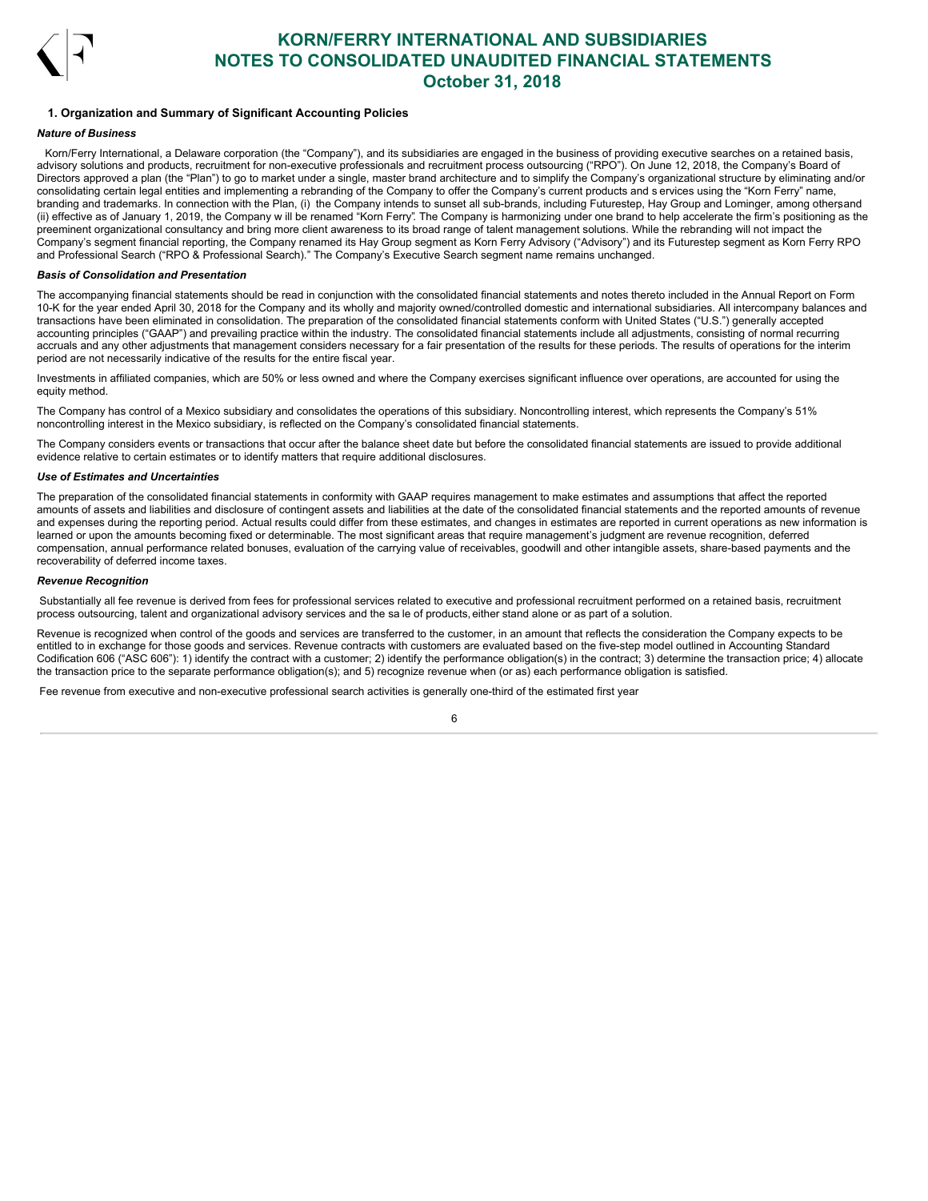# KORN/FERRY INTERNATIONAL AND SUBSIDIARIES
# NOTES TO CONSOLIDATED UNAUDITED FINANCIAL STATEMENTS
# October 31, 2018

## 1. Organization and Summary of Significant Accounting Policies

***Nature of Business***

Korn/Ferry International, a Delaware corporation (the "Company"), and its subsidiaries are engaged in the business of providing executive searches on a retained basis, advisory solutions and products, recruitment for non-executive professionals and recruitment process outsourcing ("RPO"). On June 12, 2018, the Company's Board of Directors approved a plan (the "Plan") to go to market under a single, master brand architecture and to simplify the Company's organizational structure by eliminating and/or consolidating certain legal entities and implementing a rebranding of the Company to offer the Company's current products and services using the "Korn Ferry" name, branding and trademarks. In connection with the Plan, (i) the Company intends to sunset all sub-brands, including Futurestep, Hay Group and Lominger, among others and (ii) effective as of January 1, 2019, the Company will be renamed "Korn Ferry". The Company is harmonizing under one brand to help accelerate the firm's positioning as the preeminent organizational consultancy and bring more client awareness to its broad range of talent management solutions. While the rebranding will not impact the Company's segment financial reporting, the Company renamed its Hay Group segment as Korn Ferry Advisory ("Advisory") and its Futurestep segment as Korn Ferry RPO and Professional Search ("RPO & Professional Search)." The Company's Executive Search segment name remains unchanged.

***Basis of Consolidation and Presentation***

The accompanying financial statements should be read in conjunction with the consolidated financial statements and notes thereto included in the Annual Report on Form 10-K for the year ended April 30, 2018 for the Company and its wholly and majority owned/controlled domestic and international subsidiaries. All intercompany balances and transactions have been eliminated in consolidation. The preparation of the consolidated financial statements conform with United States ("U.S.") generally accepted accounting principles ("GAAP") and prevailing practice within the industry. The consolidated financial statements include all adjustments, consisting of normal recurring accruals and any other adjustments that management considers necessary for a fair presentation of the results for these periods. The results of operations for the interim period are not necessarily indicative of the results for the entire fiscal year.

Investments in affiliated companies, which are 50% or less owned and where the Company exercises significant influence over operations, are accounted for using the equity method.

The Company has control of a Mexico subsidiary and consolidates the operations of this subsidiary. Noncontrolling interest, which represents the Company's 51% noncontrolling interest in the Mexico subsidiary, is reflected on the Company's consolidated financial statements.

The Company considers events or transactions that occur after the balance sheet date but before the consolidated financial statements are issued to provide additional evidence relative to certain estimates or to identify matters that require additional disclosures.

***Use of Estimates and Uncertainties***

The preparation of the consolidated financial statements in conformity with GAAP requires management to make estimates and assumptions that affect the reported amounts of assets and liabilities and disclosure of contingent assets and liabilities at the date of the consolidated financial statements and the reported amounts of revenue and expenses during the reporting period. Actual results could differ from these estimates, and changes in estimates are reported in current operations as new information is learned or upon the amounts becoming fixed or determinable. The most significant areas that require management's judgment are revenue recognition, deferred compensation, annual performance related bonuses, evaluation of the carrying value of receivables, goodwill and other intangible assets, share-based payments and the recoverability of deferred income taxes.

***Revenue Recognition***

Substantially all fee revenue is derived from fees for professional services related to executive and professional recruitment performed on a retained basis, recruitment process outsourcing, talent and organizational advisory services and the sale of products, either stand alone or as part of a solution.

Revenue is recognized when control of the goods and services are transferred to the customer, in an amount that reflects the consideration the Company expects to be entitled to in exchange for those goods and services. Revenue contracts with customers are evaluated based on the five-step model outlined in Accounting Standard Codification 606 ("ASC 606"): 1) identify the contract with a customer; 2) identify the performance obligation(s) in the contract; 3) determine the transaction price; 4) allocate the transaction price to the separate performance obligation(s); and 5) recognize revenue when (or as) each performance obligation is satisfied.

Fee revenue from executive and non-executive professional search activities is generally one-third of the estimated first year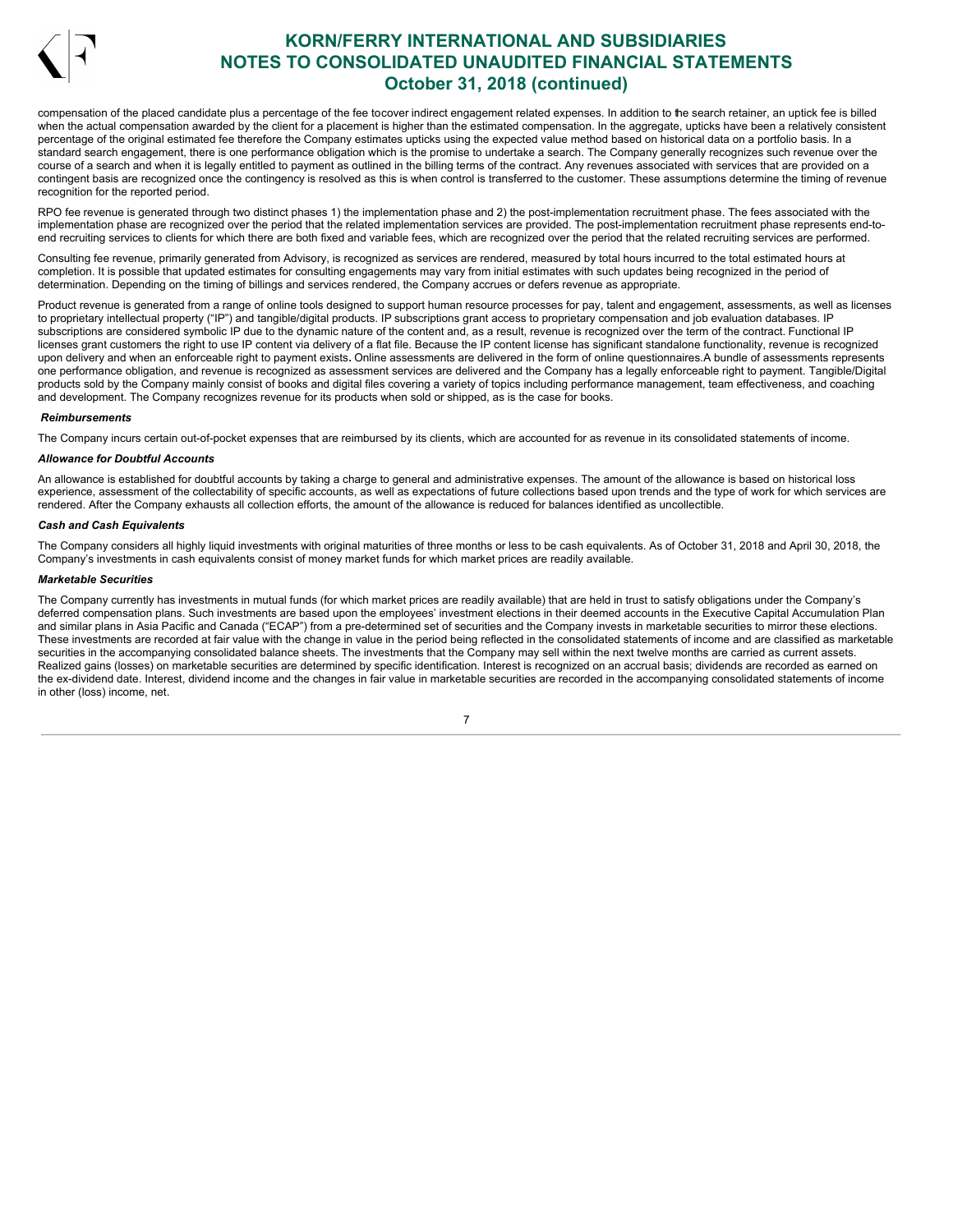compensation of the placed candidate plus a percentage of the fee tocover indirect engagement related expenses. In addition to the search retainer, an uptick fee is billed when the actual compensation awarded by the client for a placement is higher than the estimated compensation. In the aggregate, upticks have been a relatively consistent percentage of the original estimated fee therefore the Company estimates upticks using the expected value method based on historical data on a portfolio basis. In a standard search engagement, there is one performance obligation which is the promise to undertake a search. The Company generally recognizes such revenue over the course of a search and when it is legally entitled to payment as outlined in the billing terms of the contract. Any revenues associated with services that are provided on a contingent basis are recognized once the contingency is resolved as this is when control is transferred to the customer. These assumptions determine the timing of revenue recognition for the reported period.

RPO fee revenue is generated through two distinct phases 1) the implementation phase and 2) the post-implementation recruitment phase. The fees associated with the implementation phase are recognized over the period that the related implementation services are provided. The post-implementation recruitment phase represents end-to-end recruiting services to clients for which there are both fixed and variable fees, which are recognized over the period that the related recruiting services are performed.

Consulting fee revenue, primarily generated from Advisory, is recognized as services are rendered, measured by total hours incurred to the total estimated hours at completion. It is possible that updated estimates for consulting engagements may vary from initial estimates with such updates being recognized in the period of determination. Depending on the timing of billings and services rendered, the Company accrues or defers revenue as appropriate.

Product revenue is generated from a range of online tools designed to support human resource processes for pay, talent and engagement, assessments, as well as licenses to proprietary intellectual property ("IP") and tangible/digital products. IP subscriptions grant access to proprietary compensation and job evaluation databases. IP subscriptions are considered symbolic IP due to the dynamic nature of the content and, as a result, revenue is recognized over the term of the contract. Functional IP licenses grant customers the right to use IP content via delivery of a flat file. Because the IP content license has significant standalone functionality, revenue is recognized upon delivery and when an enforceable right to payment exists**.** Online assessments are delivered in the form of online questionnaires.A bundle of assessments represents one performance obligation, and revenue is recognized as assessment services are delivered and the Company has a legally enforceable right to payment. Tangible/Digital products sold by the Company mainly consist of books and digital files covering a variety of topics including performance management, team effectiveness, and coaching and development. The Company recognizes revenue for its products when sold or shipped, as is the case for books.

***Reimbursements***

The Company incurs certain out-of-pocket expenses that are reimbursed by its clients, which are accounted for as revenue in its consolidated statements of income.

***Allowance for Doubtful Accounts***

An allowance is established for doubtful accounts by taking a charge to general and administrative expenses. The amount of the allowance is based on historical loss experience, assessment of the collectability of specific accounts, as well as expectations of future collections based upon trends and the type of work for which services are rendered. After the Company exhausts all collection efforts, the amount of the allowance is reduced for balances identified as uncollectible.

***Cash and Cash Equivalents***

The Company considers all highly liquid investments with original maturities of three months or less to be cash equivalents. As of October 31, 2018 and April 30, 2018, the Company's investments in cash equivalents consist of money market funds for which market prices are readily available.

***Marketable Securities***

The Company currently has investments in mutual funds (for which market prices are readily available) that are held in trust to satisfy obligations under the Company's deferred compensation plans. Such investments are based upon the employees' investment elections in their deemed accounts in the Executive Capital Accumulation Plan and similar plans in Asia Pacific and Canada ("ECAP") from a pre-determined set of securities and the Company invests in marketable securities to mirror these elections. These investments are recorded at fair value with the change in value in the period being reflected in the consolidated statements of income and are classified as marketable securities in the accompanying consolidated balance sheets. The investments that the Company may sell within the next twelve months are carried as current assets. Realized gains (losses) on marketable securities are determined by specific identification. Interest is recognized on an accrual basis; dividends are recorded as earned on the ex-dividend date. Interest, dividend income and the changes in fair value in marketable securities are recorded in the accompanying consolidated statements of income in other (loss) income, net.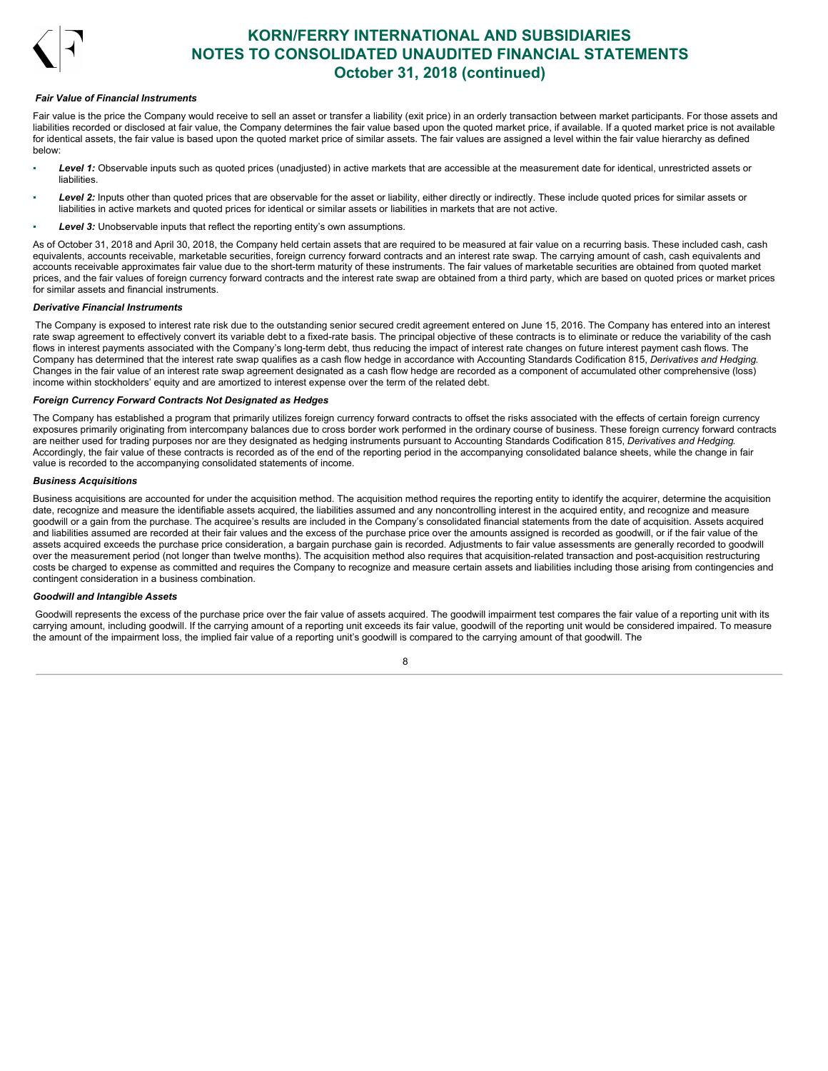### *Fair Value of Financial Instruments*

Fair value is the price the Company would receive to sell an asset or transfer a liability (exit price) in an orderly transaction between market participants. For those assets and liabilities recorded or disclosed at fair value, the Company determines the fair value based upon the quoted market price, if available. If a quoted market price is not available for identical assets, the fair value is based upon the quoted market price of similar assets. The fair values are assigned a level within the fair value hierarchy as defined below:

- ***Level 1:*** Observable inputs such as quoted prices (unadjusted) in active markets that are accessible at the measurement date for identical, unrestricted assets or liabilities.
- ***Level 2:*** Inputs other than quoted prices that are observable for the asset or liability, either directly or indirectly. These include quoted prices for similar assets or liabilities in active markets and quoted prices for identical or similar assets or liabilities in markets that are not active.
- ***Level 3:*** Unobservable inputs that reflect the reporting entity's own assumptions.

As of October 31, 2018 and April 30, 2018, the Company held certain assets that are required to be measured at fair value on a recurring basis. These included cash, cash equivalents, accounts receivable, marketable securities, foreign currency forward contracts and an interest rate swap. The carrying amount of cash, cash equivalents and accounts receivable approximates fair value due to the short-term maturity of these instruments. The fair values of marketable securities are obtained from quoted market prices, and the fair values of foreign currency forward contracts and the interest rate swap are obtained from a third party, which are based on quoted prices or market prices for similar assets and financial instruments.

### *Derivative Financial Instruments*

The Company is exposed to interest rate risk due to the outstanding senior secured credit agreement entered on June 15, 2016. The Company has entered into an interest rate swap agreement to effectively convert its variable debt to a fixed-rate basis. The principal objective of these contracts is to eliminate or reduce the variability of the cash flows in interest payments associated with the Company's long-term debt, thus reducing the impact of interest rate changes on future interest payment cash flows. The Company has determined that the interest rate swap qualifies as a cash flow hedge in accordance with Accounting Standards Codification 815, *Derivatives and Hedging*. Changes in the fair value of an interest rate swap agreement designated as a cash flow hedge are recorded as a component of accumulated other comprehensive (loss) income within stockholders' equity and are amortized to interest expense over the term of the related debt.

### *Foreign Currency Forward Contracts Not Designated as Hedges*

The Company has established a program that primarily utilizes foreign currency forward contracts to offset the risks associated with the effects of certain foreign currency exposures primarily originating from intercompany balances due to cross border work performed in the ordinary course of business. These foreign currency forward contracts are neither used for trading purposes nor are they designated as hedging instruments pursuant to Accounting Standards Codification 815, *Derivatives and Hedging*. Accordingly, the fair value of these contracts is recorded as of the end of the reporting period in the accompanying consolidated balance sheets, while the change in fair value is recorded to the accompanying consolidated statements of income.

### *Business Acquisitions*

Business acquisitions are accounted for under the acquisition method. The acquisition method requires the reporting entity to identify the acquirer, determine the acquisition date, recognize and measure the identifiable assets acquired, the liabilities assumed and any noncontrolling interest in the acquired entity, and recognize and measure goodwill or a gain from the purchase. The acquiree's results are included in the Company's consolidated financial statements from the date of acquisition. Assets acquired and liabilities assumed are recorded at their fair values and the excess of the purchase price over the amounts assigned is recorded as goodwill, or if the fair value of the assets acquired exceeds the purchase price consideration, a bargain purchase gain is recorded. Adjustments to fair value assessments are generally recorded to goodwill over the measurement period (not longer than twelve months). The acquisition method also requires that acquisition-related transaction and post-acquisition restructuring costs be charged to expense as committed and requires the Company to recognize and measure certain assets and liabilities including those arising from contingencies and contingent consideration in a business combination.

### *Goodwill and Intangible Assets*

Goodwill represents the excess of the purchase price over the fair value of assets acquired. The goodwill impairment test compares the fair value of a reporting unit with its carrying amount, including goodwill. If the carrying amount of a reporting unit exceeds its fair value, goodwill of the reporting unit would be considered impaired. To measure the amount of the impairment loss, the implied fair value of a reporting unit's goodwill is compared to the carrying amount of that goodwill. The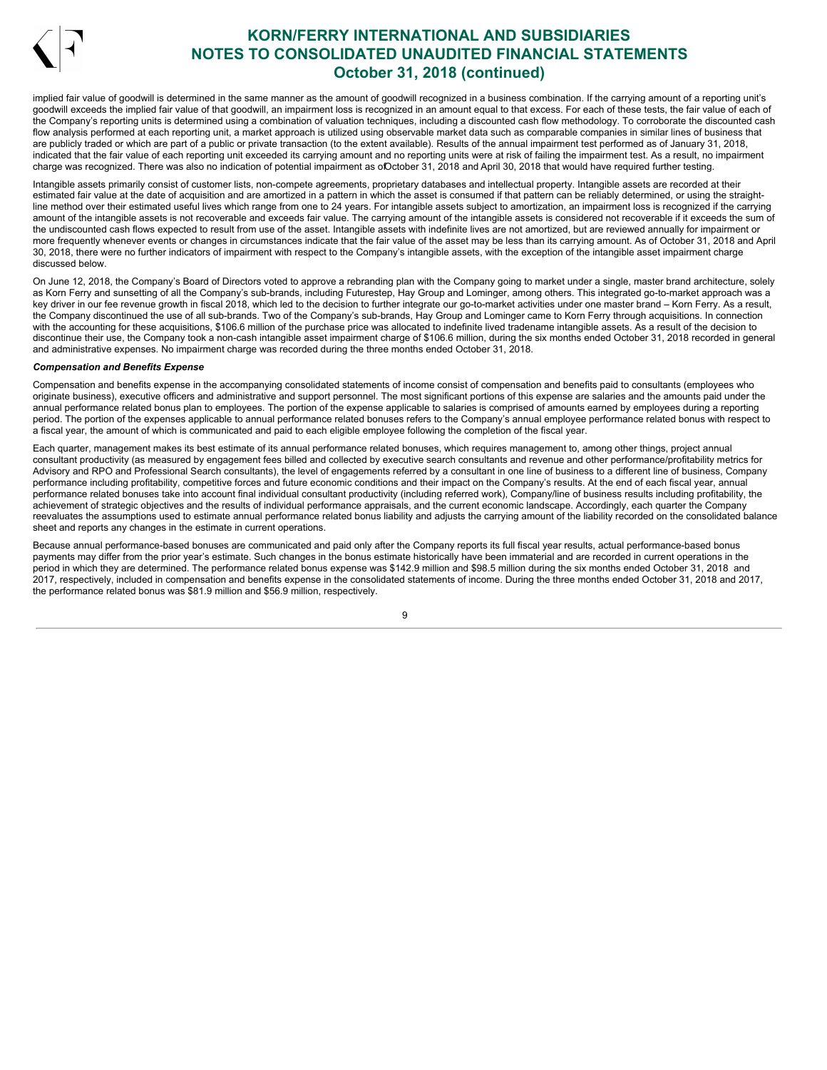implied fair value of goodwill is determined in the same manner as the amount of goodwill recognized in a business combination. If the carrying amount of a reporting unit's goodwill exceeds the implied fair value of that goodwill, an impairment loss is recognized in an amount equal to that excess. For each of these tests, the fair value of each of the Company's reporting units is determined using a combination of valuation techniques, including a discounted cash flow methodology. To corroborate the discounted cash flow analysis performed at each reporting unit, a market approach is utilized using observable market data such as comparable companies in similar lines of business that are publicly traded or which are part of a public or private transaction (to the extent available). Results of the annual impairment test performed as of January 31, 2018, indicated that the fair value of each reporting unit exceeded its carrying amount and no reporting units were at risk of failing the impairment test. As a result, no impairment charge was recognized. There was also no indication of potential impairment as of October 31, 2018 and April 30, 2018 that would have required further testing.

Intangible assets primarily consist of customer lists, non-compete agreements, proprietary databases and intellectual property. Intangible assets are recorded at their estimated fair value at the date of acquisition and are amortized in a pattern in which the asset is consumed if that pattern can be reliably determined, or using the straight-line method over their estimated useful lives which range from one to 24 years. For intangible assets subject to amortization, an impairment loss is recognized if the carrying amount of the intangible assets is not recoverable and exceeds fair value. The carrying amount of the intangible assets is considered not recoverable if it exceeds the sum of the undiscounted cash flows expected to result from use of the asset. Intangible assets with indefinite lives are not amortized, but are reviewed annually for impairment or more frequently whenever events or changes in circumstances indicate that the fair value of the asset may be less than its carrying amount. As of October 31, 2018 and April 30, 2018, there were no further indicators of impairment with respect to the Company's intangible assets, with the exception of the intangible asset impairment charge discussed below.

On June 12, 2018, the Company's Board of Directors voted to approve a rebranding plan with the Company going to market under a single, master brand architecture, solely as Korn Ferry and sunsetting of all the Company's sub-brands, including Futurestep, Hay Group and Lominger, among others. This integrated go-to-market approach was a key driver in our fee revenue growth in fiscal 2018, which led to the decision to further integrate our go-to-market activities under one master brand – Korn Ferry. As a result, the Company discontinued the use of all sub-brands. Two of the Company's sub-brands, Hay Group and Lominger came to Korn Ferry through acquisitions. In connection with the accounting for these acquisitions, $106.6 million of the purchase price was allocated to indefinite lived tradename intangible assets. As a result of the decision to discontinue their use, the Company took a non-cash intangible asset impairment charge of $106.6 million, during the six months ended October 31, 2018 recorded in general and administrative expenses. No impairment charge was recorded during the three months ended October 31, 2018.

***Compensation and Benefits Expense***

Compensation and benefits expense in the accompanying consolidated statements of income consist of compensation and benefits paid to consultants (employees who originate business), executive officers and administrative and support personnel. The most significant portions of this expense are salaries and the amounts paid under the annual performance related bonus plan to employees. The portion of the expense applicable to salaries is comprised of amounts earned by employees during a reporting period. The portion of the expenses applicable to annual performance related bonuses refers to the Company's annual employee performance related bonus with respect to a fiscal year, the amount of which is communicated and paid to each eligible employee following the completion of the fiscal year.

Each quarter, management makes its best estimate of its annual performance related bonuses, which requires management to, among other things, project annual consultant productivity (as measured by engagement fees billed and collected by executive search consultants and revenue and other performance/profitability metrics for Advisory and RPO and Professional Search consultants), the level of engagements referred by a consultant in one line of business to a different line of business, Company performance including profitability, competitive forces and future economic conditions and their impact on the Company's results. At the end of each fiscal year, annual performance related bonuses take into account final individual consultant productivity (including referred work), Company/line of business results including profitability, the achievement of strategic objectives and the results of individual performance appraisals, and the current economic landscape. Accordingly, each quarter the Company reevaluates the assumptions used to estimate annual performance related bonus liability and adjusts the carrying amount of the liability recorded on the consolidated balance sheet and reports any changes in the estimate in current operations.

Because annual performance-based bonuses are communicated and paid only after the Company reports its full fiscal year results, actual performance-based bonus payments may differ from the prior year's estimate. Such changes in the bonus estimate historically have been immaterial and are recorded in current operations in the period in which they are determined. The performance related bonus expense was $142.9 million and $98.5 million during the six months ended October 31, 2018 and 2017, respectively, included in compensation and benefits expense in the consolidated statements of income. During the three months ended October 31, 2018 and 2017, the performance related bonus was $81.9 million and $56.9 million, respectively.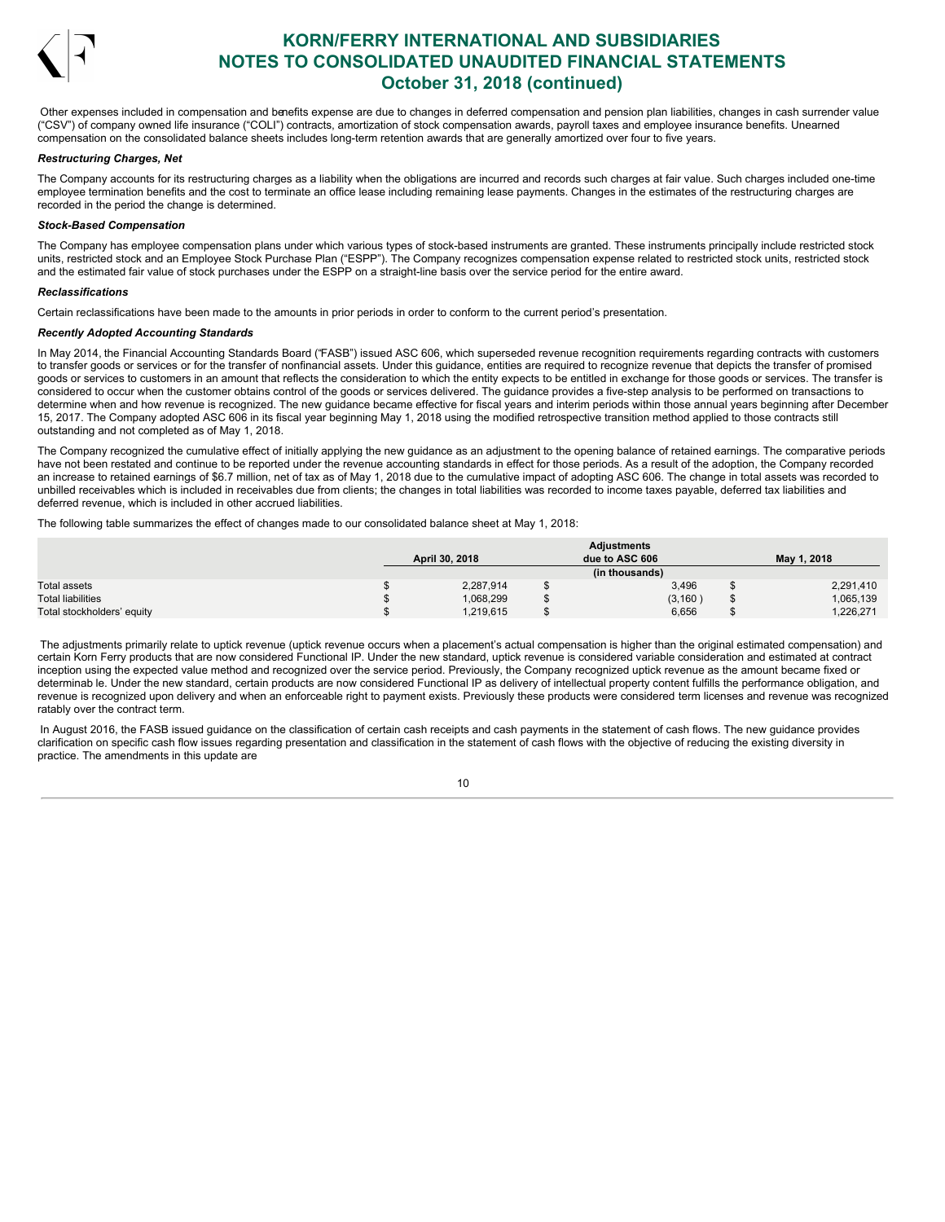Other expenses included in compensation and benefits expense are due to changes in deferred compensation and pension plan liabilities, changes in cash surrender value ("CSV") of company owned life insurance ("COLI") contracts, amortization of stock compensation awards, payroll taxes and employee insurance benefits. Unearned compensation on the consolidated balance sheets includes long-term retention awards that are generally amortized over four to five years.

***Restructuring Charges, Net***

The Company accounts for its restructuring charges as a liability when the obligations are incurred and records such charges at fair value. Such charges included one-time employee termination benefits and the cost to terminate an office lease including remaining lease payments. Changes in the estimates of the restructuring charges are recorded in the period the change is determined.

***Stock-Based Compensation***

The Company has employee compensation plans under which various types of stock-based instruments are granted. These instruments principally include restricted stock units, restricted stock and an Employee Stock Purchase Plan ("ESPP"). The Company recognizes compensation expense related to restricted stock units, restricted stock and the estimated fair value of stock purchases under the ESPP on a straight-line basis over the service period for the entire award.

***Reclassifications***

Certain reclassifications have been made to the amounts in prior periods in order to conform to the current period's presentation.

***Recently Adopted Accounting Standards***

In May 2014, the Financial Accounting Standards Board ("FASB") issued ASC 606, which superseded revenue recognition requirements regarding contracts with customers to transfer goods or services or for the transfer of nonfinancial assets. Under this guidance, entities are required to recognize revenue that depicts the transfer of promised goods or services to customers in an amount that reflects the consideration to which the entity expects to be entitled in exchange for those goods or services. The transfer is considered to occur when the customer obtains control of the goods or services delivered. The guidance provides a five-step analysis to be performed on transactions to determine when and how revenue is recognized. The new guidance became effective for fiscal years and interim periods within those annual years beginning after December 15, 2017. The Company adopted ASC 606 in its fiscal year beginning May 1, 2018 using the modified retrospective transition method applied to those contracts still outstanding and not completed as of May 1, 2018.

The Company recognized the cumulative effect of initially applying the new guidance as an adjustment to the opening balance of retained earnings. The comparative periods have not been restated and continue to be reported under the revenue accounting standards in effect for those periods. As a result of the adoption, the Company recorded an increase to retained earnings of $6.7 million, net of tax as of May 1, 2018 due to the cumulative impact of adopting ASC 606. The change in total assets was recorded to unbilled receivables which is included in receivables due from clients; the changes in total liabilities was recorded to income taxes payable, deferred tax liabilities and deferred revenue, which is included in other accrued liabilities.

The following table summarizes the effect of changes made to our consolidated balance sheet at May 1, 2018:

| | April 30, 2018 | Adjustments due to ASC 606 | May 1, 2018 |
|---|---|---|---|
| | | (in thousands) | |
| Total assets | $ 2,287,914 | $ 3,496 | $ 2,291,410 |
| Total liabilities | $ 1,068,299 | $ (3,160) | $ 1,065,139 |
| Total stockholders' equity | $ 1,219,615 | $ 6,656 | $ 1,226,271 |

The adjustments primarily relate to uptick revenue (uptick revenue occurs when a placement's actual compensation is higher than the original estimated compensation) and certain Korn Ferry products that are now considered Functional IP. Under the new standard, uptick revenue is considered variable consideration and estimated at contract inception using the expected value method and recognized over the service period. Previously, the Company recognized uptick revenue as the amount became fixed or determinab le. Under the new standard, certain products are now considered Functional IP as delivery of intellectual property content fulfills the performance obligation, and revenue is recognized upon delivery and when an enforceable right to payment exists. Previously these products were considered term licenses and revenue was recognized ratably over the contract term.

In August 2016, the FASB issued guidance on the classification of certain cash receipts and cash payments in the statement of cash flows. The new guidance provides clarification on specific cash flow issues regarding presentation and classification in the statement of cash flows with the objective of reducing the existing diversity in practice. The amendments in this update are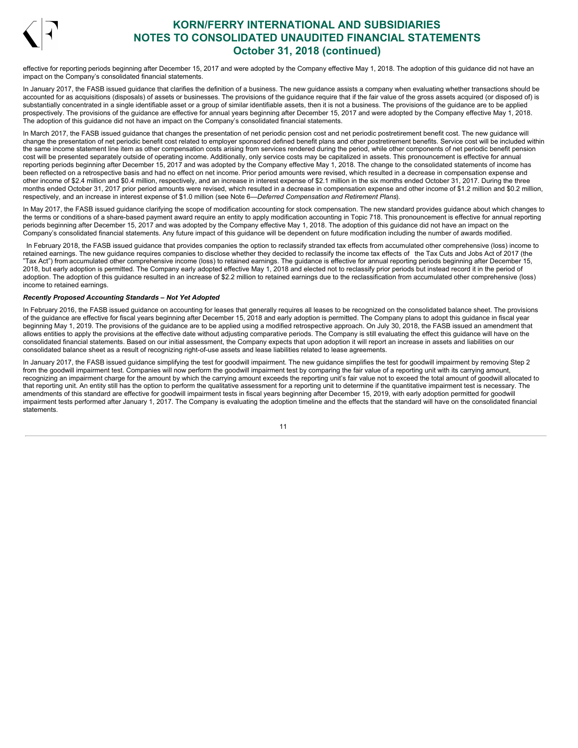effective for reporting periods beginning after December 15, 2017 and were adopted by the Company effective May 1, 2018. The adoption of this guidance did not have an impact on the Company's consolidated financial statements.

In January 2017, the FASB issued guidance that clarifies the definition of a business. The new guidance assists a company when evaluating whether transactions should be accounted for as acquisitions (disposals) of assets or businesses. The provisions of the guidance require that if the fair value of the gross assets acquired (or disposed of) is substantially concentrated in a single identifiable asset or a group of similar identifiable assets, then it is not a business. The provisions of the guidance are to be applied prospectively. The provisions of the guidance are effective for annual years beginning after December 15, 2017 and were adopted by the Company effective May 1, 2018. The adoption of this guidance did not have an impact on the Company's consolidated financial statements.

In March 2017, the FASB issued guidance that changes the presentation of net periodic pension cost and net periodic postretirement benefit cost. The new guidance will change the presentation of net periodic benefit cost related to employer sponsored defined benefit plans and other postretirement benefits. Service cost will be included within the same income statement line item as other compensation costs arising from services rendered during the period, while other components of net periodic benefit pension cost will be presented separately outside of operating income. Additionally, only service costs may be capitalized in assets. This pronouncement is effective for annual reporting periods beginning after December 15, 2017 and was adopted by the Company effective May 1, 2018. The change to the consolidated statements of income has been reflected on a retrospective basis and had no effect on net income. Prior period amounts were revised, which resulted in a decrease in compensation expense and other income of $2.4 million and $0.4 million, respectively, and an increase in interest expense of $2.1 million in the six months ended October 31, 2017. During the three months ended October 31, 2017 prior period amounts were revised, which resulted in a decrease in compensation expense and other income of $1.2 million and $0.2 million, respectively, and an increase in interest expense of $1.0 million (see Note 6—*Deferred Compensation and Retirement Plans*).

In May 2017, the FASB issued guidance clarifying the scope of modification accounting for stock compensation. The new standard provides guidance about which changes to the terms or conditions of a share-based payment award require an entity to apply modification accounting in Topic 718. This pronouncement is effective for annual reporting periods beginning after December 15, 2017 and was adopted by the Company effective May 1, 2018. The adoption of this guidance did not have an impact on the Company's consolidated financial statements. Any future impact of this guidance will be dependent on future modification including the number of awards modified.

In February 2018, the FASB issued guidance that provides companies the option to reclassify stranded tax effects from accumulated other comprehensive (loss) income to retained earnings. The new guidance requires companies to disclose whether they decided to reclassify the income tax effects of the Tax Cuts and Jobs Act of 2017 (the "Tax Act") from accumulated other comprehensive income (loss) to retained earnings. The guidance is effective for annual reporting periods beginning after December 15, 2018, but early adoption is permitted. The Company early adopted effective May 1, 2018 and elected not to reclassify prior periods but instead record it in the period of adoption. The adoption of this guidance resulted in an increase of $2.2 million to retained earnings due to the reclassification from accumulated other comprehensive (loss) income to retained earnings.

***Recently Proposed Accounting Standards – Not Yet Adopted***

In February 2016, the FASB issued guidance on accounting for leases that generally requires all leases to be recognized on the consolidated balance sheet. The provisions of the guidance are effective for fiscal years beginning after December 15, 2018 and early adoption is permitted. The Company plans to adopt this guidance in fiscal year beginning May 1, 2019. The provisions of the guidance are to be applied using a modified retrospective approach. On July 30, 2018, the FASB issued an amendment that allows entities to apply the provisions at the effective date without adjusting comparative periods. The Company is still evaluating the effect this guidance will have on the consolidated financial statements. Based on our initial assessment, the Company expects that upon adoption it will report an increase in assets and liabilities on our consolidated balance sheet as a result of recognizing right-of-use assets and lease liabilities related to lease agreements.

In January 2017, the FASB issued guidance simplifying the test for goodwill impairment. The new guidance simplifies the test for goodwill impairment by removing Step 2 from the goodwill impairment test. Companies will now perform the goodwill impairment test by comparing the fair value of a reporting unit with its carrying amount, recognizing an impairment charge for the amount by which the carrying amount exceeds the reporting unit's fair value not to exceed the total amount of goodwill allocated to that reporting unit. An entity still has the option to perform the qualitative assessment for a reporting unit to determine if the quantitative impairment test is necessary. The amendments of this standard are effective for goodwill impairment tests in fiscal years beginning after December 15, 2019, with early adoption permitted for goodwill impairment tests performed after January 1, 2017. The Company is evaluating the adoption timeline and the effects that the standard will have on the consolidated financial statements.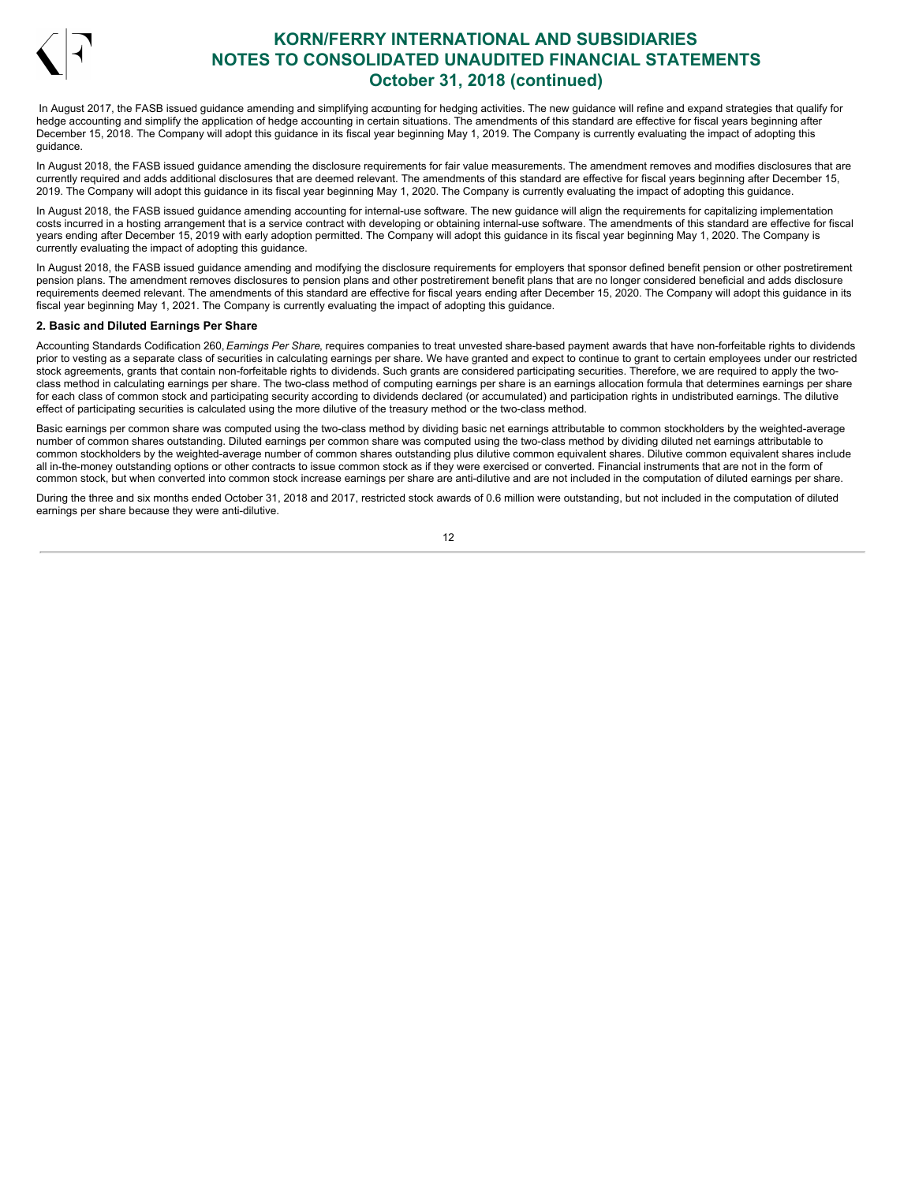In August 2017, the FASB issued guidance amending and simplifying accounting for hedging activities. The new guidance will refine and expand strategies that qualify for hedge accounting and simplify the application of hedge accounting in certain situations. The amendments of this standard are effective for fiscal years beginning after December 15, 2018. The Company will adopt this guidance in its fiscal year beginning May 1, 2019. The Company is currently evaluating the impact of adopting this guidance.

In August 2018, the FASB issued guidance amending the disclosure requirements for fair value measurements. The amendment removes and modifies disclosures that are currently required and adds additional disclosures that are deemed relevant. The amendments of this standard are effective for fiscal years beginning after December 15, 2019. The Company will adopt this guidance in its fiscal year beginning May 1, 2020. The Company is currently evaluating the impact of adopting this guidance.

In August 2018, the FASB issued guidance amending accounting for internal-use software. The new guidance will align the requirements for capitalizing implementation costs incurred in a hosting arrangement that is a service contract with developing or obtaining internal-use software. The amendments of this standard are effective for fiscal years ending after December 15, 2019 with early adoption permitted. The Company will adopt this guidance in its fiscal year beginning May 1, 2020. The Company is currently evaluating the impact of adopting this guidance.

In August 2018, the FASB issued guidance amending and modifying the disclosure requirements for employers that sponsor defined benefit pension or other postretirement pension plans. The amendment removes disclosures to pension plans and other postretirement benefit plans that are no longer considered beneficial and adds disclosure requirements deemed relevant. The amendments of this standard are effective for fiscal years ending after December 15, 2020. The Company will adopt this guidance in its fiscal year beginning May 1, 2021. The Company is currently evaluating the impact of adopting this guidance.

**2. Basic and Diluted Earnings Per Share**

Accounting Standards Codification 260, *Earnings Per Share,* requires companies to treat unvested share-based payment awards that have non-forfeitable rights to dividends prior to vesting as a separate class of securities in calculating earnings per share. We have granted and expect to continue to grant to certain employees under our restricted stock agreements, grants that contain non-forfeitable rights to dividends. Such grants are considered participating securities. Therefore, we are required to apply the two-class method in calculating earnings per share. The two-class method of computing earnings per share is an earnings allocation formula that determines earnings per share for each class of common stock and participating security according to dividends declared (or accumulated) and participation rights in undistributed earnings. The dilutive effect of participating securities is calculated using the more dilutive of the treasury method or the two-class method.

Basic earnings per common share was computed using the two-class method by dividing basic net earnings attributable to common stockholders by the weighted-average number of common shares outstanding. Diluted earnings per common share was computed using the two-class method by dividing diluted net earnings attributable to common stockholders by the weighted-average number of common shares outstanding plus dilutive common equivalent shares. Dilutive common equivalent shares include all in-the-money outstanding options or other contracts to issue common stock as if they were exercised or converted. Financial instruments that are not in the form of common stock, but when converted into common stock increase earnings per share are anti-dilutive and are not included in the computation of diluted earnings per share.

During the three and six months ended October 31, 2018 and 2017, restricted stock awards of 0.6 million were outstanding, but not included in the computation of diluted earnings per share because they were anti-dilutive.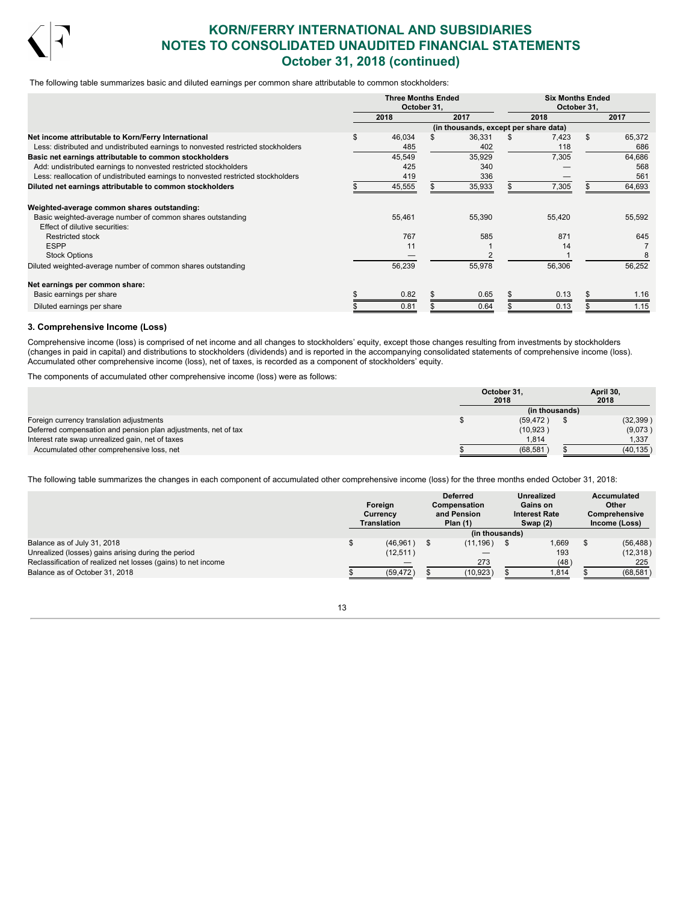The following table summarizes basic and diluted earnings per common share attributable to common stockholders:

| | Three Months Ended October 31, | | Six Months Ended October 31, | |
|---|---|---|---|---|
| | 2018 | 2017 | 2018 | 2017 |
| | (in thousands, except per share data) | | | |
| **Net income attributable to Korn/Ferry International** | $ 46,034 | $ 36,331 | $ 7,423 | $ 65,372 |
| Less: distributed and undistributed earnings to nonvested restricted stockholders | 485 | 402 | 118 | 686 |
| **Basic net earnings attributable to common stockholders** | 45,549 | 35,929 | 7,305 | 64,686 |
| Add: undistributed earnings to nonvested restricted stockholders | 425 | 340 | — | 568 |
| Less: reallocation of undistributed earnings to nonvested restricted stockholders | 419 | 336 | — | 561 |
| **Diluted net earnings attributable to common stockholders** | $ 45,555 | $ 35,933 | $ 7,305 | $ 64,693 |
| **Weighted-average common shares outstanding:** | | | | |
| Basic weighted-average number of common shares outstanding | 55,461 | 55,390 | 55,420 | 55,592 |
| Effect of dilutive securities: | | | | |
| Restricted stock | 767 | 585 | 871 | 645 |
| ESPP | 11 | 1 | 14 | 7 |
| Stock Options | — | 2 | 1 | 8 |
| Diluted weighted-average number of common shares outstanding | 56,239 | 55,978 | 56,306 | 56,252 |
| **Net earnings per common share:** | | | | |
| Basic earnings per share | $ 0.82 | $ 0.65 | $ 0.13 | $ 1.16 |
| Diluted earnings per share | $ 0.81 | $ 0.64 | $ 0.13 | $ 1.15 |

### 3. Comprehensive Income (Loss)

Comprehensive income (loss) is comprised of net income and all changes to stockholders' equity, except those changes resulting from investments by stockholders (changes in paid in capital) and distributions to stockholders (dividends) and is reported in the accompanying consolidated statements of comprehensive income (loss). Accumulated other comprehensive income (loss), net of taxes, is recorded as a component of stockholders' equity.

The components of accumulated other comprehensive income (loss) were as follows:

| | October 31, 2018 | April 30, 2018 |
|---|---|---|
| | (in thousands) | |
| Foreign currency translation adjustments | $ (59,472) | $ (32,399) |
| Deferred compensation and pension plan adjustments, net of tax | (10,923) | (9,073) |
| Interest rate swap unrealized gain, net of taxes | 1,814 | 1,337 |
| Accumulated other comprehensive loss, net | $ (68,581) | $ (40,135) |

The following table summarizes the changes in each component of accumulated other comprehensive income (loss) for the three months ended October 31, 2018:

| | Foreign Currency Translation | Deferred Compensation and Pension Plan (1) | Unrealized Gains on Interest Rate Swap (2) | Accumulated Other Comprehensive Income (Loss) |
|---|---|---|---|---|
| | (in thousands) | | | |
| Balance as of July 31, 2018 | $ (46,961) | $ (11,196) | $ 1,669 | $ (56,488) |
| Unrealized (losses) gains arising during the period | (12,511) | — | 193 | (12,318) |
| Reclassification of realized net losses (gains) to net income | — | 273 | (48) | 225 |
| Balance as of October 31, 2018 | $ (59,472) | $ (10,923) | $ 1,814 | $ (68,581) |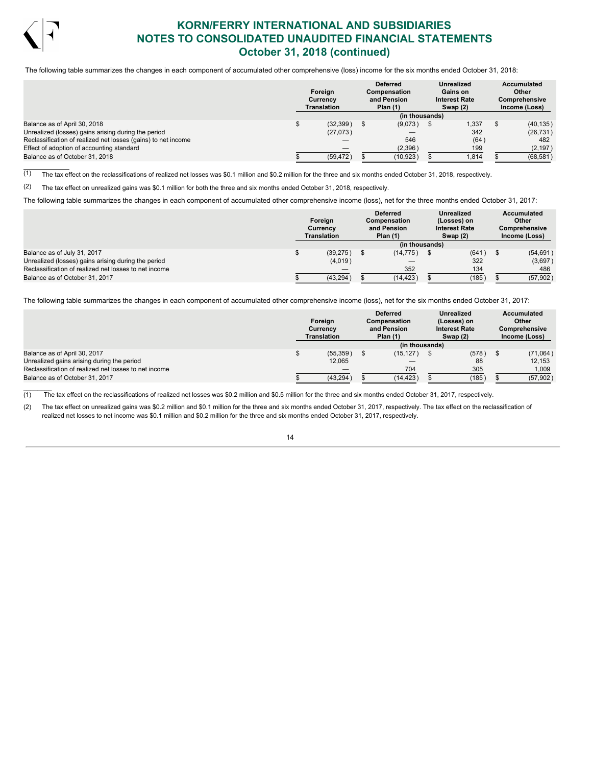The following table summarizes the changes in each component of accumulated other comprehensive (loss) income for the six months ended October 31, 2018:

| | Foreign Currency Translation | Deferred Compensation and Pension Plan (1) | Unrealized Gains on Interest Rate Swap (2) | Accumulated Other Comprehensive Income (Loss) |
|---|---|---|---|---|
| | (in thousands) | | | |
| Balance as of April 30, 2018 | $ (32,399) | $ (9,073) | $ 1,337 | $ (40,135) |
| Unrealized (losses) gains arising during the period | (27,073) | — | 342 | (26,731) |
| Reclassification of realized net losses (gains) to net income | — | 546 | (64) | 482 |
| Effect of adoption of accounting standard | — | (2,396) | 199 | (2,197) |
| Balance as of October 31, 2018 | $ (59,472) | $ (10,923) | $ 1,814 | $ (68,581) |

(1) The tax effect on the reclassifications of realized net losses was $0.1 million and $0.2 million for the three and six months ended October 31, 2018, respectively.

(2) The tax effect on unrealized gains was $0.1 million for both the three and six months ended October 31, 2018, respectively.

The following table summarizes the changes in each component of accumulated other comprehensive income (loss), net for the three months ended October 31, 2017:

| | Foreign Currency Translation | Deferred Compensation and Pension Plan (1) | Unrealized (Losses) on Interest Rate Swap (2) | Accumulated Other Comprehensive Income (Loss) |
|---|---|---|---|---|
| | (in thousands) | | | |
| Balance as of July 31, 2017 | $ (39,275) | $ (14,775) | $ (641) | $ (54,691) |
| Unrealized (losses) gains arising during the period | (4,019) | — | 322 | (3,697) |
| Reclassification of realized net losses to net income | — | 352 | 134 | 486 |
| Balance as of October 31, 2017 | $ (43,294) | $ (14,423) | $ (185) | $ (57,902) |

The following table summarizes the changes in each component of accumulated other comprehensive income (loss), net for the six months ended October 31, 2017:

| | Foreign Currency Translation | Deferred Compensation and Pension Plan (1) | Unrealized (Losses) on Interest Rate Swap (2) | Accumulated Other Comprehensive Income (Loss) |
|---|---|---|---|---|
| | (in thousands) | | | |
| Balance as of April 30, 2017 | $ (55,359) | $ (15,127) | $ (578) | $ (71,064) |
| Unrealized gains arising during the period | 12,065 | — | 88 | 12,153 |
| Reclassification of realized net losses to net income | — | 704 | 305 | 1,009 |
| Balance as of October 31, 2017 | $ (43,294) | $ (14,423) | $ (185) | $ (57,902) |

(1) The tax effect on the reclassifications of realized net losses was $0.2 million and $0.5 million for the three and six months ended October 31, 2017, respectively.

(2) The tax effect on unrealized gains was $0.2 million and $0.1 million for the three and six months ended October 31, 2017, respectively. The tax effect on the reclassification of realized net losses to net income was $0.1 million and $0.2 million for the three and six months ended October 31, 2017, respectively.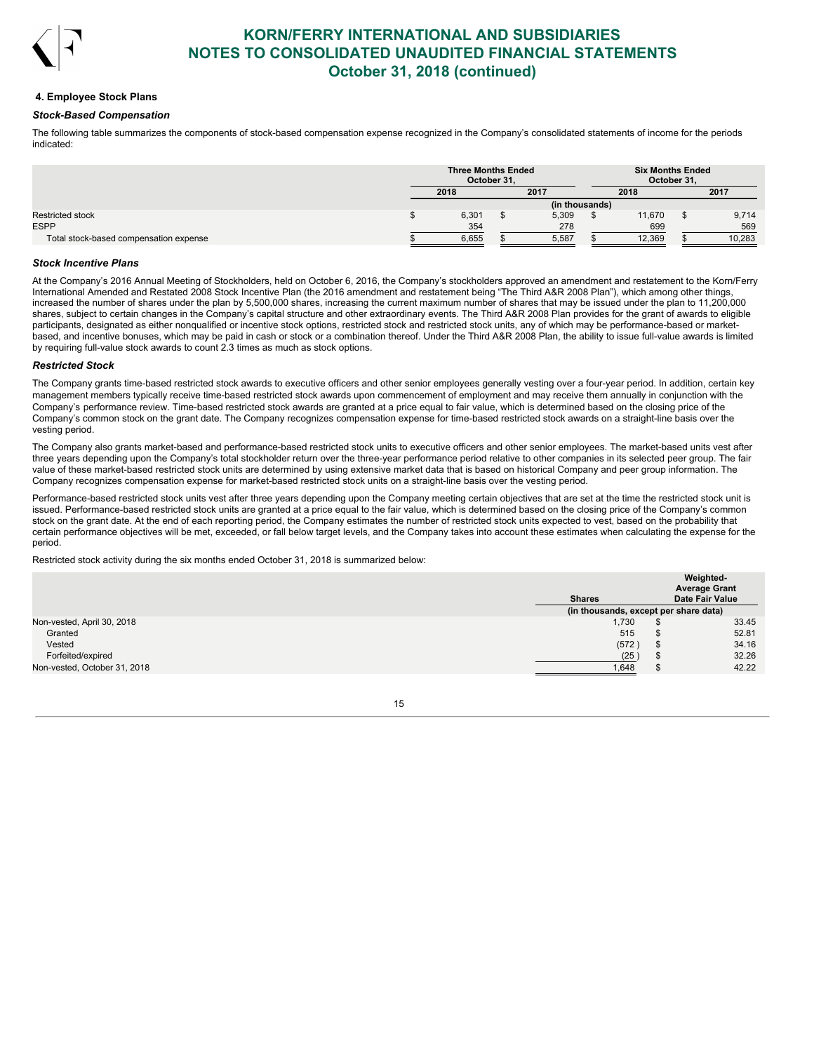### 4. Employee Stock Plans

#### *Stock-Based Compensation*

The following table summarizes the components of stock-based compensation expense recognized in the Company's consolidated statements of income for the periods indicated:

| | Three Months Ended October 31, | | Six Months Ended October 31, | |
|---|---|---|---|---|
| | 2018 | 2017 | 2018 | 2017 |
| | (in thousands) | | | |
| Restricted stock | $ 6,301 | $ 5,309 | $ 11,670 | $ 9,714 |
| ESPP | 354 | 278 | 699 | 569 |
| Total stock-based compensation expense | $ 6,655 | $ 5,587 | $ 12,369 | $ 10,283 |

#### *Stock Incentive Plans*

At the Company's 2016 Annual Meeting of Stockholders, held on October 6, 2016, the Company's stockholders approved an amendment and restatement to the Korn/Ferry International Amended and Restated 2008 Stock Incentive Plan (the 2016 amendment and restatement being "The Third A&R 2008 Plan"), which among other things, increased the number of shares under the plan by 5,500,000 shares, increasing the current maximum number of shares that may be issued under the plan to 11,200,000 shares, subject to certain changes in the Company's capital structure and other extraordinary events. The Third A&R 2008 Plan provides for the grant of awards to eligible participants, designated as either nonqualified or incentive stock options, restricted stock and restricted stock units, any of which may be performance-based or market-based, and incentive bonuses, which may be paid in cash or stock or a combination thereof. Under the Third A&R 2008 Plan, the ability to issue full-value awards is limited by requiring full-value stock awards to count 2.3 times as much as stock options.

#### *Restricted Stock*

The Company grants time-based restricted stock awards to executive officers and other senior employees generally vesting over a four-year period. In addition, certain key management members typically receive time-based restricted stock awards upon commencement of employment and may receive them annually in conjunction with the Company's performance review. Time-based restricted stock awards are granted at a price equal to fair value, which is determined based on the closing price of the Company's common stock on the grant date. The Company recognizes compensation expense for time-based restricted stock awards on a straight-line basis over the vesting period.

The Company also grants market-based and performance-based restricted stock units to executive officers and other senior employees. The market-based units vest after three years depending upon the Company's total stockholder return over the three-year performance period relative to other companies in its selected peer group. The fair value of these market-based restricted stock units are determined by using extensive market data that is based on historical Company and peer group information. The Company recognizes compensation expense for market-based restricted stock units on a straight-line basis over the vesting period.

Performance-based restricted stock units vest after three years depending upon the Company meeting certain objectives that are set at the time the restricted stock unit is issued. Performance-based restricted stock units are granted at a price equal to the fair value, which is determined based on the closing price of the Company's common stock on the grant date. At the end of each reporting period, the Company estimates the number of restricted stock units expected to vest, based on the probability that certain performance objectives will be met, exceeded, or fall below target levels, and the Company takes into account these estimates when calculating the expense for the period.

Restricted stock activity during the six months ended October 31, 2018 is summarized below:

| | Shares | Weighted-Average Grant Date Fair Value |
|---|---|---|
| | (in thousands, except per share data) | |
| Non-vested, April 30, 2018 | 1,730 | $ 33.45 |
| Granted | 515 | $ 52.81 |
| Vested | (572 ) | $ 34.16 |
| Forfeited/expired | (25 ) | $ 32.26 |
| Non-vested, October 31, 2018 | 1,648 | $ 42.22 |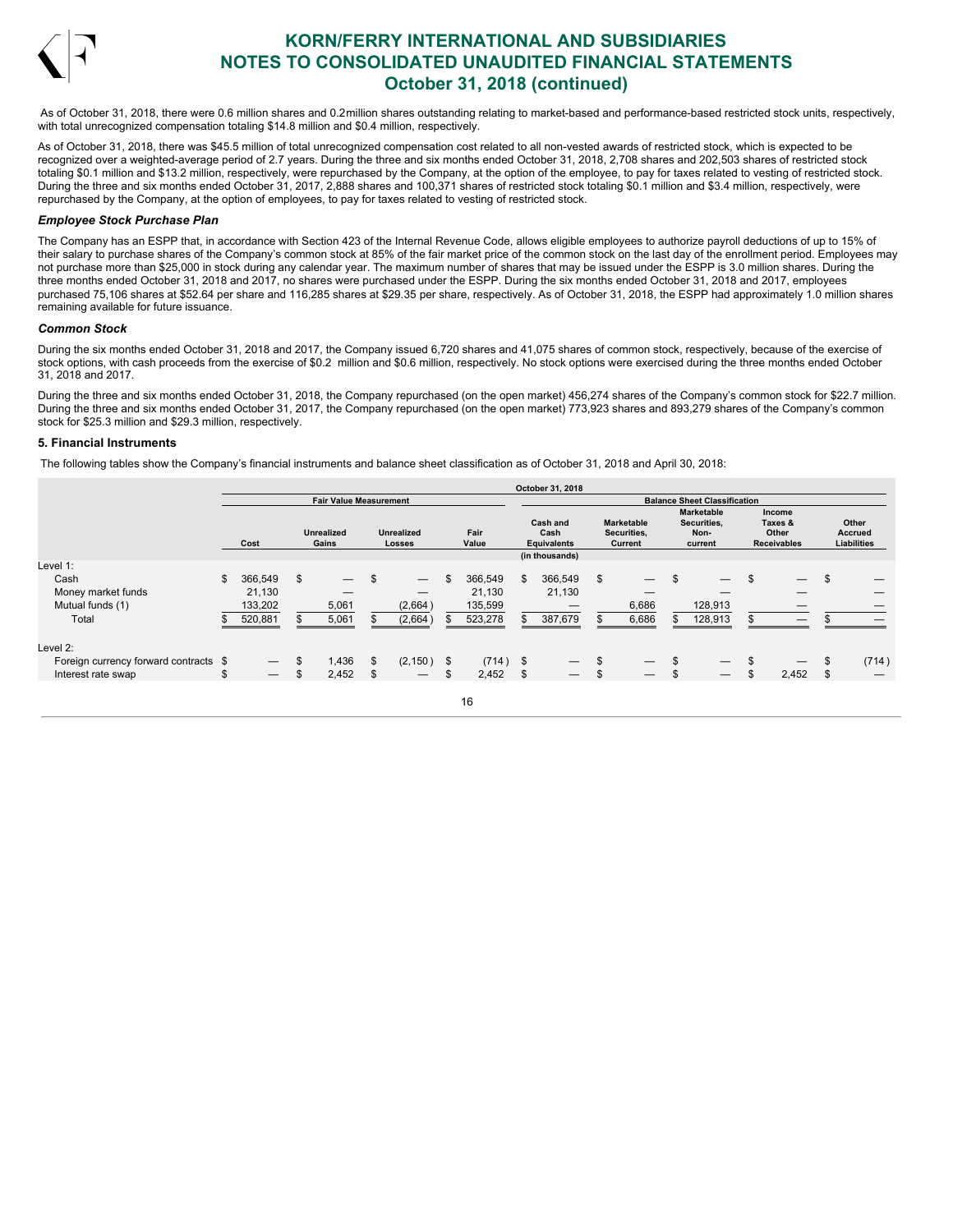As of October 31, 2018, there were 0.6 million shares and 0.2million shares outstanding relating to market-based and performance-based restricted stock units, respectively, with total unrecognized compensation totaling $14.8 million and $0.4 million, respectively.

As of October 31, 2018, there was $45.5 million of total unrecognized compensation cost related to all non-vested awards of restricted stock, which is expected to be recognized over a weighted-average period of 2.7 years. During the three and six months ended October 31, 2018, 2,708 shares and 202,503 shares of restricted stock totaling $0.1 million and $13.2 million, respectively, were repurchased by the Company, at the option of the employee, to pay for taxes related to vesting of restricted stock. During the three and six months ended October 31, 2017, 2,888 shares and 100,371 shares of restricted stock totaling $0.1 million and $3.4 million, respectively, were repurchased by the Company, at the option of employees, to pay for taxes related to vesting of restricted stock.

### *Employee Stock Purchase Plan*

The Company has an ESPP that, in accordance with Section 423 of the Internal Revenue Code, allows eligible employees to authorize payroll deductions of up to 15% of their salary to purchase shares of the Company's common stock at 85% of the fair market price of the common stock on the last day of the enrollment period. Employees may not purchase more than $25,000 in stock during any calendar year. The maximum number of shares that may be issued under the ESPP is 3.0 million shares. During the three months ended October 31, 2018 and 2017, no shares were purchased under the ESPP. During the six months ended October 31, 2018 and 2017, employees purchased 75,106 shares at $52.64 per share and 116,285 shares at $29.35 per share, respectively. As of October 31, 2018, the ESPP had approximately 1.0 million shares remaining available for future issuance.

### *Common Stock*

During the six months ended October 31, 2018 and 2017, the Company issued 6,720 shares and 41,075 shares of common stock, respectively, because of the exercise of stock options, with cash proceeds from the exercise of $0.2 million and $0.6 million, respectively. No stock options were exercised during the three months ended October 31, 2018 and 2017.

During the three and six months ended October 31, 2018, the Company repurchased (on the open market) 456,274 shares of the Company's common stock for $22.7 million. During the three and six months ended October 31, 2017, the Company repurchased (on the open market) 773,923 shares and 893,279 shares of the Company's common stock for $25.3 million and $29.3 million, respectively.

## 5. Financial Instruments

The following tables show the Company's financial instruments and balance sheet classification as of October 31, 2018 and April 30, 2018:

| | October 31, 2018 | | | | | | | | |
|---|---|---|---|---|---|---|---|---|---|
| | Fair Value Measurement | | | | Balance Sheet Classification | | | | |
| | Cost | Unrealized Gains | Unrealized Losses | Fair Value | Cash and Cash Equivalents | Marketable Securities, Current | Marketable Securities, Non-current | Income Taxes & Other Receivables | Other Accrued Liabilities |
| | | | | | (in thousands) | | | | |
| Level 1: | | | | | | | | | |
| Cash | $ 366,549 | $ — | $ — | $ 366,549 | $ 366,549 | $ — | $ — | $ — | $ — |
| Money market funds | 21,130 | — | — | 21,130 | 21,130 | — | — | — | — |
| Mutual funds (1) | 133,202 | 5,061 | (2,664) | 135,599 | — | 6,686 | 128,913 | — | — |
| Total | $ 520,881 | $ 5,061 | $ (2,664) | $ 523,278 | $ 387,679 | $ 6,686 | $ 128,913 | $ — | $ — |
| Level 2: | | | | | | | | | |
| Foreign currency forward contracts | $ — | $ 1,436 | $ (2,150) | $ (714) | $ — | $ — | $ — | $ — | $ (714) |
| Interest rate swap | $ — | $ 2,452 | $ — | $ 2,452 | $ — | $ — | $ — | $ 2,452 | $ — |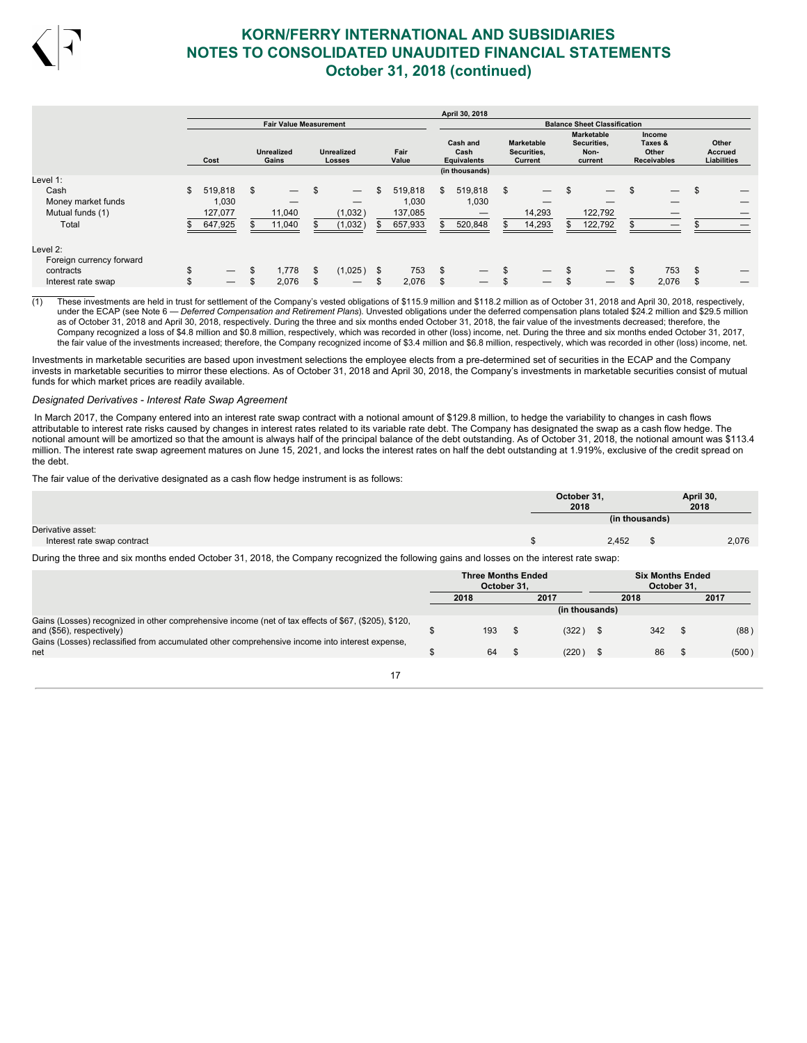| | April 30, 2018 | | | | | | | | |
|---|---|---|---|---|---|---|---|---|---|
| | Fair Value Measurement | | | | Balance Sheet Classification | | | | |
| | Cost | Unrealized Gains | Unrealized Losses | Fair Value | Cash and Cash Equivalents | Marketable Securities, Current | Marketable Securities, Non-current | Income Taxes & Other Receivables | Other Accrued Liabilities |
| | (in thousands) | | | | | | | | |
| Level 1: | | | | | | | | | |
| Cash | $ 519,818 | $ — | $ — | $ 519,818 | $ 519,818 | $ — | $ — | $ — | $ — |
| Money market funds | 1,030 | — | — | 1,030 | 1,030 | — | — | — | — |
| Mutual funds (1) | 127,077 | 11,040 | (1,032) | 137,085 | — | 14,293 | 122,792 | — | — |
| Total | $ 647,925 | $ 11,040 | $ (1,032) | $ 657,933 | $ 520,848 | $ 14,293 | $ 122,792 | $ — | $ — |
| Level 2: | | | | | | | | | |
| Foreign currency forward contracts | $ — | $ 1,778 | $ (1,025) | $ 753 | $ — | $ — | $ — | $ 753 | $ — |
| Interest rate swap | $ — | $ 2,076 | $ — | $ 2,076 | $ — | $ — | $ — | $ 2,076 | $ — |

(1) These investments are held in trust for settlement of the Company's vested obligations of $115.9 million and $118.2 million as of October 31, 2018 and April 30, 2018, respectively, under the ECAP (see Note 6 — *Deferred Compensation and Retirement Plans*). Unvested obligations under the deferred compensation plans totaled $24.2 million and $29.5 million as of October 31, 2018 and April 30, 2018, respectively. During the three and six months ended October 31, 2018, the fair value of the investments decreased; therefore, the Company recognized a loss of $4.8 million and $0.8 million, respectively, which was recorded in other (loss) income, net. During the three and six months ended October 31, 2017, the fair value of the investments increased; therefore, the Company recognized income of $3.4 million and $6.8 million, respectively, which was recorded in other (loss) income, net.

Investments in marketable securities are based upon investment selections the employee elects from a pre-determined set of securities in the ECAP and the Company invests in marketable securities to mirror these elections. As of October 31, 2018 and April 30, 2018, the Company's investments in marketable securities consist of mutual funds for which market prices are readily available.

*Designated Derivatives - Interest Rate Swap Agreement*

In March 2017, the Company entered into an interest rate swap contract with a notional amount of $129.8 million, to hedge the variability to changes in cash flows attributable to interest rate risks caused by changes in interest rates related to its variable rate debt. The Company has designated the swap as a cash flow hedge. The notional amount will be amortized so that the amount is always half of the principal balance of the debt outstanding. As of October 31, 2018, the notional amount was $113.4 million. The interest rate swap agreement matures on June 15, 2021, and locks the interest rates on half the debt outstanding at 1.919%, exclusive of the credit spread on the debt.

The fair value of the derivative designated as a cash flow hedge instrument is as follows:

| | October 31, 2018 | April 30, 2018 |
|---|---|---|
| | (in thousands) | |
| Derivative asset: | | |
| Interest rate swap contract | $ 2,452 | $ 2,076 |

During the three and six months ended October 31, 2018, the Company recognized the following gains and losses on the interest rate swap:

| | Three Months Ended October 31, | | Six Months Ended October 31, | |
|---|---|---|---|---|
| | 2018 | 2017 | 2018 | 2017 |
| | (in thousands) | | | |
| Gains (Losses) recognized in other comprehensive income (net of tax effects of $67, ($205), $120, and ($56), respectively) | $ 193 | $ (322) | $ 342 | $ (88) |
| Gains (Losses) reclassified from accumulated other comprehensive income into interest expense, net | $ 64 | $ (220) | $ 86 | $ (500) |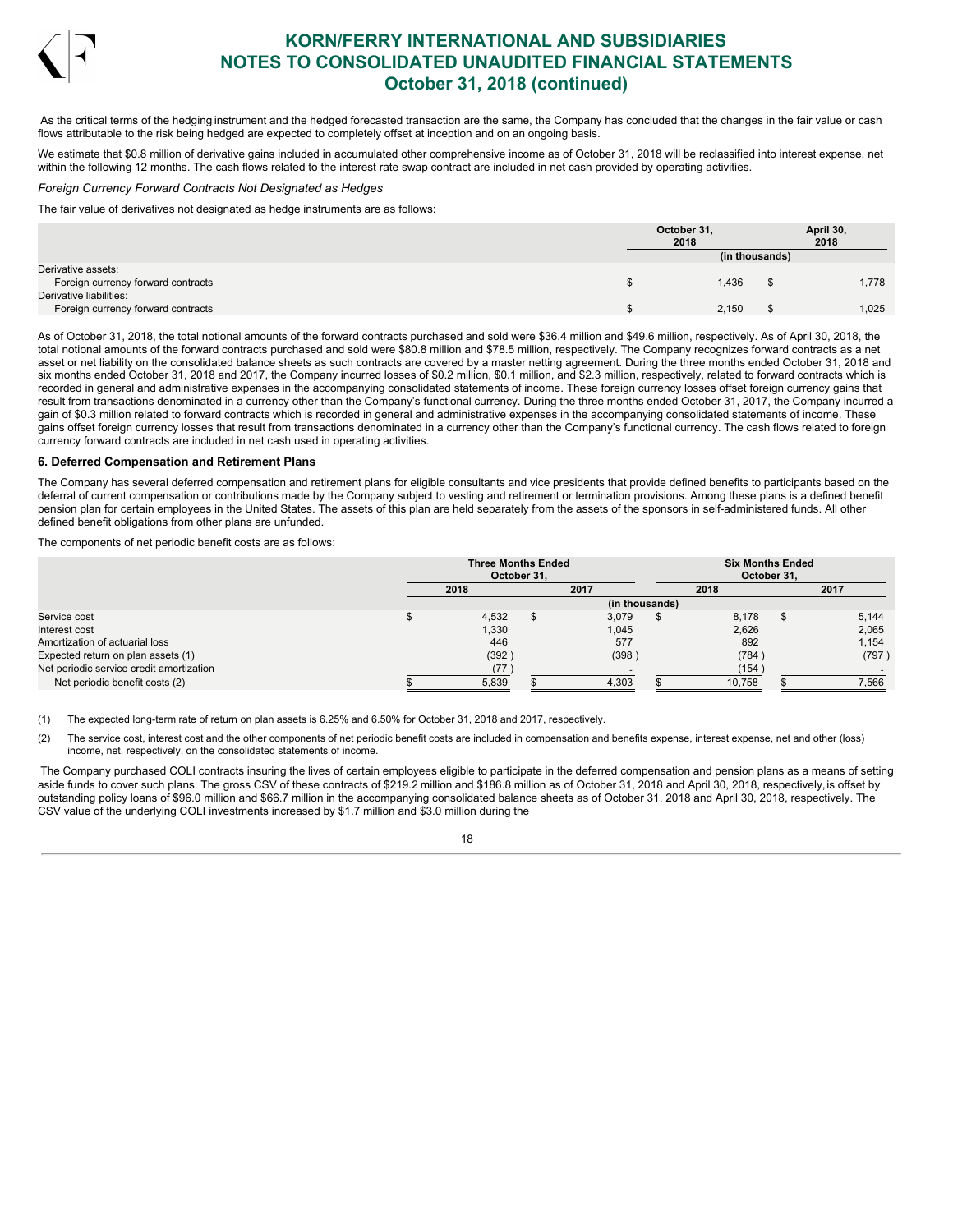As the critical terms of the hedging instrument and the hedged forecasted transaction are the same, the Company has concluded that the changes in the fair value or cash flows attributable to the risk being hedged are expected to completely offset at inception and on an ongoing basis.

We estimate that $0.8 million of derivative gains included in accumulated other comprehensive income as of October 31, 2018 will be reclassified into interest expense, net within the following 12 months. The cash flows related to the interest rate swap contract are included in net cash provided by operating activities.

*Foreign Currency Forward Contracts Not Designated as Hedges*

The fair value of derivatives not designated as hedge instruments are as follows:

| | October 31, 2018 | April 30, 2018 |
|---|---|---|
| | (in thousands) | |
| Derivative assets: | | |
| Foreign currency forward contracts | $ 1,436 | $ 1,778 |
| Derivative liabilities: | | |
| Foreign currency forward contracts | $ 2,150 | $ 1,025 |

As of October 31, 2018, the total notional amounts of the forward contracts purchased and sold were $36.4 million and $49.6 million, respectively. As of April 30, 2018, the total notional amounts of the forward contracts purchased and sold were $80.8 million and $78.5 million, respectively. The Company recognizes forward contracts as a net asset or net liability on the consolidated balance sheets as such contracts are covered by a master netting agreement. During the three months ended October 31, 2018 and six months ended October 31, 2018 and 2017, the Company incurred losses of $0.2 million, $0.1 million, and $2.3 million, respectively, related to forward contracts which is recorded in general and administrative expenses in the accompanying consolidated statements of income. These foreign currency losses offset foreign currency gains that result from transactions denominated in a currency other than the Company's functional currency. During the three months ended October 31, 2017, the Company incurred a gain of $0.3 million related to forward contracts which is recorded in general and administrative expenses in the accompanying consolidated statements of income. These gains offset foreign currency losses that result from transactions denominated in a currency other than the Company's functional currency. The cash flows related to foreign currency forward contracts are included in net cash used in operating activities.

### 6. Deferred Compensation and Retirement Plans

The Company has several deferred compensation and retirement plans for eligible consultants and vice presidents that provide defined benefits to participants based on the deferral of current compensation or contributions made by the Company subject to vesting and retirement or termination provisions. Among these plans is a defined benefit pension plan for certain employees in the United States. The assets of this plan are held separately from the assets of the sponsors in self-administered funds. All other defined benefit obligations from other plans are unfunded.

The components of net periodic benefit costs are as follows:

| | Three Months Ended October 31, | | Six Months Ended October 31, | |
|---|---|---|---|---|
| | 2018 | 2017 | 2018 | 2017 |
| | (in thousands) | | | |
| Service cost | $ 4,532 | $ 3,079 | $ 8,178 | $ 5,144 |
| Interest cost | 1,330 | 1,045 | 2,626 | 2,065 |
| Amortization of actuarial loss | 446 | 577 | 892 | 1,154 |
| Expected return on plan assets (1) | (392) | (398) | (784) | (797) |
| Net periodic service credit amortization | (77) | - | (154) | - |
| Net periodic benefit costs (2) | $ 5,839 | $ 4,303 | $ 10,758 | $ 7,566 |

(1) The expected long-term rate of return on plan assets is 6.25% and 6.50% for October 31, 2018 and 2017, respectively.

(2) The service cost, interest cost and the other components of net periodic benefit costs are included in compensation and benefits expense, interest expense, net and other (loss) income, net, respectively, on the consolidated statements of income.

The Company purchased COLI contracts insuring the lives of certain employees eligible to participate in the deferred compensation and pension plans as a means of setting aside funds to cover such plans. The gross CSV of these contracts of $219.2 million and $186.8 million as of October 31, 2018 and April 30, 2018, respectively, is offset by outstanding policy loans of $96.0 million and $66.7 million in the accompanying consolidated balance sheets as of October 31, 2018 and April 30, 2018, respectively. The CSV value of the underlying COLI investments increased by $1.7 million and $3.0 million during the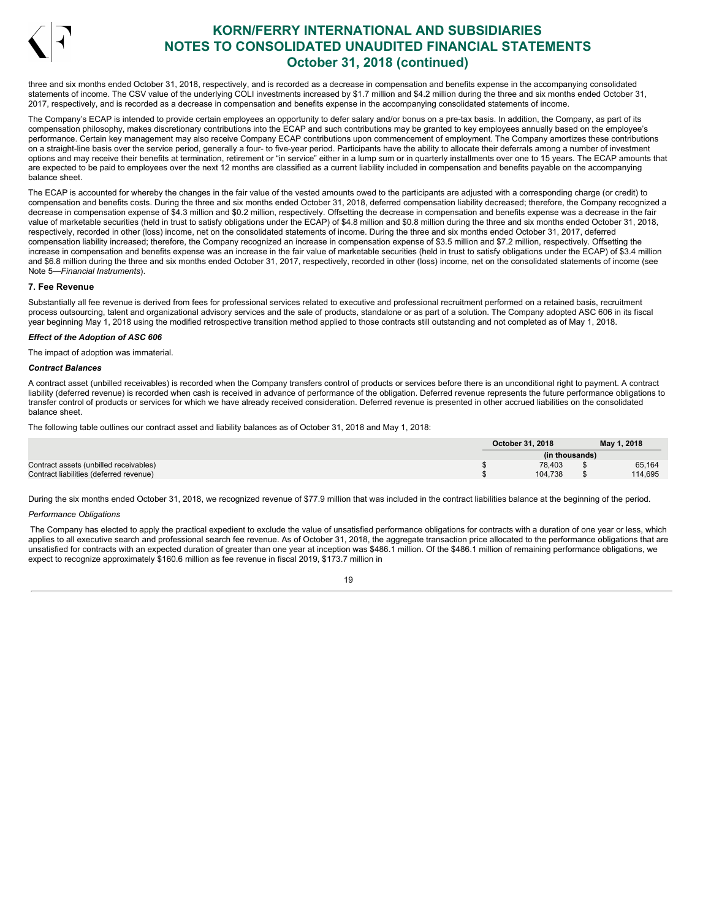three and six months ended October 31, 2018, respectively, and is recorded as a decrease in compensation and benefits expense in the accompanying consolidated statements of income. The CSV value of the underlying COLI investments increased by $1.7 million and $4.2 million during the three and six months ended October 31, 2017, respectively, and is recorded as a decrease in compensation and benefits expense in the accompanying consolidated statements of income.

The Company's ECAP is intended to provide certain employees an opportunity to defer salary and/or bonus on a pre-tax basis. In addition, the Company, as part of its compensation philosophy, makes discretionary contributions into the ECAP and such contributions may be granted to key employees annually based on the employee's performance. Certain key management may also receive Company ECAP contributions upon commencement of employment. The Company amortizes these contributions on a straight-line basis over the service period, generally a four- to five-year period. Participants have the ability to allocate their deferrals among a number of investment options and may receive their benefits at termination, retirement or "in service" either in a lump sum or in quarterly installments over one to 15 years. The ECAP amounts that are expected to be paid to employees over the next 12 months are classified as a current liability included in compensation and benefits payable on the accompanying balance sheet.

The ECAP is accounted for whereby the changes in the fair value of the vested amounts owed to the participants are adjusted with a corresponding charge (or credit) to compensation and benefits costs. During the three and six months ended October 31, 2018, deferred compensation liability decreased; therefore, the Company recognized a decrease in compensation expense of $4.3 million and $0.2 million, respectively. Offsetting the decrease in compensation and benefits expense was a decrease in the fair value of marketable securities (held in trust to satisfy obligations under the ECAP) of $4.8 million and $0.8 million during the three and six months ended October 31, 2018, respectively, recorded in other (loss) income, net on the consolidated statements of income. During the three and six months ended October 31, 2017, deferred compensation liability increased; therefore, the Company recognized an increase in compensation expense of $3.5 million and $7.2 million, respectively. Offsetting the increase in compensation and benefits expense was an increase in the fair value of marketable securities (held in trust to satisfy obligations under the ECAP) of $3.4 million and $6.8 million during the three and six months ended October 31, 2017, respectively, recorded in other (loss) income, net on the consolidated statements of income (see Note 5—*Financial Instruments*).

### 7. Fee Revenue

Substantially all fee revenue is derived from fees for professional services related to executive and professional recruitment performed on a retained basis, recruitment process outsourcing, talent and organizational advisory services and the sale of products, standalone or as part of a solution. The Company adopted ASC 606 in its fiscal year beginning May 1, 2018 using the modified retrospective transition method applied to those contracts still outstanding and not completed as of May 1, 2018.

***Effect of the Adoption of ASC 606***

The impact of adoption was immaterial.

***Contract Balances***

A contract asset (unbilled receivables) is recorded when the Company transfers control of products or services before there is an unconditional right to payment. A contract liability (deferred revenue) is recorded when cash is received in advance of performance of the obligation. Deferred revenue represents the future performance obligations to transfer control of products or services for which we have already received consideration. Deferred revenue is presented in other accrued liabilities on the consolidated balance sheet.

The following table outlines our contract asset and liability balances as of October 31, 2018 and May 1, 2018:

| | October 31, 2018 | May 1, 2018 |
|---|---|---|
| | (in thousands) | |
| Contract assets (unbilled receivables) | $ 78,403 | $ 65,164 |
| Contract liabilities (deferred revenue) | $ 104,738 | $ 114,695 |

During the six months ended October 31, 2018, we recognized revenue of $77.9 million that was included in the contract liabilities balance at the beginning of the period.

*Performance Obligations*

The Company has elected to apply the practical expedient to exclude the value of unsatisfied performance obligations for contracts with a duration of one year or less, which applies to all executive search and professional search fee revenue. As of October 31, 2018, the aggregate transaction price allocated to the performance obligations that are unsatisfied for contracts with an expected duration of greater than one year at inception was $486.1 million. Of the $486.1 million of remaining performance obligations, we expect to recognize approximately $160.6 million as fee revenue in fiscal 2019, $173.7 million in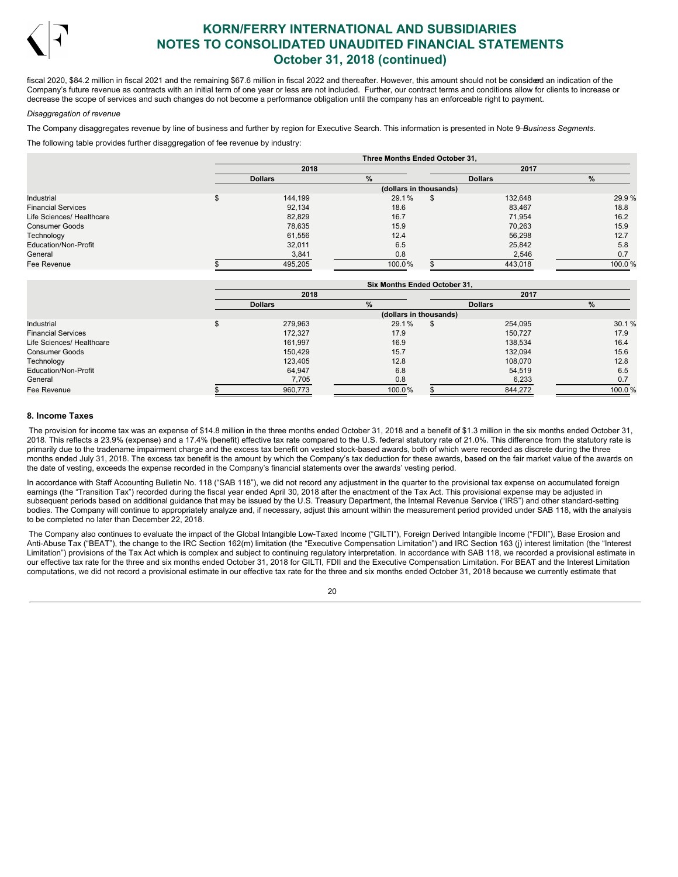fiscal 2020, $84.2 million in fiscal 2021 and the remaining $67.6 million in fiscal 2022 and thereafter. However, this amount should not be considered an indication of the Company's future revenue as contracts with an initial term of one year or less are not included. Further, our contract terms and conditions allow for clients to increase or decrease the scope of services and such changes do not become a performance obligation until the company has an enforceable right to payment.

*Disaggregation of revenue*

The Company disaggregates revenue by line of business and further by region for Executive Search. This information is presented in Note 9—*Business Segments*.

The following table provides further disaggregation of fee revenue by industry:

| | Three Months Ended October 31, | | | |
|---|---|---|---|---|
| | 2018 | | 2017 | |
| | Dollars | % | Dollars | % |
| | (dollars in thousands) | | | |
| Industrial | $ 144,199 | 29.1 % | $ 132,648 | 29.9 % |
| Financial Services | 92,134 | 18.6 | 83,467 | 18.8 |
| Life Sciences/ Healthcare | 82,829 | 16.7 | 71,954 | 16.2 |
| Consumer Goods | 78,635 | 15.9 | 70,263 | 15.9 |
| Technology | 61,556 | 12.4 | 56,298 | 12.7 |
| Education/Non-Profit | 32,011 | 6.5 | 25,842 | 5.8 |
| General | 3,841 | 0.8 | 2,546 | 0.7 |
| Fee Revenue | $ 495,205 | 100.0 % | $ 443,018 | 100.0 % |

| | Six Months Ended October 31, | | | |
|---|---|---|---|---|
| | 2018 | | 2017 | |
| | Dollars | % | Dollars | % |
| | (dollars in thousands) | | | |
| Industrial | $ 279,963 | 29.1 % | $ 254,095 | 30.1 % |
| Financial Services | 172,327 | 17.9 | 150,727 | 17.9 |
| Life Sciences/ Healthcare | 161,997 | 16.9 | 138,534 | 16.4 |
| Consumer Goods | 150,429 | 15.7 | 132,094 | 15.6 |
| Technology | 123,405 | 12.8 | 108,070 | 12.8 |
| Education/Non-Profit | 64,947 | 6.8 | 54,519 | 6.5 |
| General | 7,705 | 0.8 | 6,233 | 0.7 |
| Fee Revenue | $ 960,773 | 100.0 % | $ 844,272 | 100.0 % |

## 8. Income Taxes

The provision for income tax was an expense of $14.8 million in the three months ended October 31, 2018 and a benefit of $1.3 million in the six months ended October 31, 2018. This reflects a 23.9% (expense) and a 17.4% (benefit) effective tax rate compared to the U.S. federal statutory rate of 21.0%. This difference from the statutory rate is primarily due to the tradename impairment charge and the excess tax benefit on vested stock-based awards, both of which were recorded as discrete during the three months ended July 31, 2018. The excess tax benefit is the amount by which the Company's tax deduction for these awards, based on the fair market value of the awards on the date of vesting, exceeds the expense recorded in the Company's financial statements over the awards' vesting period.

In accordance with Staff Accounting Bulletin No. 118 ("SAB 118"), we did not record any adjustment in the quarter to the provisional tax expense on accumulated foreign earnings (the "Transition Tax") recorded during the fiscal year ended April 30, 2018 after the enactment of the Tax Act. This provisional expense may be adjusted in subsequent periods based on additional guidance that may be issued by the U.S. Treasury Department, the Internal Revenue Service ("IRS") and other standard-setting bodies. The Company will continue to appropriately analyze and, if necessary, adjust this amount within the measurement period provided under SAB 118, with the analysis to be completed no later than December 22, 2018.

The Company also continues to evaluate the impact of the Global Intangible Low-Taxed Income ("GILTI"), Foreign Derived Intangible Income ("FDII"), Base Erosion and Anti-Abuse Tax ("BEAT"), the change to the IRC Section 162(m) limitation (the "Executive Compensation Limitation") and IRC Section 163 (j) interest limitation (the "Interest Limitation") provisions of the Tax Act which is complex and subject to continuing regulatory interpretation. In accordance with SAB 118, we recorded a provisional estimate in our effective tax rate for the three and six months ended October 31, 2018 for GILTI, FDII and the Executive Compensation Limitation. For BEAT and the Interest Limitation computations, we did not record a provisional estimate in our effective tax rate for the three and six months ended October 31, 2018 because we currently estimate that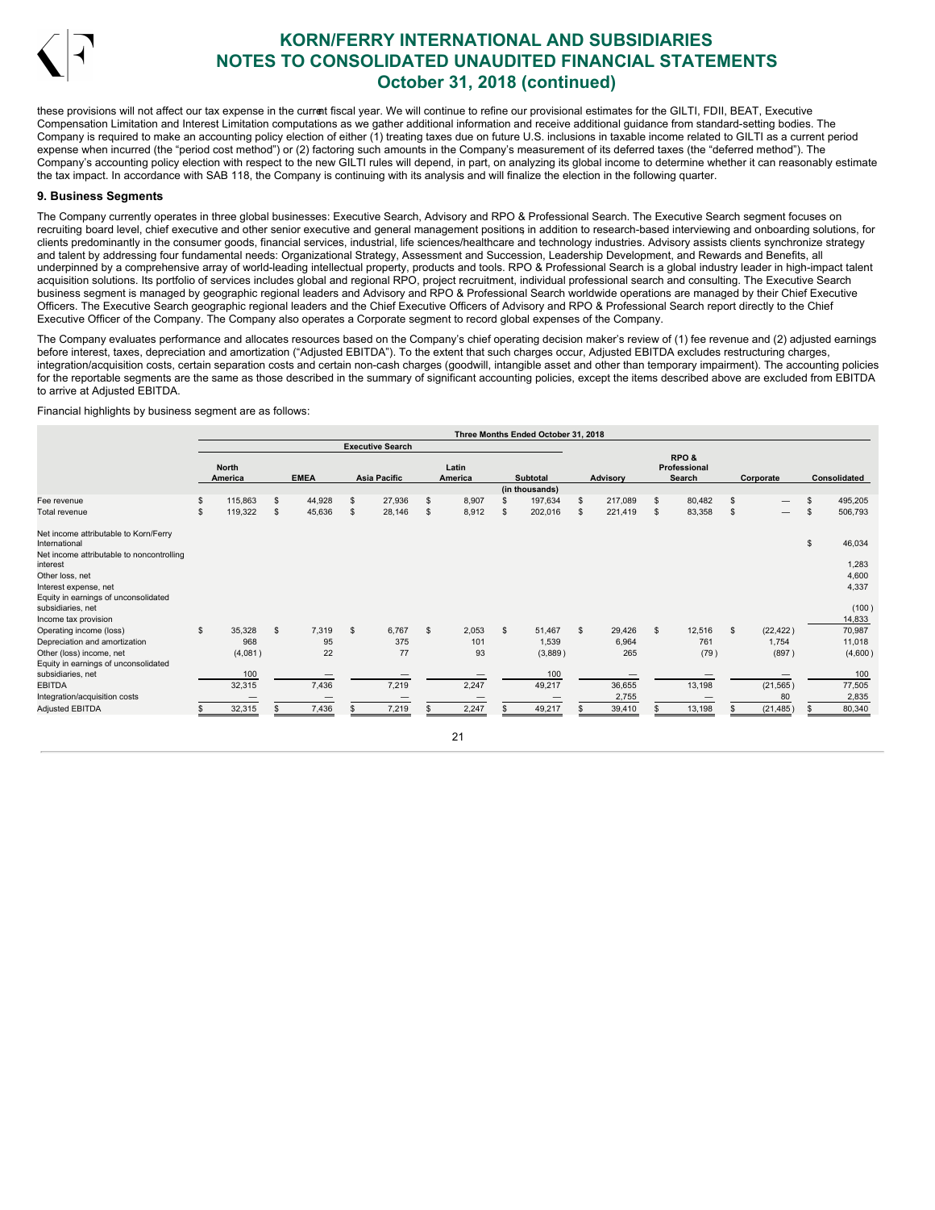these provisions will not affect our tax expense in the current fiscal year. We will continue to refine our provisional estimates for the GILTI, FDII, BEAT, Executive Compensation Limitation and Interest Limitation computations as we gather additional information and receive additional guidance from standard-setting bodies. The Company is required to make an accounting policy election of either (1) treating taxes due on future U.S. inclusions in taxable income related to GILTI as a current period expense when incurred (the "period cost method") or (2) factoring such amounts in the Company's measurement of its deferred taxes (the "deferred method"). The Company's accounting policy election with respect to the new GILTI rules will depend, in part, on analyzing its global income to determine whether it can reasonably estimate the tax impact. In accordance with SAB 118, the Company is continuing with its analysis and will finalize the election in the following quarter.

### 9. Business Segments

The Company currently operates in three global businesses: Executive Search, Advisory and RPO & Professional Search. The Executive Search segment focuses on recruiting board level, chief executive and other senior executive and general management positions in addition to research-based interviewing and onboarding solutions, for clients predominantly in the consumer goods, financial services, industrial, life sciences/healthcare and technology industries. Advisory assists clients synchronize strategy and talent by addressing four fundamental needs: Organizational Strategy, Assessment and Succession, Leadership Development, and Rewards and Benefits, all underpinned by a comprehensive array of world-leading intellectual property, products and tools. RPO & Professional Search is a global industry leader in high-impact talent acquisition solutions. Its portfolio of services includes global and regional RPO, project recruitment, individual professional search and consulting. The Executive Search business segment is managed by geographic regional leaders and Advisory and RPO & Professional Search worldwide operations are managed by their Chief Executive Officers. The Executive Search geographic regional leaders and the Chief Executive Officers of Advisory and RPO & Professional Search report directly to the Chief Executive Officer of the Company. The Company also operates a Corporate segment to record global expenses of the Company.

The Company evaluates performance and allocates resources based on the Company's chief operating decision maker's review of (1) fee revenue and (2) adjusted earnings before interest, taxes, depreciation and amortization ("Adjusted EBITDA"). To the extent that such charges occur, Adjusted EBITDA excludes restructuring charges, integration/acquisition costs, certain separation costs and certain non-cash charges (goodwill, intangible asset and other than temporary impairment). The accounting policies for the reportable segments are the same as those described in the summary of significant accounting policies, except the items described above are excluded from EBITDA to arrive at Adjusted EBITDA.

Financial highlights by business segment are as follows:

| | Three Months Ended October 31, 2018 | | | | | | | | |
|---|---|---|---|---|---|---|---|---|---|
| | Executive Search | | | | | | | | |
| | North America | EMEA | Asia Pacific | Latin America | Subtotal | Advisory | RPO & Professional Search | Corporate | Consolidated |
| | (in thousands) | | | | | | | | |
| Fee revenue | $ 115,863 | $ 44,928 | $ 27,936 | $ 8,907 | $ 197,634 | $ 217,089 | $ 80,482 | $ — | $ 495,205 |
| Total revenue | $ 119,322 | $ 45,636 | $ 28,146 | $ 8,912 | $ 202,016 | $ 221,419 | $ 83,358 | $ — | $ 506,793 |
| Net income attributable to Korn/Ferry International | | | | | | | | | $ 46,034 |
| Net income attributable to noncontrolling interest | | | | | | | | | 1,283 |
| Other loss, net | | | | | | | | | 4,600 |
| Interest expense, net | | | | | | | | | 4,337 |
| Equity in earnings of unconsolidated subsidiaries, net | | | | | | | | | (100) |
| Income tax provision | | | | | | | | | 14,833 |
| Operating income (loss) | $ 35,328 | $ 7,319 | $ 6,767 | $ 2,053 | $ 51,467 | $ 29,426 | $ 12,516 | $ (22,422) | 70,987 |
| Depreciation and amortization | 968 | 95 | 375 | 101 | 1,539 | 6,964 | 761 | 1,754 | 11,018 |
| Other (loss) income, net | (4,081) | 22 | 77 | 93 | (3,889) | 265 | (79) | (897) | (4,600) |
| Equity in earnings of unconsolidated subsidiaries, net | 100 | — | — | — | 100 | — | — | — | 100 |
| EBITDA | 32,315 | 7,436 | 7,219 | 2,247 | 49,217 | 36,655 | 13,198 | (21,565) | 77,505 |
| Integration/acquisition costs | — | — | — | — | — | 2,755 | — | 80 | 2,835 |
| Adjusted EBITDA | $ 32,315 | $ 7,436 | $ 7,219 | $ 2,247 | $ 49,217 | $ 39,410 | $ 13,198 | $ (21,485) | $ 80,340 |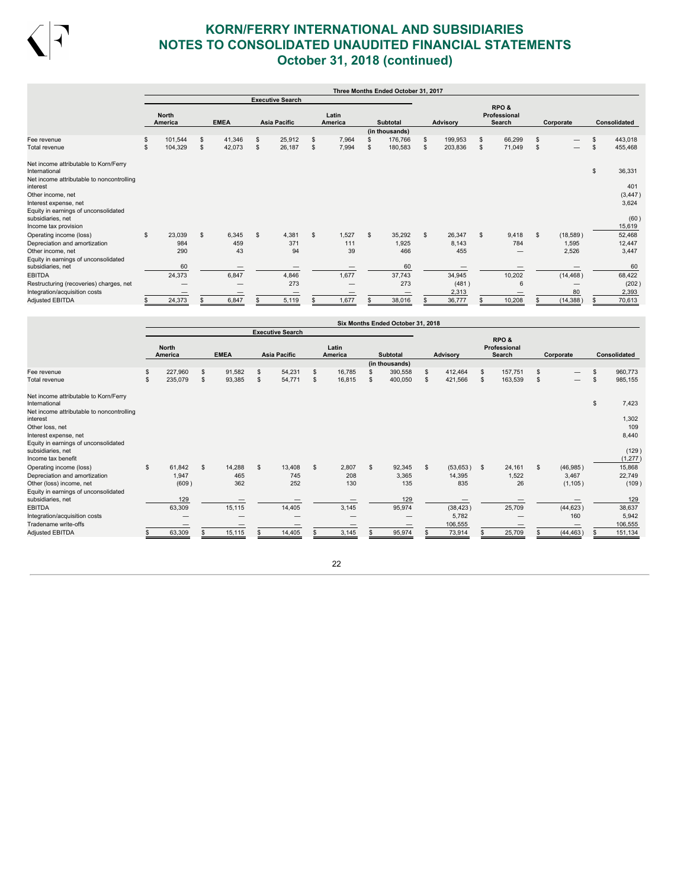# KORN/FERRY INTERNATIONAL AND SUBSIDIARIES
# NOTES TO CONSOLIDATED UNAUDITED FINANCIAL STATEMENTS
# October 31, 2018 (continued)

| | Three Months Ended October 31, 2017 | | | | | | | | |
|---|---|---|---|---|---|---|---|---|---|
| | Executive Search | | | | | | | | |
| | North America | EMEA | Asia Pacific | Latin America | Subtotal | Advisory | RPO & Professional Search | Corporate | Consolidated |
| | | | | | (in thousands) | | | | |
| Fee revenue | $ 101,544 | $ 41,346 | $ 25,912 | $ 7,964 | $ 176,766 | $ 199,953 | $ 66,299 | $ — | $ 443,018 |
| Total revenue | $ 104,329 | $ 42,073 | $ 26,187 | $ 7,994 | $ 180,583 | $ 203,836 | $ 71,049 | $ — | $ 455,468 |
| Net income attributable to Korn/Ferry International | | | | | | | | | $ 36,331 |
| Net income attributable to noncontrolling interest | | | | | | | | | 401 |
| Other income, net | | | | | | | | | (3,447) |
| Interest expense, net | | | | | | | | | 3,624 |
| Equity in earnings of unconsolidated subsidiaries, net | | | | | | | | | (60) |
| Income tax provision | | | | | | | | | 15,619 |
| Operating income (loss) | $ 23,039 | $ 6,345 | $ 4,381 | $ 1,527 | $ 35,292 | $ 26,347 | $ 9,418 | $ (18,589) | 52,468 |
| Depreciation and amortization | 984 | 459 | 371 | 111 | 1,925 | 8,143 | 784 | 1,595 | 12,447 |
| Other income, net | 290 | 43 | 94 | 39 | 466 | 455 | — | 2,526 | 3,447 |
| Equity in earnings of unconsolidated subsidiaries, net | 60 | — | — | — | 60 | — | — | — | 60 |
| EBITDA | 24,373 | 6,847 | 4,846 | 1,677 | 37,743 | 34,945 | 10,202 | (14,468) | 68,422 |
| Restructuring (recoveries) charges, net | — | — | 273 | — | 273 | (481) | 6 | — | (202) |
| Integration/acquisition costs | — | — | — | — | — | 2,313 | — | 80 | 2,393 |
| Adjusted EBITDA | $ 24,373 | $ 6,847 | $ 5,119 | $ 1,677 | $ 38,016 | $ 36,777 | $ 10,208 | $ (14,388) | $ 70,613 |

| | Six Months Ended October 31, 2018 | | | | | | | | |
|---|---|---|---|---|---|---|---|---|---|
| | Executive Search | | | | | | | | |
| | North America | EMEA | Asia Pacific | Latin America | Subtotal | Advisory | RPO & Professional Search | Corporate | Consolidated |
| | | | | | (in thousands) | | | | |
| Fee revenue | $ 227,960 | $ 91,582 | $ 54,231 | $ 16,785 | $ 390,558 | $ 412,464 | $ 157,751 | $ — | $ 960,773 |
| Total revenue | $ 235,079 | $ 93,385 | $ 54,771 | $ 16,815 | $ 400,050 | $ 421,566 | $ 163,539 | $ — | $ 985,155 |
| Net income attributable to Korn/Ferry International | | | | | | | | | $ 7,423 |
| Net income attributable to noncontrolling interest | | | | | | | | | 1,302 |
| Other loss, net | | | | | | | | | 109 |
| Interest expense, net | | | | | | | | | 8,440 |
| Equity in earnings of unconsolidated subsidiaries, net | | | | | | | | | (129) |
| Income tax benefit | | | | | | | | | (1,277) |
| Operating income (loss) | $ 61,842 | $ 14,288 | $ 13,408 | $ 2,807 | $ 92,345 | $ (53,653) | $ 24,161 | $ (46,985) | 15,868 |
| Depreciation and amortization | 1,947 | 465 | 745 | 208 | 3,365 | 14,395 | 1,522 | 3,467 | 22,749 |
| Other (loss) income, net | (609) | 362 | 252 | 130 | 135 | 835 | 26 | (1,105) | (109) |
| Equity in earnings of unconsolidated subsidiaries, net | 129 | — | — | — | 129 | — | — | — | 129 |
| EBITDA | 63,309 | 15,115 | 14,405 | 3,145 | 95,974 | (38,423) | 25,709 | (44,623) | 38,637 |
| Integration/acquisition costs | — | — | — | — | — | 5,782 | — | 160 | 5,942 |
| Tradename write-offs | — | — | — | — | — | 106,555 | — | — | 106,555 |
| Adjusted EBITDA | $ 63,309 | $ 15,115 | $ 14,405 | $ 3,145 | $ 95,974 | $ 73,914 | $ 25,709 | $ (44,463) | $ 151,134 |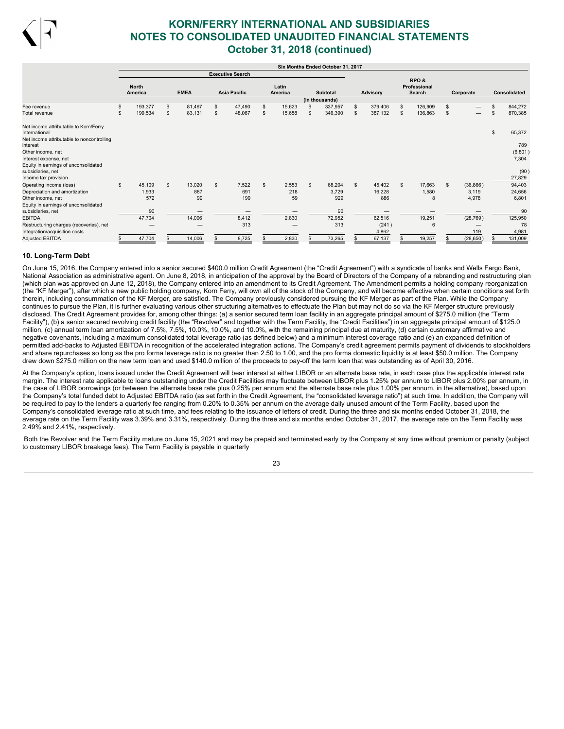| | Six Months Ended October 31, 2017 | | | | | | | | |
|---|---|---|---|---|---|---|---|---|---|
| | Executive Search | | | | | | | | |
| | North America | EMEA | Asia Pacific | Latin America | Subtotal | Advisory | RPO & Professional Search | Corporate | Consolidated |
| | (in thousands) | | | | | | | | |
| Fee revenue | $ 193,377 | $ 81,467 | $ 47,490 | $ 15,623 | $ 337,957 | $ 379,406 | $ 126,909 | $ — | $ 844,272 |
| Total revenue | $ 199,534 | $ 83,131 | $ 48,067 | $ 15,658 | $ 346,390 | $ 387,132 | $ 136,863 | $ — | $ 870,385 |
| Net income attributable to Korn/Ferry International | | | | | | | | | $ 65,372 |
| Net income attributable to noncontrolling interest | | | | | | | | | 789 |
| Other income, net | | | | | | | | | (6,801) |
| Interest expense, net | | | | | | | | | 7,304 |
| Equity in earnings of unconsolidated subsidiaries, net | | | | | | | | | (90) |
| Income tax provision | | | | | | | | | 27,829 |
| Operating income (loss) | $ 45,109 | $ 13,020 | $ 7,522 | $ 2,553 | $ 68,204 | $ 45,402 | $ 17,663 | $ (36,866) | 94,403 |
| Depreciation and amortization | 1,933 | 887 | 691 | 218 | 3,729 | 16,228 | 1,580 | 3,119 | 24,656 |
| Other income, net | 572 | 99 | 199 | 59 | 929 | 886 | 8 | 4,978 | 6,801 |
| Equity in earnings of unconsolidated subsidiaries, net | 90 | — | — | — | 90 | — | — | — | 90 |
| EBITDA | 47,704 | 14,006 | 8,412 | 2,830 | 72,952 | 62,516 | 19,251 | (28,769) | 125,950 |
| Restructuring charges (recoveries), net | — | — | 313 | — | 313 | (241) | 6 | — | 78 |
| Integration/acquisition costs | — | — | — | — | — | 4,862 | — | 119 | 4,981 |
| Adjusted EBITDA | $ 47,704 | $ 14,006 | $ 8,725 | $ 2,830 | $ 73,265 | $ 67,137 | $ 19,257 | $ (28,650) | $ 131,009 |

## 10. Long-Term Debt

On June 15, 2016, the Company entered into a senior secured $400.0 million Credit Agreement (the "Credit Agreement") with a syndicate of banks and Wells Fargo Bank, National Association as administrative agent. On June 8, 2018, in anticipation of the approval by the Board of Directors of the Company of a rebranding and restructuring plan (which plan was approved on June 12, 2018), the Company entered into an amendment to its Credit Agreement. The Amendment permits a holding company reorganization (the "KF Merger"), after which a new public holding company, Korn Ferry, will own all of the stock of the Company, and will become effective when certain conditions set forth therein, including consummation of the KF Merger, are satisfied. The Company previously considered pursuing the KF Merger as part of the Plan. While the Company continues to pursue the Plan, it is further evaluating various other structuring alternatives to effectuate the Plan but may not do so via the KF Merger structure previously disclosed. The Credit Agreement provides for, among other things: (a) a senior secured term loan facility in an aggregate principal amount of $275.0 million (the "Term Facility"), (b) a senior secured revolving credit facility (the "Revolver" and together with the Term Facility, the "Credit Facilities") in an aggregate principal amount of $125.0 million, (c) annual term loan amortization of 7.5%, 7.5%, 10.0%, 10.0%, and 10.0%, with the remaining principal due at maturity, (d) certain customary affirmative and negative covenants, including a maximum consolidated total leverage ratio (as defined below) and a minimum interest coverage ratio and (e) an expanded definition of permitted add-backs to Adjusted EBITDA in recognition of the accelerated integration actions. The Company's credit agreement permits payment of dividends to stockholders and share repurchases so long as the pro forma leverage ratio is no greater than 2.50 to 1.00, and the pro forma domestic liquidity is at least $50.0 million. The Company drew down $275.0 million on the new term loan and used $140.0 million of the proceeds to pay-off the term loan that was outstanding as of April 30, 2016.

At the Company's option, loans issued under the Credit Agreement will bear interest at either LIBOR or an alternate base rate, in each case plus the applicable interest rate margin. The interest rate applicable to loans outstanding under the Credit Facilities may fluctuate between LIBOR plus 1.25% per annum to LIBOR plus 2.00% per annum, in the case of LIBOR borrowings (or between the alternate base rate plus 0.25% per annum and the alternate base rate plus 1.00% per annum, in the alternative), based upon the Company's total funded debt to Adjusted EBITDA ratio (as set forth in the Credit Agreement, the "consolidated leverage ratio") at such time. In addition, the Company will be required to pay to the lenders a quarterly fee ranging from 0.20% to 0.35% per annum on the average daily unused amount of the Term Facility, based upon the Company's consolidated leverage ratio at such time, and fees relating to the issuance of letters of credit. During the three and six months ended October 31, 2018, the average rate on the Term Facility was 3.39% and 3.31%, respectively. During the three and six months ended October 31, 2017, the average rate on the Term Facility was 2.49% and 2.41%, respectively.

Both the Revolver and the Term Facility mature on June 15, 2021 and may be prepaid and terminated early by the Company at any time without premium or penalty (subject to customary LIBOR breakage fees). The Term Facility is payable in quarterly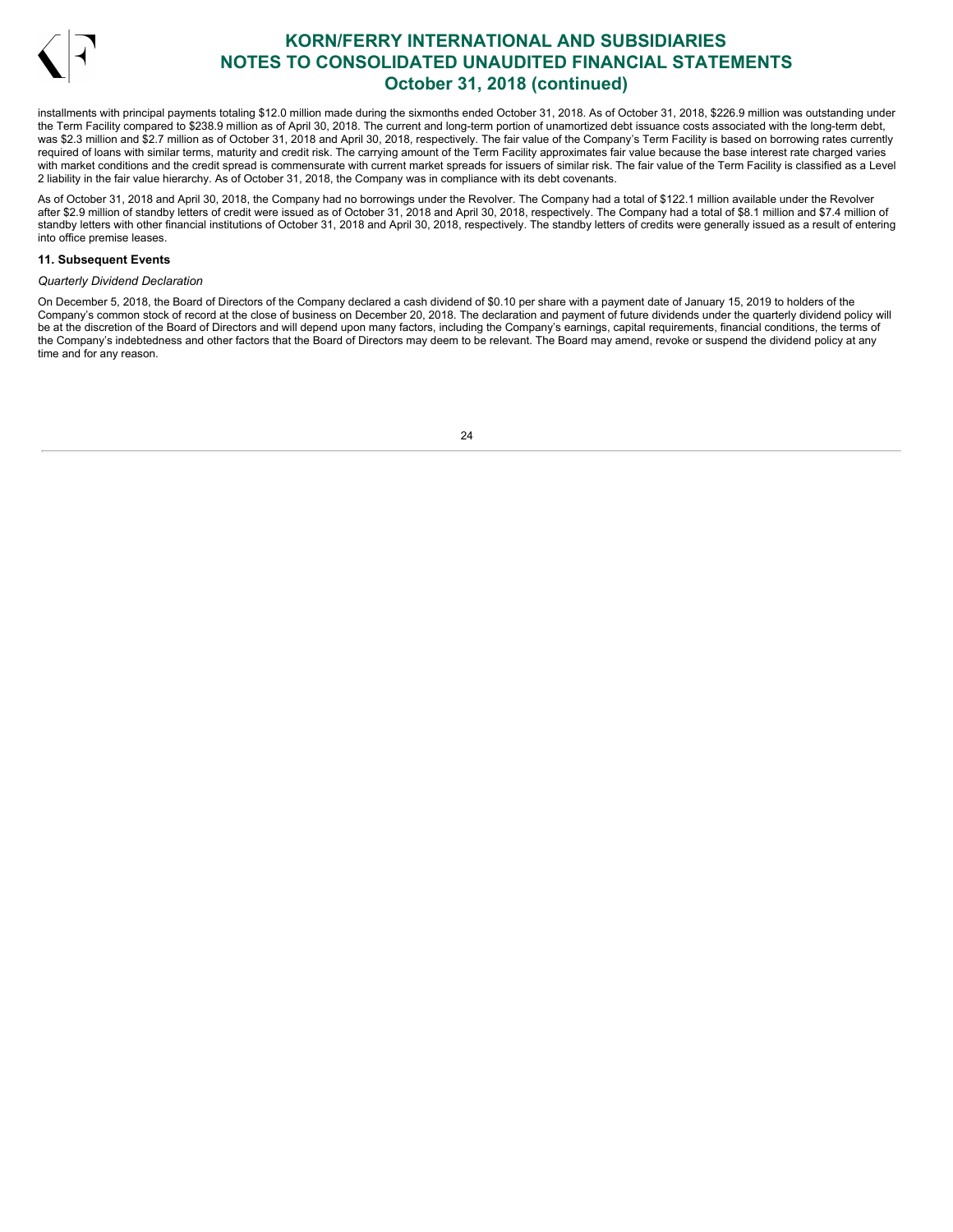installments with principal payments totaling $12.0 million made during the sixmonths ended October 31, 2018. As of October 31, 2018, $226.9 million was outstanding under the Term Facility compared to $238.9 million as of April 30, 2018. The current and long-term portion of unamortized debt issuance costs associated with the long-term debt, was $2.3 million and $2.7 million as of October 31, 2018 and April 30, 2018, respectively. The fair value of the Company's Term Facility is based on borrowing rates currently required of loans with similar terms, maturity and credit risk. The carrying amount of the Term Facility approximates fair value because the base interest rate charged varies with market conditions and the credit spread is commensurate with current market spreads for issuers of similar risk. The fair value of the Term Facility is classified as a Level 2 liability in the fair value hierarchy. As of October 31, 2018, the Company was in compliance with its debt covenants.

As of October 31, 2018 and April 30, 2018, the Company had no borrowings under the Revolver. The Company had a total of $122.1 million available under the Revolver after $2.9 million of standby letters of credit were issued as of October 31, 2018 and April 30, 2018, respectively. The Company had a total of $8.1 million and $7.4 million of standby letters with other financial institutions of October 31, 2018 and April 30, 2018, respectively. The standby letters of credits were generally issued as a result of entering into office premise leases.

**11. Subsequent Events**

*Quarterly Dividend Declaration*

On December 5, 2018, the Board of Directors of the Company declared a cash dividend of $0.10 per share with a payment date of January 15, 2019 to holders of the Company's common stock of record at the close of business on December 20, 2018. The declaration and payment of future dividends under the quarterly dividend policy will be at the discretion of the Board of Directors and will depend upon many factors, including the Company's earnings, capital requirements, financial conditions, the terms of the Company's indebtedness and other factors that the Board of Directors may deem to be relevant. The Board may amend, revoke or suspend the dividend policy at any time and for any reason.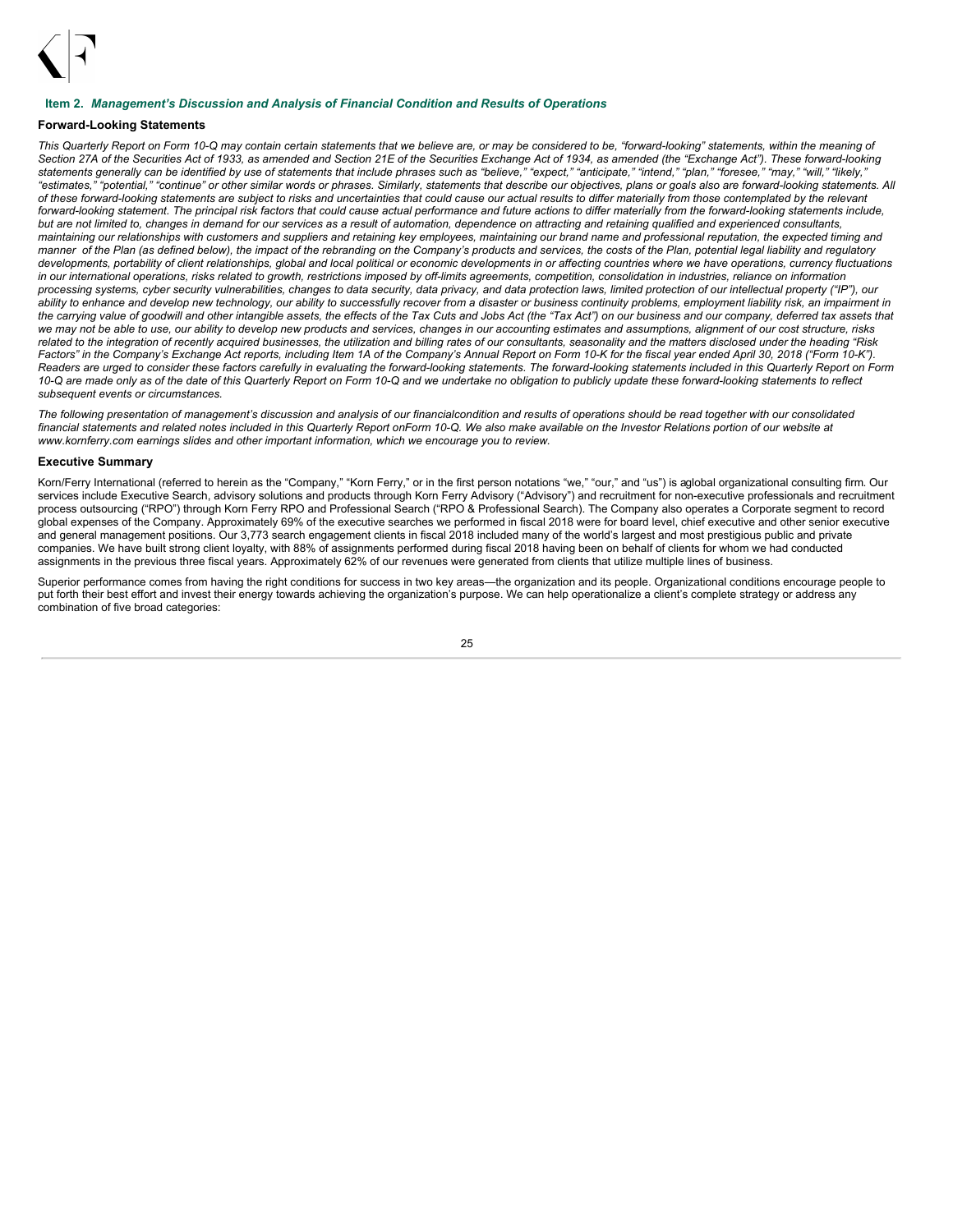## Item 2. *Management's Discussion and Analysis of Financial Condition and Results of Operations*

### Forward-Looking Statements

*This Quarterly Report on Form 10-Q may contain certain statements that we believe are, or may be considered to be, "forward-looking" statements, within the meaning of Section 27A of the Securities Act of 1933, as amended and Section 21E of the Securities Exchange Act of 1934, as amended (the "Exchange Act"). These forward-looking statements generally can be identified by use of statements that include phrases such as "believe," "expect," "anticipate," "intend," "plan," "foresee," "may," "will," "likely," "estimates," "potential," "continue" or other similar words or phrases. Similarly, statements that describe our objectives, plans or goals also are forward-looking statements. All of these forward-looking statements are subject to risks and uncertainties that could cause our actual results to differ materially from those contemplated by the relevant forward-looking statement. The principal risk factors that could cause actual performance and future actions to differ materially from the forward-looking statements include, but are not limited to, changes in demand for our services as a result of automation, dependence on attracting and retaining qualified and experienced consultants, maintaining our relationships with customers and suppliers and retaining key employees, maintaining our brand name and professional reputation, the expected timing and manner of the Plan (as defined below), the impact of the rebranding on the Company's products and services, the costs of the Plan, potential legal liability and regulatory developments, portability of client relationships, global and local political or economic developments in or affecting countries where we have operations, currency fluctuations in our international operations, risks related to growth, restrictions imposed by off-limits agreements, competition, consolidation in industries, reliance on information processing systems, cyber security vulnerabilities, changes to data security, data privacy, and data protection laws, limited protection of our intellectual property ("IP"), our ability to enhance and develop new technology, our ability to successfully recover from a disaster or business continuity problems, employment liability risk, an impairment in the carrying value of goodwill and other intangible assets, the effects of the Tax Cuts and Jobs Act (the "Tax Act") on our business and our company, deferred tax assets that we may not be able to use, our ability to develop new products and services, changes in our accounting estimates and assumptions, alignment of our cost structure, risks related to the integration of recently acquired businesses, the utilization and billing rates of our consultants, seasonality and the matters disclosed under the heading "Risk Factors" in the Company's Exchange Act reports, including Item 1A of the Company's Annual Report on Form 10-K for the fiscal year ended April 30, 2018 ("Form 10-K"). Readers are urged to consider these factors carefully in evaluating the forward-looking statements. The forward-looking statements included in this Quarterly Report on Form 10-Q are made only as of the date of this Quarterly Report on Form 10-Q and we undertake no obligation to publicly update these forward-looking statements to reflect subsequent events or circumstances.*

*The following presentation of management's discussion and analysis of our financialcondition and results of operations should be read together with our consolidated financial statements and related notes included in this Quarterly Report onForm 10-Q. We also make available on the Investor Relations portion of our website at www.kornferry.com earnings slides and other important information, which we encourage you to review.*

### Executive Summary

Korn/Ferry International (referred to herein as the "Company," "Korn Ferry," or in the first person notations "we," "our," and "us") is aglobal organizational consulting firm. Our services include Executive Search, advisory solutions and products through Korn Ferry Advisory ("Advisory") and recruitment for non-executive professionals and recruitment process outsourcing ("RPO") through Korn Ferry RPO and Professional Search ("RPO & Professional Search). The Company also operates a Corporate segment to record global expenses of the Company. Approximately 69% of the executive searches we performed in fiscal 2018 were for board level, chief executive and other senior executive and general management positions. Our 3,773 search engagement clients in fiscal 2018 included many of the world's largest and most prestigious public and private companies. We have built strong client loyalty, with 88% of assignments performed during fiscal 2018 having been on behalf of clients for whom we had conducted assignments in the previous three fiscal years. Approximately 62% of our revenues were generated from clients that utilize multiple lines of business.

Superior performance comes from having the right conditions for success in two key areas—the organization and its people. Organizational conditions encourage people to put forth their best effort and invest their energy towards achieving the organization's purpose. We can help operationalize a client's complete strategy or address any combination of five broad categories: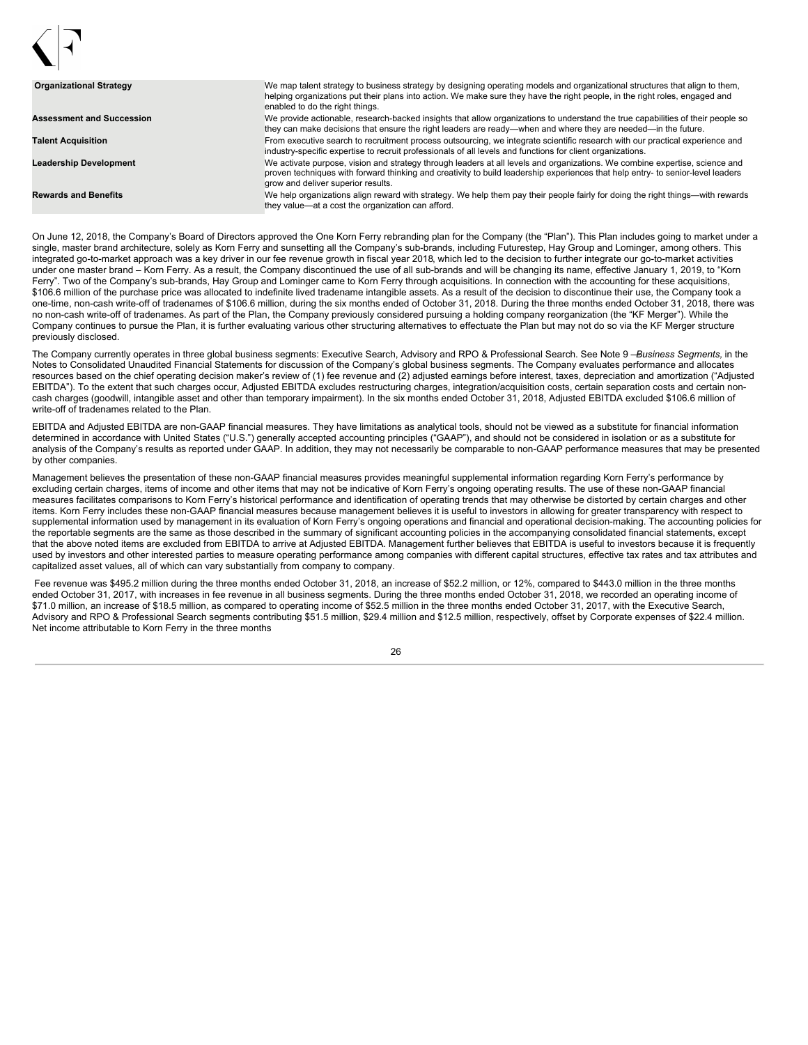| | |
|---|---|
| **Organizational Strategy** | We map talent strategy to business strategy by designing operating models and organizational structures that align to them, helping organizations put their plans into action. We make sure they have the right people, in the right roles, engaged and enabled to do the right things. |
| **Assessment and Succession** | We provide actionable, research-backed insights that allow organizations to understand the true capabilities of their people so they can make decisions that ensure the right leaders are ready—when and where they are needed—in the future. |
| **Talent Acquisition** | From executive search to recruitment process outsourcing, we integrate scientific research with our practical experience and industry-specific expertise to recruit professionals of all levels and functions for client organizations. |
| **Leadership Development** | We activate purpose, vision and strategy through leaders at all levels and organizations. We combine expertise, science and proven techniques with forward thinking and creativity to build leadership experiences that help entry- to senior-level leaders grow and deliver superior results. |
| **Rewards and Benefits** | We help organizations align reward with strategy. We help them pay their people fairly for doing the right things—with rewards they value—at a cost the organization can afford. |

On June 12, 2018, the Company's Board of Directors approved the One Korn Ferry rebranding plan for the Company (the "Plan"). This Plan includes going to market under a single, master brand architecture, solely as Korn Ferry and sunsetting all the Company's sub-brands, including Futurestep, Hay Group and Lominger, among others. This integrated go-to-market approach was a key driver in our fee revenue growth in fiscal year 2018, which led to the decision to further integrate our go-to-market activities under one master brand – Korn Ferry. As a result, the Company discontinued the use of all sub-brands and will be changing its name, effective January 1, 2019, to "Korn Ferry". Two of the Company's sub-brands, Hay Group and Lominger came to Korn Ferry through acquisitions. In connection with the accounting for these acquisitions, $106.6 million of the purchase price was allocated to indefinite lived tradename intangible assets. As a result of the decision to discontinue their use, the Company took a one-time, non-cash write-off of tradenames of $106.6 million, during the six months ended of October 31, 2018. During the three months ended October 31, 2018, there was no non-cash write-off of tradenames. As part of the Plan, the Company previously considered pursuing a holding company reorganization (the "KF Merger"). While the Company continues to pursue the Plan, it is further evaluating various other structuring alternatives to effectuate the Plan but may not do so via the KF Merger structure previously disclosed.

The Company currently operates in three global business segments: Executive Search, Advisory and RPO & Professional Search. See Note 9 — *Business Segments,* in the Notes to Consolidated Unaudited Financial Statements for discussion of the Company's global business segments. The Company evaluates performance and allocates resources based on the chief operating decision maker's review of (1) fee revenue and (2) adjusted earnings before interest, taxes, depreciation and amortization ("Adjusted EBITDA"). To the extent that such charges occur, Adjusted EBITDA excludes restructuring charges, integration/acquisition costs, certain separation costs and certain non-cash charges (goodwill, intangible asset and other than temporary impairment). In the six months ended October 31, 2018, Adjusted EBITDA excluded $106.6 million of write-off of tradenames related to the Plan.

EBITDA and Adjusted EBITDA are non-GAAP financial measures. They have limitations as analytical tools, should not be viewed as a substitute for financial information determined in accordance with United States ("U.S.") generally accepted accounting principles ("GAAP"), and should not be considered in isolation or as a substitute for analysis of the Company's results as reported under GAAP. In addition, they may not necessarily be comparable to non-GAAP performance measures that may be presented by other companies.

Management believes the presentation of these non-GAAP financial measures provides meaningful supplemental information regarding Korn Ferry's performance by excluding certain charges, items of income and other items that may not be indicative of Korn Ferry's ongoing operating results. The use of these non-GAAP financial measures facilitates comparisons to Korn Ferry's historical performance and identification of operating trends that may otherwise be distorted by certain charges and other items. Korn Ferry includes these non-GAAP financial measures because management believes it is useful to investors in allowing for greater transparency with respect to supplemental information used by management in its evaluation of Korn Ferry's ongoing operations and financial and operational decision-making. The accounting policies for the reportable segments are the same as those described in the summary of significant accounting policies in the accompanying consolidated financial statements, except that the above noted items are excluded from EBITDA to arrive at Adjusted EBITDA. Management further believes that EBITDA is useful to investors because it is frequently used by investors and other interested parties to measure operating performance among companies with different capital structures, effective tax rates and tax attributes and capitalized asset values, all of which can vary substantially from company to company.

Fee revenue was $495.2 million during the three months ended October 31, 2018, an increase of $52.2 million, or 12%, compared to $443.0 million in the three months ended October 31, 2017, with increases in fee revenue in all business segments. During the three months ended October 31, 2018, we recorded an operating income of $71.0 million, an increase of $18.5 million, as compared to operating income of $52.5 million in the three months ended October 31, 2017, with the Executive Search, Advisory and RPO & Professional Search segments contributing $51.5 million, $29.4 million and $12.5 million, respectively, offset by Corporate expenses of $22.4 million. Net income attributable to Korn Ferry in the three months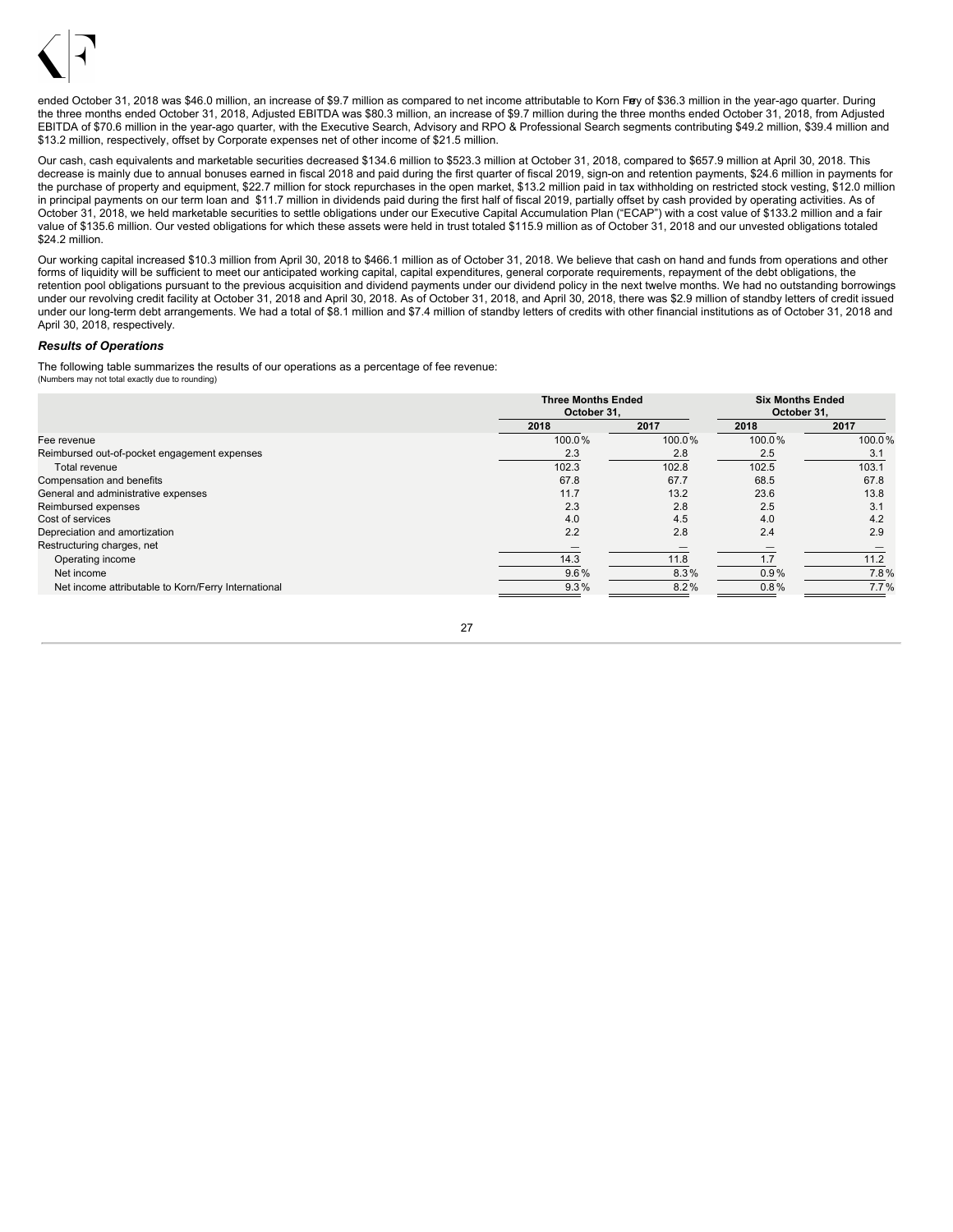ended October 31, 2018 was $46.0 million, an increase of $9.7 million as compared to net income attributable to Korn Ferry of $36.3 million in the year-ago quarter. During the three months ended October 31, 2018, Adjusted EBITDA was $80.3 million, an increase of $9.7 million during the three months ended October 31, 2018, from Adjusted EBITDA of $70.6 million in the year-ago quarter, with the Executive Search, Advisory and RPO & Professional Search segments contributing $49.2 million, $39.4 million and $13.2 million, respectively, offset by Corporate expenses net of other income of $21.5 million.

Our cash, cash equivalents and marketable securities decreased $134.6 million to $523.3 million at October 31, 2018, compared to $657.9 million at April 30, 2018. This decrease is mainly due to annual bonuses earned in fiscal 2018 and paid during the first quarter of fiscal 2019, sign-on and retention payments, $24.6 million in payments for the purchase of property and equipment, $22.7 million for stock repurchases in the open market, $13.2 million paid in tax withholding on restricted stock vesting, $12.0 million in principal payments on our term loan and $11.7 million in dividends paid during the first half of fiscal 2019, partially offset by cash provided by operating activities. As of October 31, 2018, we held marketable securities to settle obligations under our Executive Capital Accumulation Plan ("ECAP") with a cost value of $133.2 million and a fair value of $135.6 million. Our vested obligations for which these assets were held in trust totaled $115.9 million as of October 31, 2018 and our unvested obligations totaled $24.2 million.

Our working capital increased $10.3 million from April 30, 2018 to $466.1 million as of October 31, 2018. We believe that cash on hand and funds from operations and other forms of liquidity will be sufficient to meet our anticipated working capital, capital expenditures, general corporate requirements, repayment of the debt obligations, the retention pool obligations pursuant to the previous acquisition and dividend payments under our dividend policy in the next twelve months. We had no outstanding borrowings under our revolving credit facility at October 31, 2018 and April 30, 2018. As of October 31, 2018, and April 30, 2018, there was $2.9 million of standby letters of credit issued under our long-term debt arrangements. We had a total of $8.1 million and $7.4 million of standby letters of credits with other financial institutions as of October 31, 2018 and April 30, 2018, respectively.

***Results of Operations***

The following table summarizes the results of our operations as a percentage of fee revenue:
(Numbers may not total exactly due to rounding)

| | Three Months Ended October 31, | | Six Months Ended October 31, | |
|---|---|---|---|---|
| | 2018 | 2017 | 2018 | 2017 |
| Fee revenue | 100.0% | 100.0% | 100.0% | 100.0% |
| Reimbursed out-of-pocket engagement expenses | 2.3 | 2.8 | 2.5 | 3.1 |
| Total revenue | 102.3 | 102.8 | 102.5 | 103.1 |
| Compensation and benefits | 67.8 | 67.7 | 68.5 | 67.8 |
| General and administrative expenses | 11.7 | 13.2 | 23.6 | 13.8 |
| Reimbursed expenses | 2.3 | 2.8 | 2.5 | 3.1 |
| Cost of services | 4.0 | 4.5 | 4.0 | 4.2 |
| Depreciation and amortization | 2.2 | 2.8 | 2.4 | 2.9 |
| Restructuring charges, net | — | — | — | — |
| Operating income | 14.3 | 11.8 | 1.7 | 11.2 |
| Net income | 9.6% | 8.3% | 0.9% | 7.8% |
| Net income attributable to Korn/Ferry International | 9.3% | 8.2% | 0.8% | 7.7% |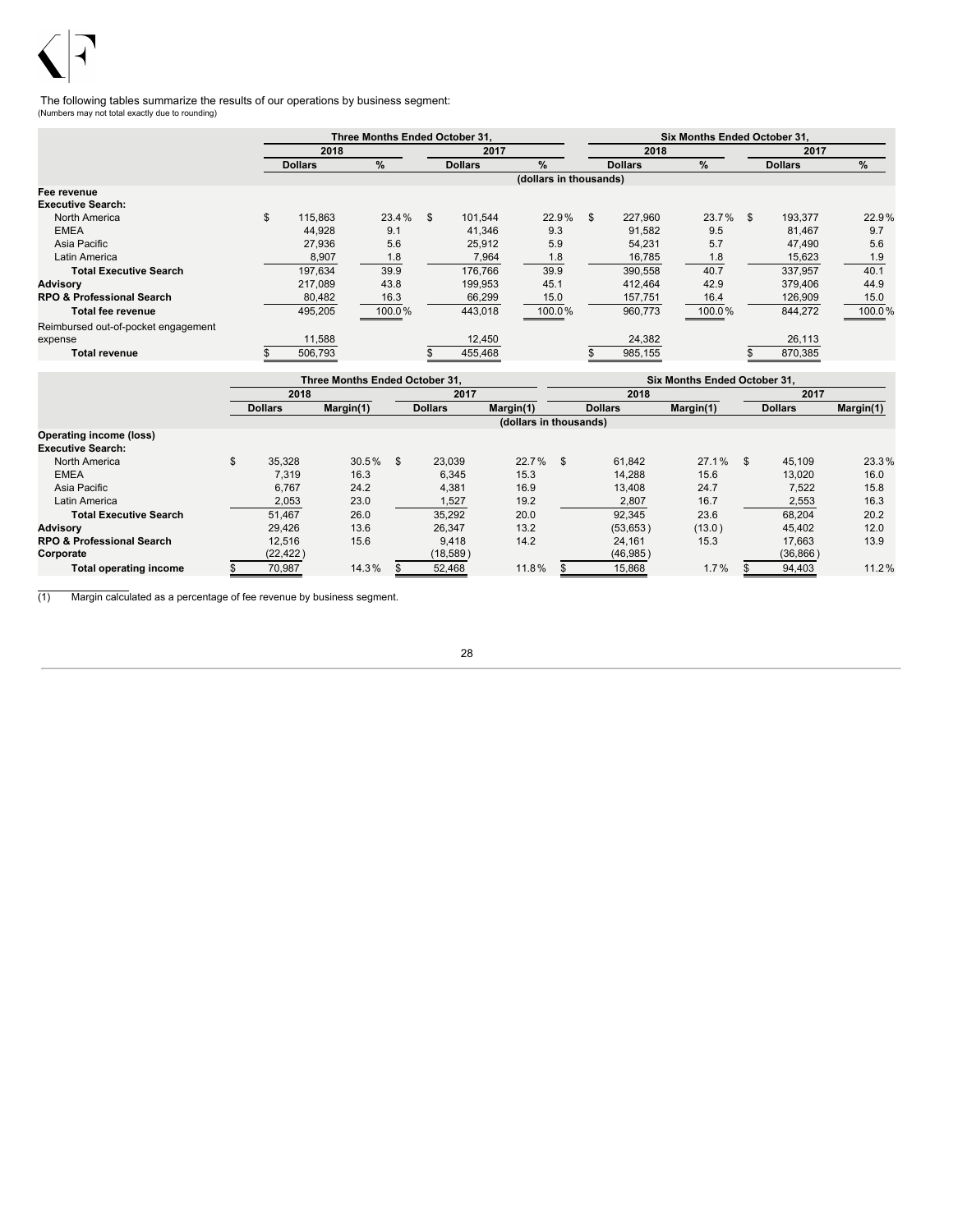The following tables summarize the results of our operations by business segment:
(Numbers may not total exactly due to rounding)

| | Three Months Ended October 31, | | | | Six Months Ended October 31, | | | |
|---|---|---|---|---|---|---|---|---|
| | 2018 | | 2017 | | 2018 | | 2017 | |
| | Dollars | % | Dollars | % | Dollars | % | Dollars | % |
| | (dollars in thousands) | | | | | | | |
| **Fee revenue** | | | | | | | | |
| **Executive Search:** | | | | | | | | |
| North America | $ 115,863 | 23.4% | $ 101,544 | 22.9% | $ 227,960 | 23.7% | $ 193,377 | 22.9% |
| EMEA | 44,928 | 9.1 | 41,346 | 9.3 | 91,582 | 9.5 | 81,467 | 9.7 |
| Asia Pacific | 27,936 | 5.6 | 25,912 | 5.9 | 54,231 | 5.7 | 47,490 | 5.6 |
| Latin America | 8,907 | 1.8 | 7,964 | 1.8 | 16,785 | 1.8 | 15,623 | 1.9 |
| **Total Executive Search** | 197,634 | 39.9 | 176,766 | 39.9 | 390,558 | 40.7 | 337,957 | 40.1 |
| **Advisory** | 217,089 | 43.8 | 199,953 | 45.1 | 412,464 | 42.9 | 379,406 | 44.9 |
| **RPO & Professional Search** | 80,482 | 16.3 | 66,299 | 15.0 | 157,751 | 16.4 | 126,909 | 15.0 |
| **Total fee revenue** | 495,205 | 100.0% | 443,018 | 100.0% | 960,773 | 100.0% | 844,272 | 100.0% |
| Reimbursed out-of-pocket engagement expense | 11,588 | | 12,450 | | 24,382 | | 26,113 | |
| **Total revenue** | $ 506,793 | | $ 455,468 | | $ 985,155 | | $ 870,385 | |

| | Three Months Ended October 31, | | | | Six Months Ended October 31, | | | |
|---|---|---|---|---|---|---|---|---|
| | 2018 | | 2017 | | 2018 | | 2017 | |
| | Dollars | Margin(1) | Dollars | Margin(1) | Dollars | Margin(1) | Dollars | Margin(1) |
| | (dollars in thousands) | | | | | | | |
| **Operating income (loss)** | | | | | | | | |
| **Executive Search:** | | | | | | | | |
| North America | $ 35,328 | 30.5% | $ 23,039 | 22.7% | $ 61,842 | 27.1% | $ 45,109 | 23.3% |
| EMEA | 7,319 | 16.3 | 6,345 | 15.3 | 14,288 | 15.6 | 13,020 | 16.0 |
| Asia Pacific | 6,767 | 24.2 | 4,381 | 16.9 | 13,408 | 24.7 | 7,522 | 15.8 |
| Latin America | 2,053 | 23.0 | 1,527 | 19.2 | 2,807 | 16.7 | 2,553 | 16.3 |
| **Total Executive Search** | 51,467 | 26.0 | 35,292 | 20.0 | 92,345 | 23.6 | 68,204 | 20.2 |
| **Advisory** | 29,426 | 13.6 | 26,347 | 13.2 | (53,653) | (13.0) | 45,402 | 12.0 |
| **RPO & Professional Search** | 12,516 | 15.6 | 9,418 | 14.2 | 24,161 | 15.3 | 17,663 | 13.9 |
| **Corporate** | (22,422) | | (18,589) | | (46,985) | | (36,866) | |
| **Total operating income** | $ 70,987 | 14.3% | $ 52,468 | 11.8% | $ 15,868 | 1.7% | $ 94,403 | 11.2% |

(1) Margin calculated as a percentage of fee revenue by business segment.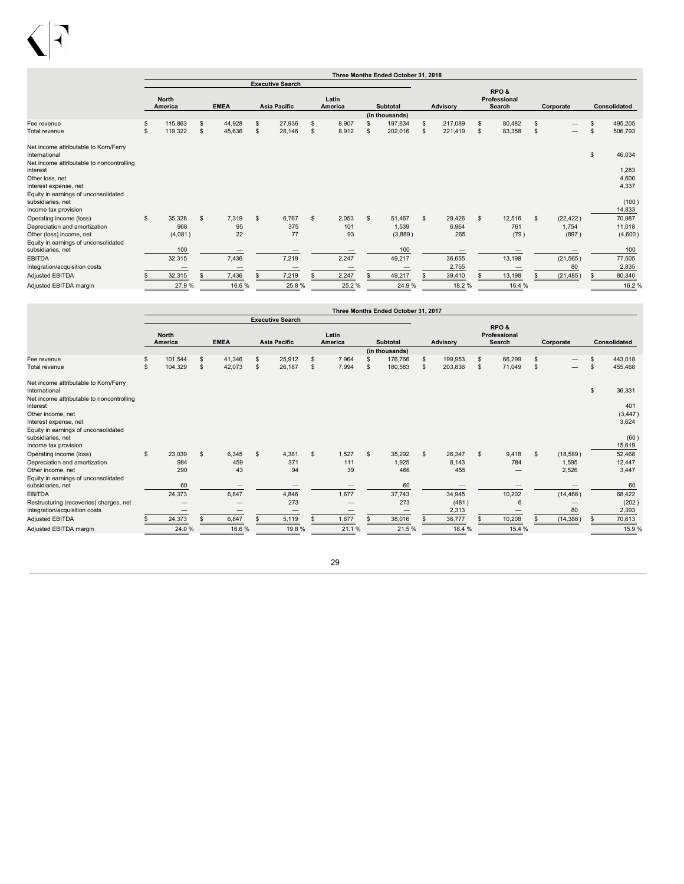| | Three Months Ended October 31, 2018 | | | | | | | | |
|---|---|---|---|---|---|---|---|---|---|
| | Executive Search | | | | | | | | |
| | North America | EMEA | Asia Pacific | Latin America | Subtotal | Advisory | RPO & Professional Search | Corporate | Consolidated |
| | | | | | (in thousands) | | | | |
| Fee revenue | $ 115,863 | $ 44,928 | $ 27,936 | $ 8,907 | $ 197,634 | $ 217,089 | $ 80,482 | $ — | $ 495,205 |
| Total revenue | $ 119,322 | $ 45,636 | $ 28,146 | $ 8,912 | $ 202,016 | $ 221,419 | $ 83,358 | $ — | $ 506,793 |
| Net income attributable to Korn/Ferry International | | | | | | | | | $ 46,034 |
| Net income attributable to noncontrolling interest | | | | | | | | | 1,283 |
| Other loss, net | | | | | | | | | 4,600 |
| Interest expense, net | | | | | | | | | 4,337 |
| Equity in earnings of unconsolidated subsidiaries, net | | | | | | | | | (100) |
| Income tax provision | | | | | | | | | 14,833 |
| Operating income (loss) | $ 35,328 | $ 7,319 | $ 6,767 | $ 2,053 | $ 51,467 | $ 29,426 | $ 12,516 | $ (22,422) | 70,987 |
| Depreciation and amortization | 968 | 95 | 375 | 101 | 1,539 | 6,964 | 761 | 1,754 | 11,018 |
| Other (loss) income, net | (4,081) | 22 | 77 | 93 | (3,889) | 265 | (79) | (897) | (4,600) |
| Equity in earnings of unconsolidated subsidiaries, net | 100 | — | — | — | 100 | — | — | — | 100 |
| EBITDA | 32,315 | 7,436 | 7,219 | 2,247 | 49,217 | 36,655 | 13,198 | (21,565) | 77,505 |
| Integration/acquisition costs | — | — | — | — | — | 2,755 | — | 80 | 2,835 |
| Adjusted EBITDA | $ 32,315 | $ 7,436 | $ 7,219 | $ 2,247 | $ 49,217 | $ 39,410 | $ 13,198 | $ (21,485) | $ 80,340 |
| Adjusted EBITDA margin | 27.9 % | 16.6 % | 25.8 % | 25.2 % | 24.9 % | 18.2 % | 16.4 % | | 16.2 % |

| | Three Months Ended October 31, 2017 | | | | | | | | |
|---|---|---|---|---|---|---|---|---|---|
| | Executive Search | | | | | | | | |
| | North America | EMEA | Asia Pacific | Latin America | Subtotal | Advisory | RPO & Professional Search | Corporate | Consolidated |
| | | | | | (in thousands) | | | | |
| Fee revenue | $ 101,544 | $ 41,346 | $ 25,912 | $ 7,964 | $ 176,766 | $ 199,953 | $ 66,299 | $ — | $ 443,018 |
| Total revenue | $ 104,329 | $ 42,073 | $ 26,187 | $ 7,994 | $ 180,583 | $ 203,836 | $ 71,049 | $ — | $ 455,468 |
| Net income attributable to Korn/Ferry International | | | | | | | | | $ 36,331 |
| Net income attributable to noncontrolling interest | | | | | | | | | 401 |
| Other income, net | | | | | | | | | (3,447) |
| Interest expense, net | | | | | | | | | 3,624 |
| Equity in earnings of unconsolidated subsidiaries, net | | | | | | | | | (60) |
| Income tax provision | | | | | | | | | 15,619 |
| Operating income (loss) | $ 23,039 | $ 6,345 | $ 4,381 | $ 1,527 | $ 35,292 | $ 26,347 | $ 9,418 | $ (18,589) | 52,468 |
| Depreciation and amortization | 984 | 459 | 371 | 111 | 1,925 | 8,143 | 784 | 1,595 | 12,447 |
| Other income, net | 290 | 43 | 94 | 39 | 466 | 455 | — | 2,526 | 3,447 |
| Equity in earnings of unconsolidated subsidiaries, net | 60 | — | — | — | 60 | — | — | — | 60 |
| EBITDA | 24,373 | 6,847 | 4,846 | 1,677 | 37,743 | 34,945 | 10,202 | (14,468) | 68,422 |
| Restructuring (recoveries) charges, net | — | — | 273 | — | 273 | (481) | 6 | — | (202) |
| Integration/acquisition costs | — | — | — | — | — | 2,313 | — | 80 | 2,393 |
| Adjusted EBITDA | $ 24,373 | $ 6,847 | $ 5,119 | $ 1,677 | $ 38,016 | $ 36,777 | $ 10,208 | $ (14,388) | $ 70,613 |
| Adjusted EBITDA margin | 24.0 % | 16.6 % | 19.8 % | 21.1 % | 21.5 % | 18.4 % | 15.4 % | | 15.9 % |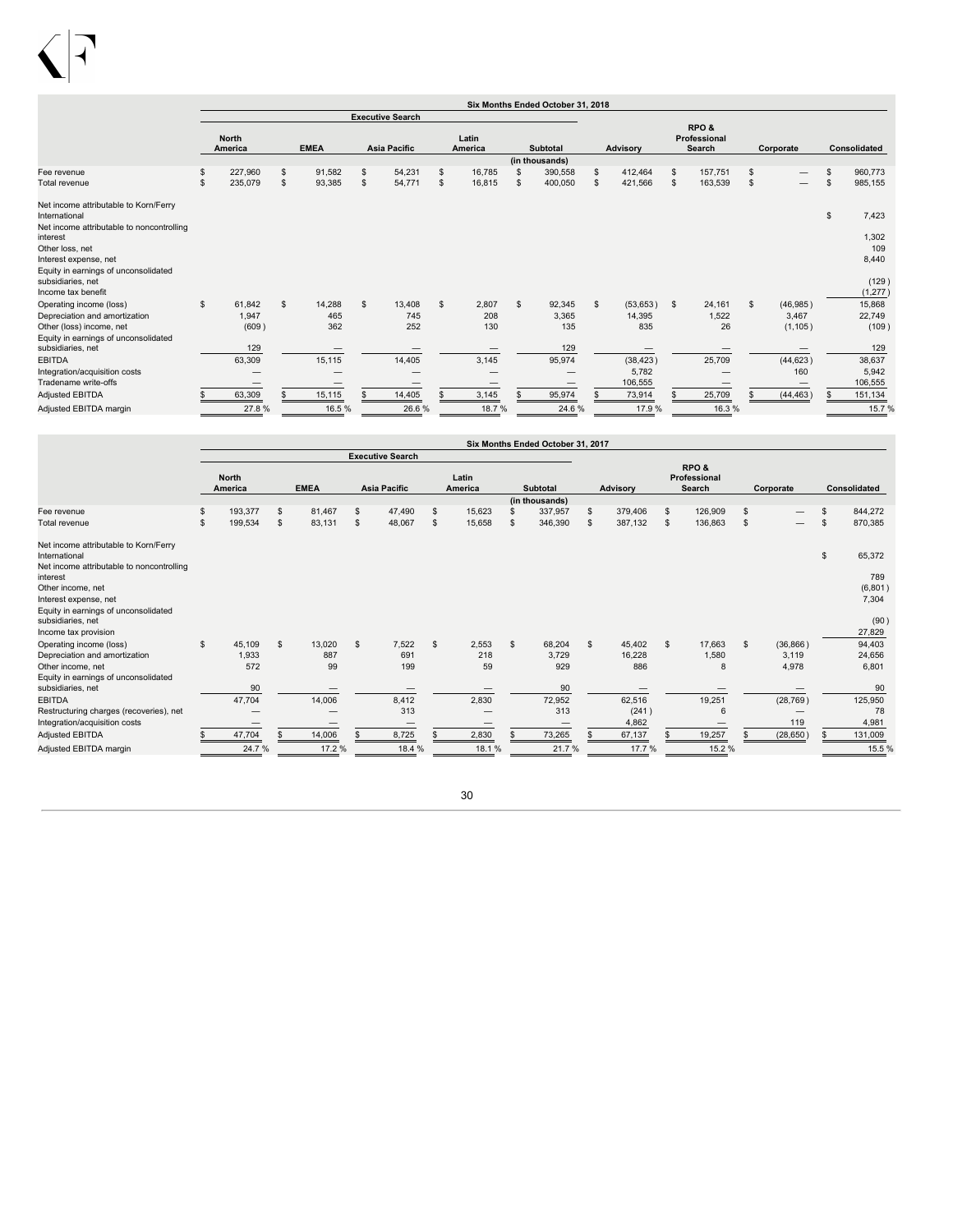| | Six Months Ended October 31, 2018 | | | | | | | | |
|---|---|---|---|---|---|---|---|---|---|
| | Executive Search | | | | | | | | |
| | North America | EMEA | Asia Pacific | Latin America | Subtotal | Advisory | RPO & Professional Search | Corporate | Consolidated |
| | (in thousands) | | | | | | | | |
| Fee revenue | $ 227,960 | $ 91,582 | $ 54,231 | $ 16,785 | $ 390,558 | $ 412,464 | $ 157,751 | $ — | $ 960,773 |
| Total revenue | $ 235,079 | $ 93,385 | $ 54,771 | $ 16,815 | $ 400,050 | $ 421,566 | $ 163,539 | $ — | $ 985,155 |
| Net income attributable to Korn/Ferry International | | | | | | | | | $ 7,423 |
| Net income attributable to noncontrolling interest | | | | | | | | | 1,302 |
| Other loss, net | | | | | | | | | 109 |
| Interest expense, net | | | | | | | | | 8,440 |
| Equity in earnings of unconsolidated subsidiaries, net | | | | | | | | | (129) |
| Income tax benefit | | | | | | | | | (1,277) |
| Operating income (loss) | $ 61,842 | $ 14,288 | $ 13,408 | $ 2,807 | $ 92,345 | $ (53,653) | $ 24,161 | $ (46,985) | 15,868 |
| Depreciation and amortization | 1,947 | 465 | 745 | 208 | 3,365 | 14,395 | 1,522 | 3,467 | 22,749 |
| Other (loss) income, net | (609) | 362 | 252 | 130 | 135 | 835 | 26 | (1,105) | (109) |
| Equity in earnings of unconsolidated subsidiaries, net | 129 | — | — | — | 129 | — | — | — | 129 |
| EBITDA | 63,309 | 15,115 | 14,405 | 3,145 | 95,974 | (38,423) | 25,709 | (44,623) | 38,637 |
| Integration/acquisition costs | — | — | — | — | — | 5,782 | — | 160 | 5,942 |
| Tradename write-offs | — | — | — | — | — | 106,555 | — | — | 106,555 |
| Adjusted EBITDA | $ 63,309 | $ 15,115 | $ 14,405 | $ 3,145 | $ 95,974 | $ 73,914 | $ 25,709 | $ (44,463) | $ 151,134 |
| Adjusted EBITDA margin | 27.8 % | 16.5 % | 26.6 % | 18.7 % | 24.6 % | 17.9 % | 16.3 % | | 15.7 % |

| | Six Months Ended October 31, 2017 | | | | | | | | |
|---|---|---|---|---|---|---|---|---|---|
| | Executive Search | | | | | | | | |
| | North America | EMEA | Asia Pacific | Latin America | Subtotal | Advisory | RPO & Professional Search | Corporate | Consolidated |
| | (in thousands) | | | | | | | | |
| Fee revenue | $ 193,377 | $ 81,467 | $ 47,490 | $ 15,623 | $ 337,957 | $ 379,406 | $ 126,909 | $ — | $ 844,272 |
| Total revenue | $ 199,534 | $ 83,131 | $ 48,067 | $ 15,658 | $ 346,390 | $ 387,132 | $ 136,863 | $ — | $ 870,385 |
| Net income attributable to Korn/Ferry International | | | | | | | | | $ 65,372 |
| Net income attributable to noncontrolling interest | | | | | | | | | 789 |
| Other income, net | | | | | | | | | (6,801) |
| Interest expense, net | | | | | | | | | 7,304 |
| Equity in earnings of unconsolidated subsidiaries, net | | | | | | | | | (90) |
| Income tax provision | | | | | | | | | 27,829 |
| Operating income (loss) | $ 45,109 | $ 13,020 | $ 7,522 | $ 2,553 | $ 68,204 | $ 45,402 | $ 17,663 | $ (36,866) | 94,403 |
| Depreciation and amortization | 1,933 | 887 | 691 | 218 | 3,729 | 16,228 | 1,580 | 3,119 | 24,656 |
| Other income, net | 572 | 99 | 199 | 59 | 929 | 886 | 8 | 4,978 | 6,801 |
| Equity in earnings of unconsolidated subsidiaries, net | 90 | — | — | — | 90 | — | — | — | 90 |
| EBITDA | 47,704 | 14,006 | 8,412 | 2,830 | 72,952 | 62,516 | 19,251 | (28,769) | 125,950 |
| Restructuring charges (recoveries), net | — | — | 313 | — | 313 | (241) | 6 | — | 78 |
| Integration/acquisition costs | — | — | — | — | — | 4,862 | — | 119 | 4,981 |
| Adjusted EBITDA | $ 47,704 | $ 14,006 | $ 8,725 | $ 2,830 | $ 73,265 | $ 67,137 | $ 19,257 | $ (28,650) | $ 131,009 |
| Adjusted EBITDA margin | 24.7 % | 17.2 % | 18.4 % | 18.1 % | 21.7 % | 17.7 % | 15.2 % | | 15.5 % |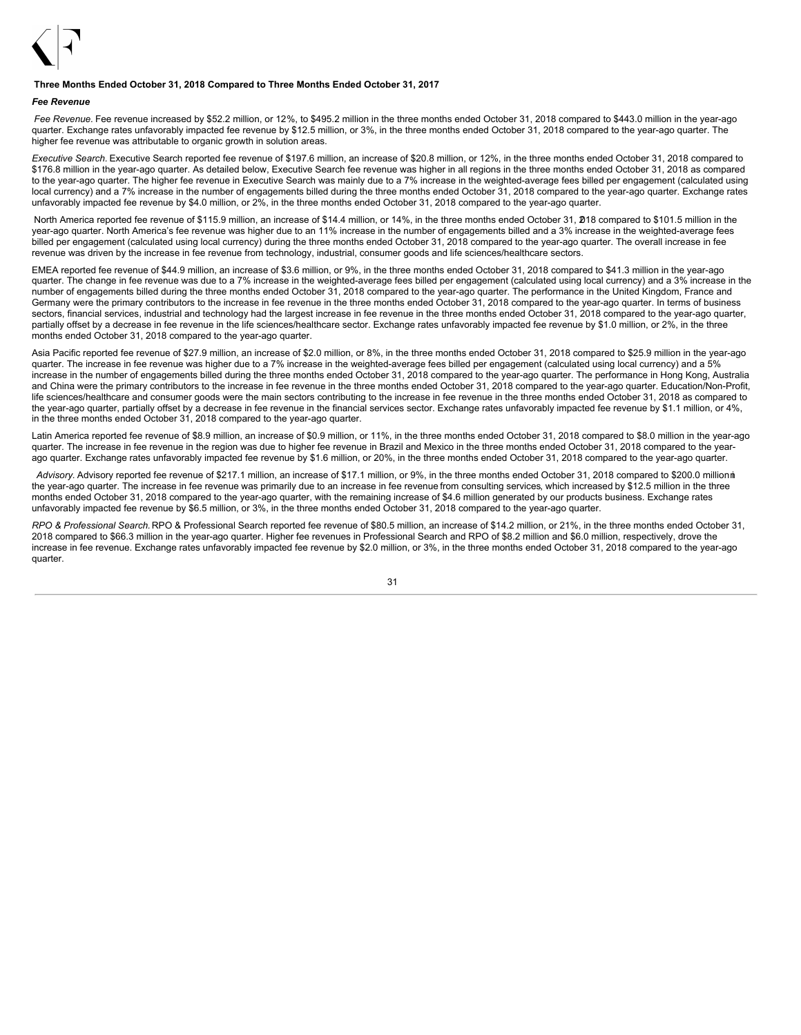**Three Months Ended October 31, 2018 Compared to Three Months Ended October 31, 2017**

***Fee Revenue***

*Fee Revenue.* Fee revenue increased by $52.2 million, or 12%, to $495.2 million in the three months ended October 31, 2018 compared to $443.0 million in the year-ago quarter. Exchange rates unfavorably impacted fee revenue by $12.5 million, or 3%, in the three months ended October 31, 2018 compared to the year-ago quarter. The higher fee revenue was attributable to organic growth in solution areas.

*Executive Search.* Executive Search reported fee revenue of $197.6 million, an increase of $20.8 million, or 12%, in the three months ended October 31, 2018 compared to $176.8 million in the year-ago quarter. As detailed below, Executive Search fee revenue was higher in all regions in the three months ended October 31, 2018 as compared to the year-ago quarter. The higher fee revenue in Executive Search was mainly due to a 7% increase in the weighted-average fees billed per engagement (calculated using local currency) and a 7% increase in the number of engagements billed during the three months ended October 31, 2018 compared to the year-ago quarter. Exchange rates unfavorably impacted fee revenue by $4.0 million, or 2%, in the three months ended October 31, 2018 compared to the year-ago quarter.

North America reported fee revenue of $115.9 million, an increase of $14.4 million, or 14%, in the three months ended October 31, 2018 compared to $101.5 million in the year-ago quarter. North America's fee revenue was higher due to an 11% increase in the number of engagements billed and a 3% increase in the weighted-average fees billed per engagement (calculated using local currency) during the three months ended October 31, 2018 compared to the year-ago quarter. The overall increase in fee revenue was driven by the increase in fee revenue from technology, industrial, consumer goods and life sciences/healthcare sectors.

EMEA reported fee revenue of $44.9 million, an increase of $3.6 million, or 9%, in the three months ended October 31, 2018 compared to $41.3 million in the year-ago quarter. The change in fee revenue was due to a 7% increase in the weighted-average fees billed per engagement (calculated using local currency) and a 3% increase in the number of engagements billed during the three months ended October 31, 2018 compared to the year-ago quarter. The performance in the United Kingdom, France and Germany were the primary contributors to the increase in fee revenue in the three months ended October 31, 2018 compared to the year-ago quarter. In terms of business sectors, financial services, industrial and technology had the largest increase in fee revenue in the three months ended October 31, 2018 compared to the year-ago quarter, partially offset by a decrease in fee revenue in the life sciences/healthcare sector. Exchange rates unfavorably impacted fee revenue by $1.0 million, or 2%, in the three months ended October 31, 2018 compared to the year-ago quarter.

Asia Pacific reported fee revenue of $27.9 million, an increase of $2.0 million, or 8%, in the three months ended October 31, 2018 compared to $25.9 million in the year-ago quarter. The increase in fee revenue was higher due to a 7% increase in the weighted-average fees billed per engagement (calculated using local currency) and a 5% increase in the number of engagements billed during the three months ended October 31, 2018 compared to the year-ago quarter. The performance in Hong Kong, Australia and China were the primary contributors to the increase in fee revenue in the three months ended October 31, 2018 compared to the year-ago quarter. Education/Non-Profit, life sciences/healthcare and consumer goods were the main sectors contributing to the increase in fee revenue in the three months ended October 31, 2018 as compared to the year-ago quarter, partially offset by a decrease in fee revenue in the financial services sector. Exchange rates unfavorably impacted fee revenue by $1.1 million, or 4%, in the three months ended October 31, 2018 compared to the year-ago quarter.

Latin America reported fee revenue of $8.9 million, an increase of $0.9 million, or 11%, in the three months ended October 31, 2018 compared to $8.0 million in the year-ago quarter. The increase in fee revenue in the region was due to higher fee revenue in Brazil and Mexico in the three months ended October 31, 2018 compared to the year-ago quarter. Exchange rates unfavorably impacted fee revenue by $1.6 million, or 20%, in the three months ended October 31, 2018 compared to the year-ago quarter.

*Advisory.* Advisory reported fee revenue of $217.1 million, an increase of $17.1 million, or 9%, in the three months ended October 31, 2018 compared to $200.0 million in the year-ago quarter. The increase in fee revenue was primarily due to an increase in fee revenue from consulting services, which increased by $12.5 million in the three months ended October 31, 2018 compared to the year-ago quarter, with the remaining increase of $4.6 million generated by our products business. Exchange rates unfavorably impacted fee revenue by $6.5 million, or 3%, in the three months ended October 31, 2018 compared to the year-ago quarter.

*RPO & Professional Search.* RPO & Professional Search reported fee revenue of $80.5 million, an increase of $14.2 million, or 21%, in the three months ended October 31, 2018 compared to $66.3 million in the year-ago quarter. Higher fee revenues in Professional Search and RPO of $8.2 million and $6.0 million, respectively, drove the increase in fee revenue. Exchange rates unfavorably impacted fee revenue by $2.0 million, or 3%, in the three months ended October 31, 2018 compared to the year-ago quarter.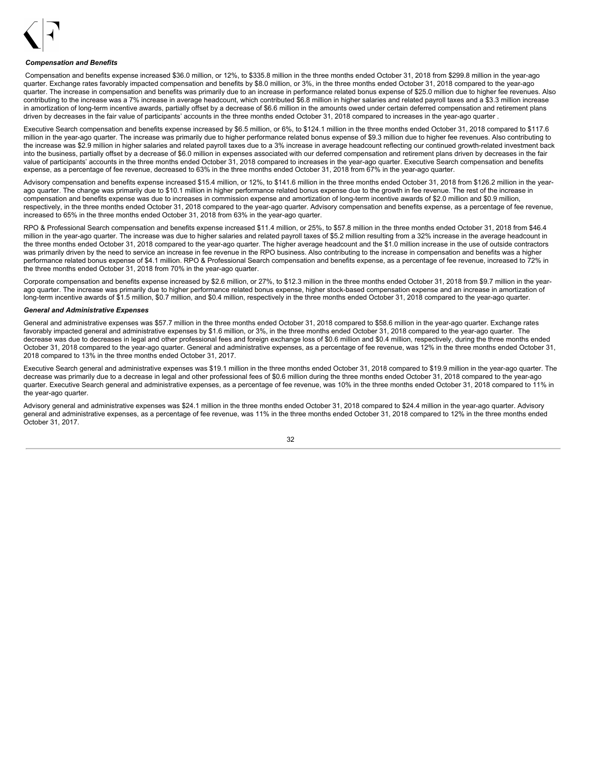***Compensation and Benefits***

Compensation and benefits expense increased $36.0 million, or 12%, to $335.8 million in the three months ended October 31, 2018 from $299.8 million in the year-ago quarter. Exchange rates favorably impacted compensation and benefits by $8.0 million, or 3%, in the three months ended October 31, 2018 compared to the year-ago quarter. The increase in compensation and benefits was primarily due to an increase in performance related bonus expense of $25.0 million due to higher fee revenues. Also contributing to the increase was a 7% increase in average headcount, which contributed $6.8 million in higher salaries and related payroll taxes and a $3.3 million increase in amortization of long-term incentive awards, partially offset by a decrease of $6.6 million in the amounts owed under certain deferred compensation and retirement plans driven by decreases in the fair value of participants' accounts in the three months ended October 31, 2018 compared to increases in the year-ago quarter .

Executive Search compensation and benefits expense increased by $6.5 million, or 6%, to $124.1 million in the three months ended October 31, 2018 compared to $117.6 million in the year-ago quarter. The increase was primarily due to higher performance related bonus expense of $9.3 million due to higher fee revenues. Also contributing to the increase was $2.9 million in higher salaries and related payroll taxes due to a 3% increase in average headcount reflecting our continued growth-related investment back into the business, partially offset by a decrease of $6.0 million in expenses associated with our deferred compensation and retirement plans driven by decreases in the fair value of participants' accounts in the three months ended October 31, 2018 compared to increases in the year-ago quarter. Executive Search compensation and benefits expense, as a percentage of fee revenue, decreased to 63% in the three months ended October 31, 2018 from 67% in the year-ago quarter.

Advisory compensation and benefits expense increased $15.4 million, or 12%, to $141.6 million in the three months ended October 31, 2018 from $126.2 million in the year-ago quarter. The change was primarily due to $10.1 million in higher performance related bonus expense due to the growth in fee revenue. The rest of the increase in compensation and benefits expense was due to increases in commission expense and amortization of long-term incentive awards of $2.0 million and $0.9 million, respectively, in the three months ended October 31, 2018 compared to the year-ago quarter. Advisory compensation and benefits expense, as a percentage of fee revenue, increased to 65% in the three months ended October 31, 2018 from 63% in the year-ago quarter.

RPO & Professional Search compensation and benefits expense increased $11.4 million, or 25%, to $57.8 million in the three months ended October 31, 2018 from $46.4 million in the year-ago quarter. The increase was due to higher salaries and related payroll taxes of $5.2 million resulting from a 32% increase in the average headcount in the three months ended October 31, 2018 compared to the year-ago quarter. The higher average headcount and the $1.0 million increase in the use of outside contractors was primarily driven by the need to service an increase in fee revenue in the RPO business. Also contributing to the increase in compensation and benefits was a higher performance related bonus expense of $4.1 million. RPO & Professional Search compensation and benefits expense, as a percentage of fee revenue, increased to 72% in the three months ended October 31, 2018 from 70% in the year-ago quarter.

Corporate compensation and benefits expense increased by $2.6 million, or 27%, to $12.3 million in the three months ended October 31, 2018 from $9.7 million in the year-ago quarter. The increase was primarily due to higher performance related bonus expense, higher stock-based compensation expense and an increase in amortization of long-term incentive awards of $1.5 million, $0.7 million, and $0.4 million, respectively in the three months ended October 31, 2018 compared to the year-ago quarter.

***General and Administrative Expenses***

General and administrative expenses was $57.7 million in the three months ended October 31, 2018 compared to $58.6 million in the year-ago quarter. Exchange rates favorably impacted general and administrative expenses by $1.6 million, or 3%, in the three months ended October 31, 2018 compared to the year-ago quarter. The decrease was due to decreases in legal and other professional fees and foreign exchange loss of $0.6 million and $0.4 million, respectively, during the three months ended October 31, 2018 compared to the year-ago quarter. General and administrative expenses, as a percentage of fee revenue, was 12% in the three months ended October 31, 2018 compared to 13% in the three months ended October 31, 2017.

Executive Search general and administrative expenses was $19.1 million in the three months ended October 31, 2018 compared to $19.9 million in the year-ago quarter. The decrease was primarily due to a decrease in legal and other professional fees of $0.6 million during the three months ended October 31, 2018 compared to the year-ago quarter. Executive Search general and administrative expenses, as a percentage of fee revenue, was 10% in the three months ended October 31, 2018 compared to 11% in the year-ago quarter.

Advisory general and administrative expenses was $24.1 million in the three months ended October 31, 2018 compared to $24.4 million in the year-ago quarter. Advisory general and administrative expenses, as a percentage of fee revenue, was 11% in the three months ended October 31, 2018 compared to 12% in the three months ended October 31, 2017.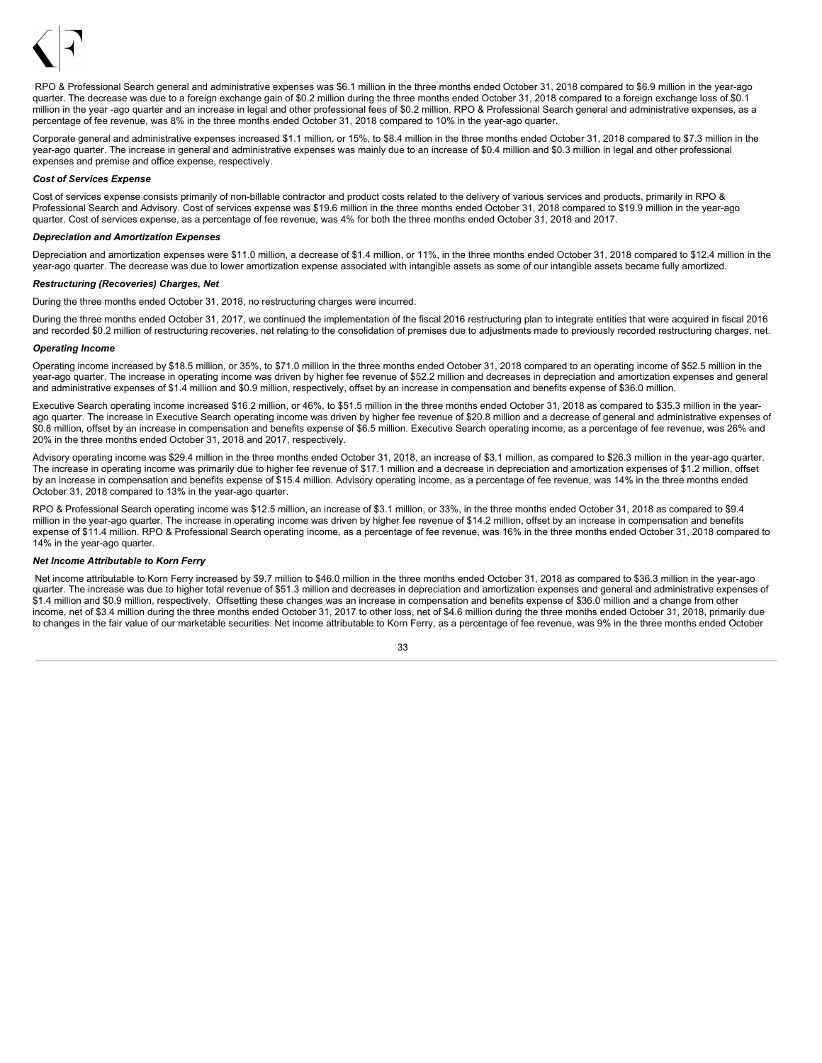RPO & Professional Search general and administrative expenses was $6.1 million in the three months ended October 31, 2018 compared to $6.9 million in the year-ago quarter. The decrease was due to a foreign exchange gain of $0.2 million during the three months ended October 31, 2018 compared to a foreign exchange loss of $0.1 million in the year -ago quarter and an increase in legal and other professional fees of $0.2 million. RPO & Professional Search general and administrative expenses, as a percentage of fee revenue, was 8% in the three months ended October 31, 2018 compared to 10% in the year-ago quarter.

Corporate general and administrative expenses increased $1.1 million, or 15%, to $8.4 million in the three months ended October 31, 2018 compared to $7.3 million in the year-ago quarter. The increase in general and administrative expenses was mainly due to an increase of $0.4 million and $0.3 million in legal and other professional expenses and premise and office expense, respectively.

***Cost of Services Expense***

Cost of services expense consists primarily of non-billable contractor and product costs related to the delivery of various services and products, primarily in RPO & Professional Search and Advisory. Cost of services expense was $19.6 million in the three months ended October 31, 2018 compared to $19.9 million in the year-ago quarter. Cost of services expense, as a percentage of fee revenue, was 4% for both the three months ended October 31, 2018 and 2017.

***Depreciation and Amortization Expenses***

Depreciation and amortization expenses were $11.0 million, a decrease of $1.4 million, or 11%, in the three months ended October 31, 2018 compared to $12.4 million in the year-ago quarter. The decrease was due to lower amortization expense associated with intangible assets as some of our intangible assets became fully amortized.

***Restructuring (Recoveries) Charges, Net***

During the three months ended October 31, 2018, no restructuring charges were incurred.

During the three months ended October 31, 2017, we continued the implementation of the fiscal 2016 restructuring plan to integrate entities that were acquired in fiscal 2016 and recorded $0.2 million of restructuring recoveries, net relating to the consolidation of premises due to adjustments made to previously recorded restructuring charges, net.

***Operating Income***

Operating income increased by $18.5 million, or 35%, to $71.0 million in the three months ended October 31, 2018 compared to an operating income of $52.5 million in the year-ago quarter. The increase in operating income was driven by higher fee revenue of $52.2 million and decreases in depreciation and amortization expenses and general and administrative expenses of $1.4 million and $0.9 million, respectively, offset by an increase in compensation and benefits expense of $36.0 million.

Executive Search operating income increased $16.2 million, or 46%, to $51.5 million in the three months ended October 31, 2018 as compared to $35.3 million in the year-ago quarter. The increase in Executive Search operating income was driven by higher fee revenue of $20.8 million and a decrease of general and administrative expenses of $0.8 million, offset by an increase in compensation and benefits expense of $6.5 million. Executive Search operating income, as a percentage of fee revenue, was 26% and 20% in the three months ended October 31, 2018 and 2017, respectively.

Advisory operating income was $29.4 million in the three months ended October 31, 2018, an increase of $3.1 million, as compared to $26.3 million in the year-ago quarter. The increase in operating income was primarily due to higher fee revenue of $17.1 million and a decrease in depreciation and amortization expenses of $1.2 million, offset by an increase in compensation and benefits expense of $15.4 million. Advisory operating income, as a percentage of fee revenue, was 14% in the three months ended October 31, 2018 compared to 13% in the year-ago quarter.

RPO & Professional Search operating income was $12.5 million, an increase of $3.1 million, or 33%, in the three months ended October 31, 2018 as compared to $9.4 million in the year-ago quarter. The increase in operating income was driven by higher fee revenue of $14.2 million, offset by an increase in compensation and benefits expense of $11.4 million. RPO & Professional Search operating income, as a percentage of fee revenue, was 16% in the three months ended October 31, 2018 compared to 14% in the year-ago quarter.

***Net Income Attributable to Korn Ferry***

Net income attributable to Korn Ferry increased by $9.7 million to $46.0 million in the three months ended October 31, 2018 as compared to $36.3 million in the year-ago quarter. The increase was due to higher total revenue of $51.3 million and decreases in depreciation and amortization expenses and general and administrative expenses of $1.4 million and $0.9 million, respectively. Offsetting these changes was an increase in compensation and benefits expense of $36.0 million and a change from other income, net of $3.4 million during the three months ended October 31, 2017 to other loss, net of $4.6 million during the three months ended October 31, 2018, primarily due to changes in the fair value of our marketable securities. Net income attributable to Korn Ferry, as a percentage of fee revenue, was 9% in the three months ended October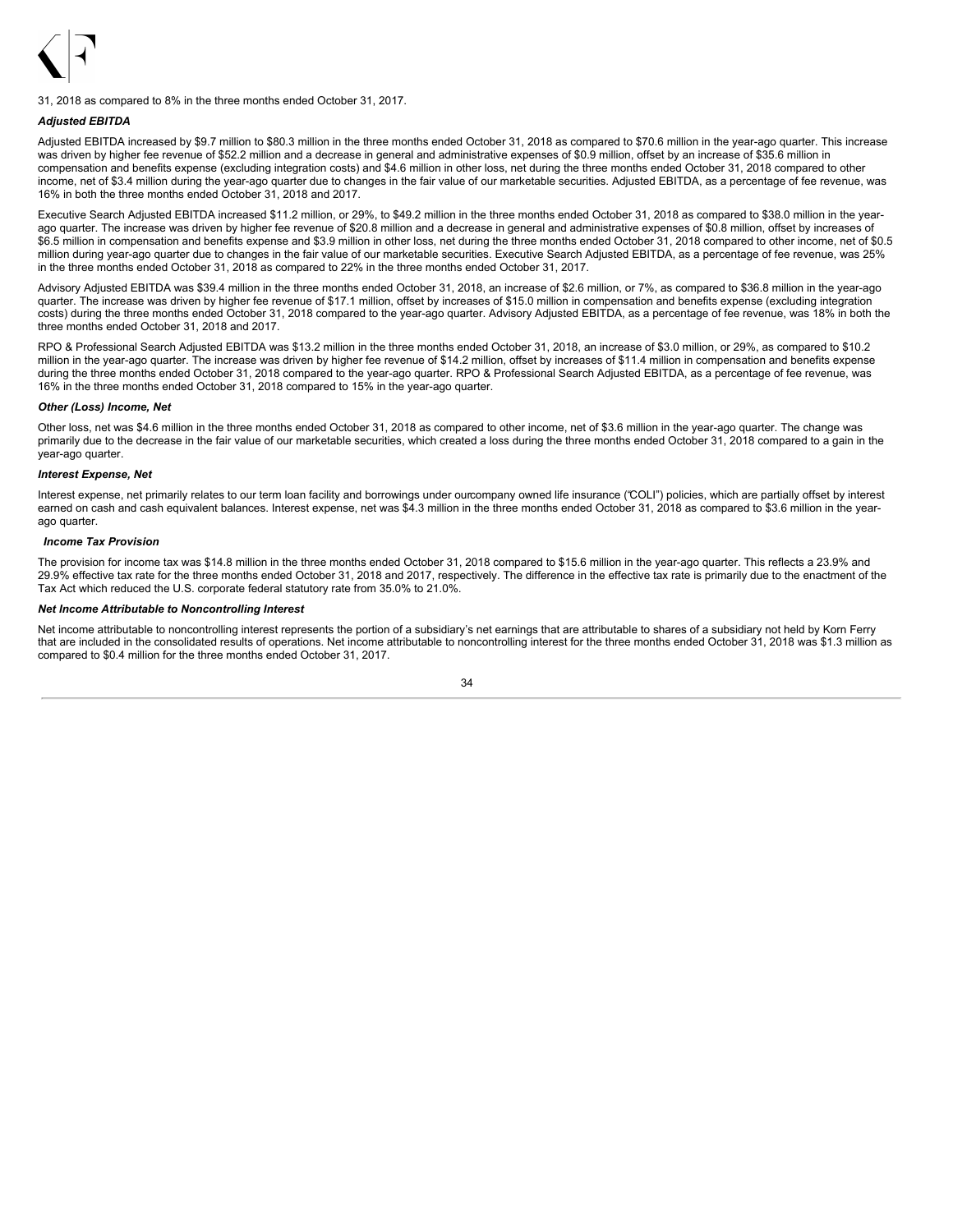31, 2018 as compared to 8% in the three months ended October 31, 2017.

***Adjusted EBITDA***

Adjusted EBITDA increased by $9.7 million to $80.3 million in the three months ended October 31, 2018 as compared to $70.6 million in the year-ago quarter. This increase was driven by higher fee revenue of $52.2 million and a decrease in general and administrative expenses of $0.9 million, offset by an increase of $35.6 million in compensation and benefits expense (excluding integration costs) and $4.6 million in other loss, net during the three months ended October 31, 2018 compared to other income, net of $3.4 million during the year-ago quarter due to changes in the fair value of our marketable securities. Adjusted EBITDA, as a percentage of fee revenue, was 16% in both the three months ended October 31, 2018 and 2017.

Executive Search Adjusted EBITDA increased $11.2 million, or 29%, to $49.2 million in the three months ended October 31, 2018 as compared to $38.0 million in the year-ago quarter. The increase was driven by higher fee revenue of $20.8 million and a decrease in general and administrative expenses of $0.8 million, offset by increases of $6.5 million in compensation and benefits expense and $3.9 million in other loss, net during the three months ended October 31, 2018 compared to other income, net of $0.5 million during year-ago quarter due to changes in the fair value of our marketable securities. Executive Search Adjusted EBITDA, as a percentage of fee revenue, was 25% in the three months ended October 31, 2018 as compared to 22% in the three months ended October 31, 2017.

Advisory Adjusted EBITDA was $39.4 million in the three months ended October 31, 2018, an increase of $2.6 million, or 7%, as compared to $36.8 million in the year-ago quarter. The increase was driven by higher fee revenue of $17.1 million, offset by increases of $15.0 million in compensation and benefits expense (excluding integration costs) during the three months ended October 31, 2018 compared to the year-ago quarter. Advisory Adjusted EBITDA, as a percentage of fee revenue, was 18% in both the three months ended October 31, 2018 and 2017.

RPO & Professional Search Adjusted EBITDA was $13.2 million in the three months ended October 31, 2018, an increase of $3.0 million, or 29%, as compared to $10.2 million in the year-ago quarter. The increase was driven by higher fee revenue of $14.2 million, offset by increases of $11.4 million in compensation and benefits expense during the three months ended October 31, 2018 compared to the year-ago quarter. RPO & Professional Search Adjusted EBITDA, as a percentage of fee revenue, was 16% in the three months ended October 31, 2018 compared to 15% in the year-ago quarter.

***Other (Loss) Income, Net***

Other loss, net was $4.6 million in the three months ended October 31, 2018 as compared to other income, net of $3.6 million in the year-ago quarter. The change was primarily due to the decrease in the fair value of our marketable securities, which created a loss during the three months ended October 31, 2018 compared to a gain in the year-ago quarter.

***Interest Expense, Net***

Interest expense, net primarily relates to our term loan facility and borrowings under ourcompany owned life insurance ("COLI") policies, which are partially offset by interest earned on cash and cash equivalent balances. Interest expense, net was $4.3 million in the three months ended October 31, 2018 as compared to $3.6 million in the year-ago quarter.

***Income Tax Provision***

The provision for income tax was $14.8 million in the three months ended October 31, 2018 compared to $15.6 million in the year-ago quarter. This reflects a 23.9% and 29.9% effective tax rate for the three months ended October 31, 2018 and 2017, respectively. The difference in the effective tax rate is primarily due to the enactment of the Tax Act which reduced the U.S. corporate federal statutory rate from 35.0% to 21.0%.

***Net Income Attributable to Noncontrolling Interest***

Net income attributable to noncontrolling interest represents the portion of a subsidiary's net earnings that are attributable to shares of a subsidiary not held by Korn Ferry that are included in the consolidated results of operations. Net income attributable to noncontrolling interest for the three months ended October 31, 2018 was $1.3 million as compared to $0.4 million for the three months ended October 31, 2017.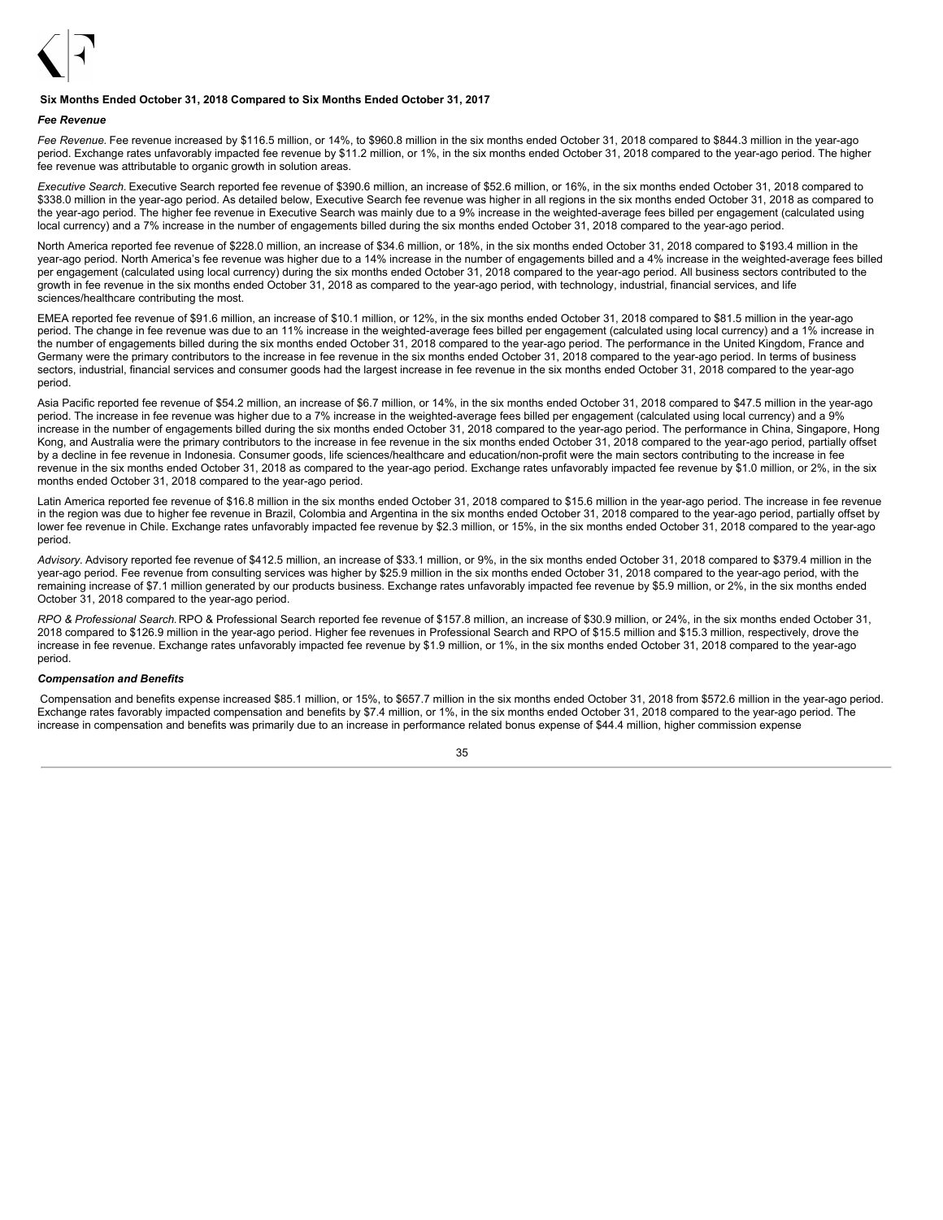**Six Months Ended October 31, 2018 Compared to Six Months Ended October 31, 2017**

***Fee Revenue***

*Fee Revenue.* Fee revenue increased by $116.5 million, or 14%, to $960.8 million in the six months ended October 31, 2018 compared to $844.3 million in the year-ago period. Exchange rates unfavorably impacted fee revenue by $11.2 million, or 1%, in the six months ended October 31, 2018 compared to the year-ago period. The higher fee revenue was attributable to organic growth in solution areas.

*Executive Search.* Executive Search reported fee revenue of $390.6 million, an increase of $52.6 million, or 16%, in the six months ended October 31, 2018 compared to $338.0 million in the year-ago period. As detailed below, Executive Search fee revenue was higher in all regions in the six months ended October 31, 2018 as compared to the year-ago period. The higher fee revenue in Executive Search was mainly due to a 9% increase in the weighted-average fees billed per engagement (calculated using local currency) and a 7% increase in the number of engagements billed during the six months ended October 31, 2018 compared to the year-ago period.

North America reported fee revenue of $228.0 million, an increase of $34.6 million, or 18%, in the six months ended October 31, 2018 compared to $193.4 million in the year-ago period. North America's fee revenue was higher due to a 14% increase in the number of engagements billed and a 4% increase in the weighted-average fees billed per engagement (calculated using local currency) during the six months ended October 31, 2018 compared to the year-ago period. All business sectors contributed to the growth in fee revenue in the six months ended October 31, 2018 as compared to the year-ago period, with technology, industrial, financial services, and life sciences/healthcare contributing the most.

EMEA reported fee revenue of $91.6 million, an increase of $10.1 million, or 12%, in the six months ended October 31, 2018 compared to $81.5 million in the year-ago period. The change in fee revenue was due to an 11% increase in the weighted-average fees billed per engagement (calculated using local currency) and a 1% increase in the number of engagements billed during the six months ended October 31, 2018 compared to the year-ago period. The performance in the United Kingdom, France and Germany were the primary contributors to the increase in fee revenue in the six months ended October 31, 2018 compared to the year-ago period. In terms of business sectors, industrial, financial services and consumer goods had the largest increase in fee revenue in the six months ended October 31, 2018 compared to the year-ago period.

Asia Pacific reported fee revenue of $54.2 million, an increase of $6.7 million, or 14%, in the six months ended October 31, 2018 compared to $47.5 million in the year-ago period. The increase in fee revenue was higher due to a 7% increase in the weighted-average fees billed per engagement (calculated using local currency) and a 9% increase in the number of engagements billed during the six months ended October 31, 2018 compared to the year-ago period. The performance in China, Singapore, Hong Kong, and Australia were the primary contributors to the increase in fee revenue in the six months ended October 31, 2018 compared to the year-ago period, partially offset by a decline in fee revenue in Indonesia. Consumer goods, life sciences/healthcare and education/non-profit were the main sectors contributing to the increase in fee revenue in the six months ended October 31, 2018 as compared to the year-ago period. Exchange rates unfavorably impacted fee revenue by $1.0 million, or 2%, in the six months ended October 31, 2018 compared to the year-ago period.

Latin America reported fee revenue of $16.8 million in the six months ended October 31, 2018 compared to $15.6 million in the year-ago period. The increase in fee revenue in the region was due to higher fee revenue in Brazil, Colombia and Argentina in the six months ended October 31, 2018 compared to the year-ago period, partially offset by lower fee revenue in Chile. Exchange rates unfavorably impacted fee revenue by $2.3 million, or 15%, in the six months ended October 31, 2018 compared to the year-ago period.

*Advisory.* Advisory reported fee revenue of $412.5 million, an increase of $33.1 million, or 9%, in the six months ended October 31, 2018 compared to $379.4 million in the year-ago period. Fee revenue from consulting services was higher by $25.9 million in the six months ended October 31, 2018 compared to the year-ago period, with the remaining increase of $7.1 million generated by our products business. Exchange rates unfavorably impacted fee revenue by $5.9 million, or 2%, in the six months ended October 31, 2018 compared to the year-ago period.

*RPO & Professional Search.* RPO & Professional Search reported fee revenue of $157.8 million, an increase of $30.9 million, or 24%, in the six months ended October 31, 2018 compared to $126.9 million in the year-ago period. Higher fee revenues in Professional Search and RPO of $15.5 million and $15.3 million, respectively, drove the increase in fee revenue. Exchange rates unfavorably impacted fee revenue by $1.9 million, or 1%, in the six months ended October 31, 2018 compared to the year-ago period.

***Compensation and Benefits***

Compensation and benefits expense increased $85.1 million, or 15%, to $657.7 million in the six months ended October 31, 2018 from $572.6 million in the year-ago period. Exchange rates favorably impacted compensation and benefits by $7.4 million, or 1%, in the six months ended October 31, 2018 compared to the year-ago period. The increase in compensation and benefits was primarily due to an increase in performance related bonus expense of $44.4 million, higher commission expense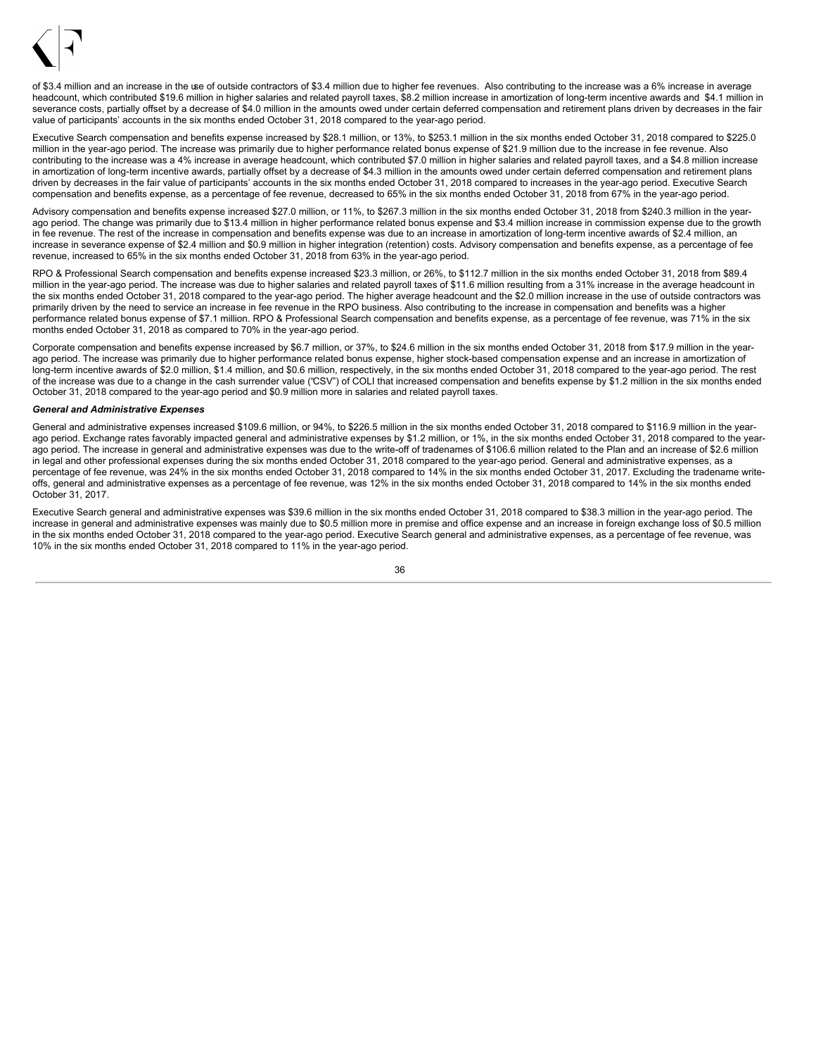of $3.4 million and an increase in the use of outside contractors of $3.4 million due to higher fee revenues. Also contributing to the increase was a 6% increase in average headcount, which contributed $19.6 million in higher salaries and related payroll taxes, $8.2 million increase in amortization of long-term incentive awards and $4.1 million in severance costs, partially offset by a decrease of $4.0 million in the amounts owed under certain deferred compensation and retirement plans driven by decreases in the fair value of participants' accounts in the six months ended October 31, 2018 compared to the year-ago period.

Executive Search compensation and benefits expense increased by $28.1 million, or 13%, to $253.1 million in the six months ended October 31, 2018 compared to $225.0 million in the year-ago period. The increase was primarily due to higher performance related bonus expense of $21.9 million due to the increase in fee revenue. Also contributing to the increase was a 4% increase in average headcount, which contributed $7.0 million in higher salaries and related payroll taxes, and a $4.8 million increase in amortization of long-term incentive awards, partially offset by a decrease of $4.3 million in the amounts owed under certain deferred compensation and retirement plans driven by decreases in the fair value of participants' accounts in the six months ended October 31, 2018 compared to increases in the year-ago period. Executive Search compensation and benefits expense, as a percentage of fee revenue, decreased to 65% in the six months ended October 31, 2018 from 67% in the year-ago period.

Advisory compensation and benefits expense increased $27.0 million, or 11%, to $267.3 million in the six months ended October 31, 2018 from $240.3 million in the year-ago period. The change was primarily due to $13.4 million in higher performance related bonus expense and $3.4 million increase in commission expense due to the growth in fee revenue. The rest of the increase in compensation and benefits expense was due to an increase in amortization of long-term incentive awards of $2.4 million, an increase in severance expense of $2.4 million and $0.9 million in higher integration (retention) costs. Advisory compensation and benefits expense, as a percentage of fee revenue, increased to 65% in the six months ended October 31, 2018 from 63% in the year-ago period.

RPO & Professional Search compensation and benefits expense increased $23.3 million, or 26%, to $112.7 million in the six months ended October 31, 2018 from $89.4 million in the year-ago period. The increase was due to higher salaries and related payroll taxes of $11.6 million resulting from a 31% increase in the average headcount in the six months ended October 31, 2018 compared to the year-ago period. The higher average headcount and the $2.0 million increase in the use of outside contractors was primarily driven by the need to service an increase in fee revenue in the RPO business. Also contributing to the increase in compensation and benefits was a higher performance related bonus expense of $7.1 million. RPO & Professional Search compensation and benefits expense, as a percentage of fee revenue, was 71% in the six months ended October 31, 2018 as compared to 70% in the year-ago period.

Corporate compensation and benefits expense increased by $6.7 million, or 37%, to $24.6 million in the six months ended October 31, 2018 from $17.9 million in the year-ago period. The increase was primarily due to higher performance related bonus expense, higher stock-based compensation expense and an increase in amortization of long-term incentive awards of $2.0 million, $1.4 million, and $0.6 million, respectively, in the six months ended October 31, 2018 compared to the year-ago period. The rest of the increase was due to a change in the cash surrender value ("CSV") of COLI that increased compensation and benefits expense by $1.2 million in the six months ended October 31, 2018 compared to the year-ago period and $0.9 million more in salaries and related payroll taxes.

***General and Administrative Expenses***

General and administrative expenses increased $109.6 million, or 94%, to $226.5 million in the six months ended October 31, 2018 compared to $116.9 million in the year-ago period. Exchange rates favorably impacted general and administrative expenses by $1.2 million, or 1%, in the six months ended October 31, 2018 compared to the year-ago period. The increase in general and administrative expenses was due to the write-off of tradenames of $106.6 million related to the Plan and an increase of $2.6 million in legal and other professional expenses during the six months ended October 31, 2018 compared to the year-ago period. General and administrative expenses, as a percentage of fee revenue, was 24% in the six months ended October 31, 2018 compared to 14% in the six months ended October 31, 2017. Excluding the tradename write-offs, general and administrative expenses as a percentage of fee revenue, was 12% in the six months ended October 31, 2018 compared to 14% in the six months ended October 31, 2017.

Executive Search general and administrative expenses was $39.6 million in the six months ended October 31, 2018 compared to $38.3 million in the year-ago period. The increase in general and administrative expenses was mainly due to $0.5 million more in premise and office expense and an increase in foreign exchange loss of $0.5 million in the six months ended October 31, 2018 compared to the year-ago period. Executive Search general and administrative expenses, as a percentage of fee revenue, was 10% in the six months ended October 31, 2018 compared to 11% in the year-ago period.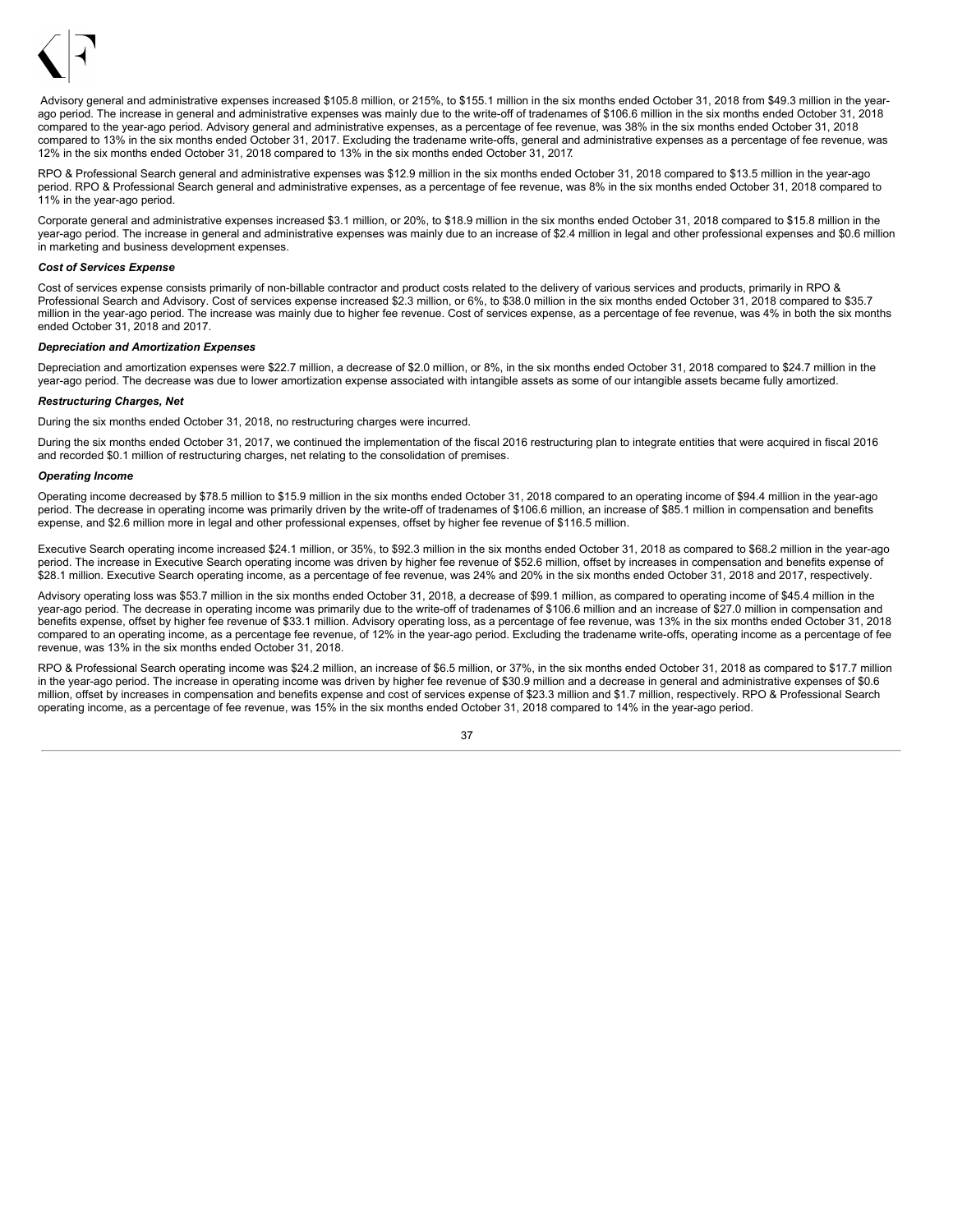Advisory general and administrative expenses increased $105.8 million, or 215%, to $155.1 million in the six months ended October 31, 2018 from $49.3 million in the year-ago period. The increase in general and administrative expenses was mainly due to the write-off of tradenames of $106.6 million in the six months ended October 31, 2018 compared to the year-ago period. Advisory general and administrative expenses, as a percentage of fee revenue, was 38% in the six months ended October 31, 2018 compared to 13% in the six months ended October 31, 2017. Excluding the tradename write-offs, general and administrative expenses as a percentage of fee revenue, was 12% in the six months ended October 31, 2018 compared to 13% in the six months ended October 31, 2017.

RPO & Professional Search general and administrative expenses was $12.9 million in the six months ended October 31, 2018 compared to $13.5 million in the year-ago period. RPO & Professional Search general and administrative expenses, as a percentage of fee revenue, was 8% in the six months ended October 31, 2018 compared to 11% in the year-ago period.

Corporate general and administrative expenses increased $3.1 million, or 20%, to $18.9 million in the six months ended October 31, 2018 compared to $15.8 million in the year-ago period. The increase in general and administrative expenses was mainly due to an increase of $2.4 million in legal and other professional expenses and $0.6 million in marketing and business development expenses.

### *Cost of Services Expense*

Cost of services expense consists primarily of non-billable contractor and product costs related to the delivery of various services and products, primarily in RPO & Professional Search and Advisory. Cost of services expense increased $2.3 million, or 6%, to $38.0 million in the six months ended October 31, 2018 compared to $35.7 million in the year-ago period. The increase was mainly due to higher fee revenue. Cost of services expense, as a percentage of fee revenue, was 4% in both the six months ended October 31, 2018 and 2017.

### *Depreciation and Amortization Expenses*

Depreciation and amortization expenses were $22.7 million, a decrease of $2.0 million, or 8%, in the six months ended October 31, 2018 compared to $24.7 million in the year-ago period. The decrease was due to lower amortization expense associated with intangible assets as some of our intangible assets became fully amortized.

### *Restructuring Charges, Net*

During the six months ended October 31, 2018, no restructuring charges were incurred.

During the six months ended October 31, 2017, we continued the implementation of the fiscal 2016 restructuring plan to integrate entities that were acquired in fiscal 2016 and recorded $0.1 million of restructuring charges, net relating to the consolidation of premises.

### *Operating Income*

Operating income decreased by $78.5 million to $15.9 million in the six months ended October 31, 2018 compared to an operating income of $94.4 million in the year-ago period. The decrease in operating income was primarily driven by the write-off of tradenames of $106.6 million, an increase of $85.1 million in compensation and benefits expense, and $2.6 million more in legal and other professional expenses, offset by higher fee revenue of $116.5 million.

Executive Search operating income increased $24.1 million, or 35%, to $92.3 million in the six months ended October 31, 2018 as compared to $68.2 million in the year-ago period. The increase in Executive Search operating income was driven by higher fee revenue of $52.6 million, offset by increases in compensation and benefits expense of $28.1 million. Executive Search operating income, as a percentage of fee revenue, was 24% and 20% in the six months ended October 31, 2018 and 2017, respectively.

Advisory operating loss was $53.7 million in the six months ended October 31, 2018, a decrease of $99.1 million, as compared to operating income of $45.4 million in the year-ago period. The decrease in operating income was primarily due to the write-off of tradenames of $106.6 million and an increase of $27.0 million in compensation and benefits expense, offset by higher fee revenue of $33.1 million. Advisory operating loss, as a percentage of fee revenue, was 13% in the six months ended October 31, 2018 compared to an operating income, as a percentage fee revenue, of 12% in the year-ago period. Excluding the tradename write-offs, operating income as a percentage of fee revenue, was 13% in the six months ended October 31, 2018.

RPO & Professional Search operating income was $24.2 million, an increase of $6.5 million, or 37%, in the six months ended October 31, 2018 as compared to $17.7 million in the year-ago period. The increase in operating income was driven by higher fee revenue of $30.9 million and a decrease in general and administrative expenses of $0.6 million, offset by increases in compensation and benefits expense and cost of services expense of $23.3 million and $1.7 million, respectively. RPO & Professional Search operating income, as a percentage of fee revenue, was 15% in the six months ended October 31, 2018 compared to 14% in the year-ago period.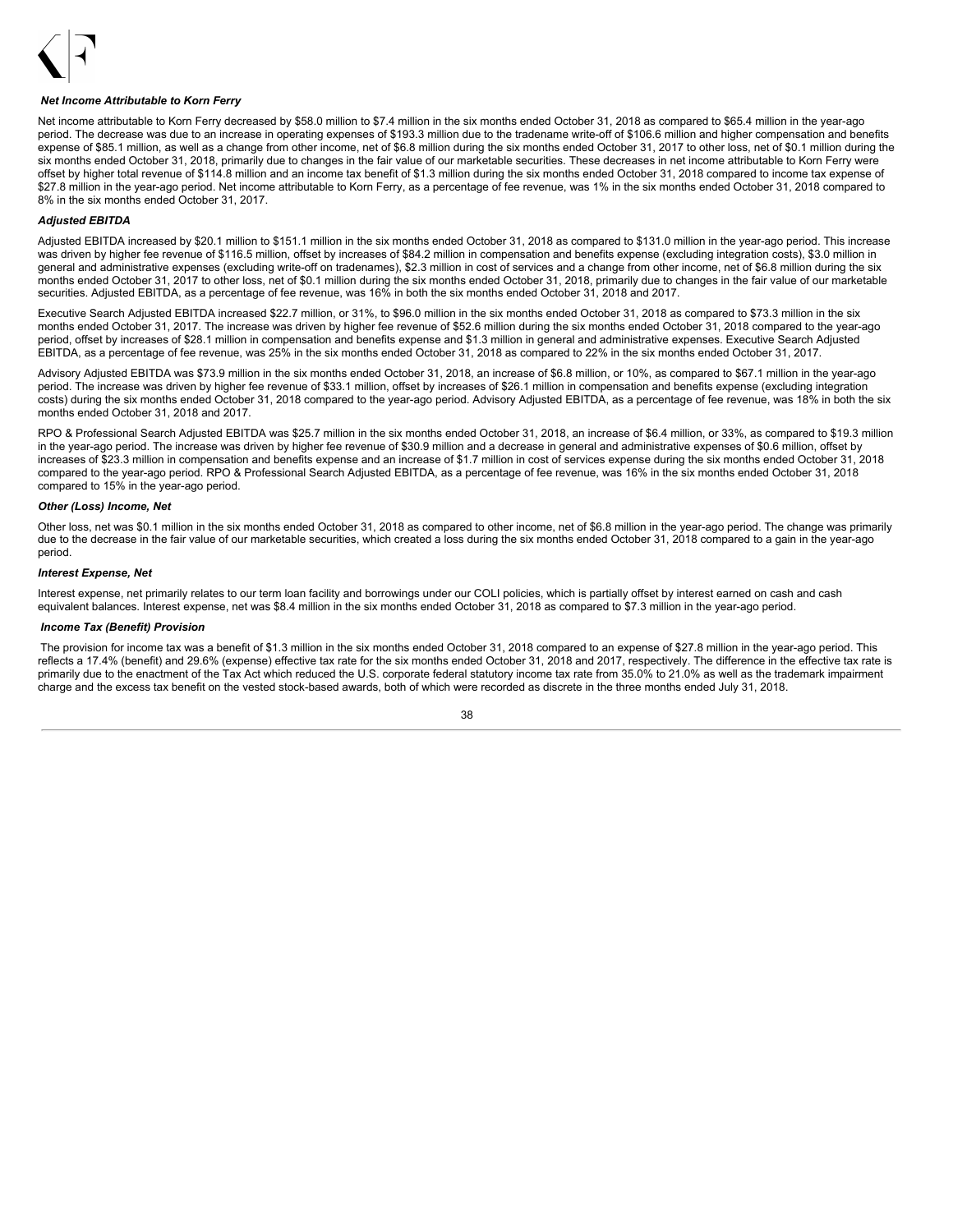### *Net Income Attributable to Korn Ferry*

Net income attributable to Korn Ferry decreased by $58.0 million to $7.4 million in the six months ended October 31, 2018 as compared to $65.4 million in the year-ago period. The decrease was due to an increase in operating expenses of $193.3 million due to the tradename write-off of $106.6 million and higher compensation and benefits expense of $85.1 million, as well as a change from other income, net of $6.8 million during the six months ended October 31, 2017 to other loss, net of $0.1 million during the six months ended October 31, 2018, primarily due to changes in the fair value of our marketable securities. These decreases in net income attributable to Korn Ferry were offset by higher total revenue of $114.8 million and an income tax benefit of $1.3 million during the six months ended October 31, 2018 compared to income tax expense of $27.8 million in the year-ago period. Net income attributable to Korn Ferry, as a percentage of fee revenue, was 1% in the six months ended October 31, 2018 compared to 8% in the six months ended October 31, 2017.

### *Adjusted EBITDA*

Adjusted EBITDA increased by $20.1 million to $151.1 million in the six months ended October 31, 2018 as compared to $131.0 million in the year-ago period. This increase was driven by higher fee revenue of $116.5 million, offset by increases of $84.2 million in compensation and benefits expense (excluding integration costs), $3.0 million in general and administrative expenses (excluding write-off on tradenames), $2.3 million in cost of services and a change from other income, net of $6.8 million during the six months ended October 31, 2017 to other loss, net of $0.1 million during the six months ended October 31, 2018, primarily due to changes in the fair value of our marketable securities. Adjusted EBITDA, as a percentage of fee revenue, was 16% in both the six months ended October 31, 2018 and 2017.

Executive Search Adjusted EBITDA increased $22.7 million, or 31%, to $96.0 million in the six months ended October 31, 2018 as compared to $73.3 million in the six months ended October 31, 2017. The increase was driven by higher fee revenue of $52.6 million during the six months ended October 31, 2018 compared to the year-ago period, offset by increases of $28.1 million in compensation and benefits expense and $1.3 million in general and administrative expenses. Executive Search Adjusted EBITDA, as a percentage of fee revenue, was 25% in the six months ended October 31, 2018 as compared to 22% in the six months ended October 31, 2017.

Advisory Adjusted EBITDA was $73.9 million in the six months ended October 31, 2018, an increase of $6.8 million, or 10%, as compared to $67.1 million in the year-ago period. The increase was driven by higher fee revenue of $33.1 million, offset by increases of $26.1 million in compensation and benefits expense (excluding integration costs) during the six months ended October 31, 2018 compared to the year-ago period. Advisory Adjusted EBITDA, as a percentage of fee revenue, was 18% in both the six months ended October 31, 2018 and 2017.

RPO & Professional Search Adjusted EBITDA was $25.7 million in the six months ended October 31, 2018, an increase of $6.4 million, or 33%, as compared to $19.3 million in the year-ago period. The increase was driven by higher fee revenue of $30.9 million and a decrease in general and administrative expenses of $0.6 million, offset by increases of $23.3 million in compensation and benefits expense and an increase of $1.7 million in cost of services expense during the six months ended October 31, 2018 compared to the year-ago period. RPO & Professional Search Adjusted EBITDA, as a percentage of fee revenue, was 16% in the six months ended October 31, 2018 compared to 15% in the year-ago period.

### *Other (Loss) Income, Net*

Other loss, net was $0.1 million in the six months ended October 31, 2018 as compared to other income, net of $6.8 million in the year-ago period. The change was primarily due to the decrease in the fair value of our marketable securities, which created a loss during the six months ended October 31, 2018 compared to a gain in the year-ago period.

### *Interest Expense, Net*

Interest expense, net primarily relates to our term loan facility and borrowings under our COLI policies, which is partially offset by interest earned on cash and cash equivalent balances. Interest expense, net was $8.4 million in the six months ended October 31, 2018 as compared to $7.3 million in the year-ago period.

### *Income Tax (Benefit) Provision*

The provision for income tax was a benefit of $1.3 million in the six months ended October 31, 2018 compared to an expense of $27.8 million in the year-ago period. This reflects a 17.4% (benefit) and 29.6% (expense) effective tax rate for the six months ended October 31, 2018 and 2017, respectively. The difference in the effective tax rate is primarily due to the enactment of the Tax Act which reduced the U.S. corporate federal statutory income tax rate from 35.0% to 21.0% as well as the trademark impairment charge and the excess tax benefit on the vested stock-based awards, both of which were recorded as discrete in the three months ended July 31, 2018.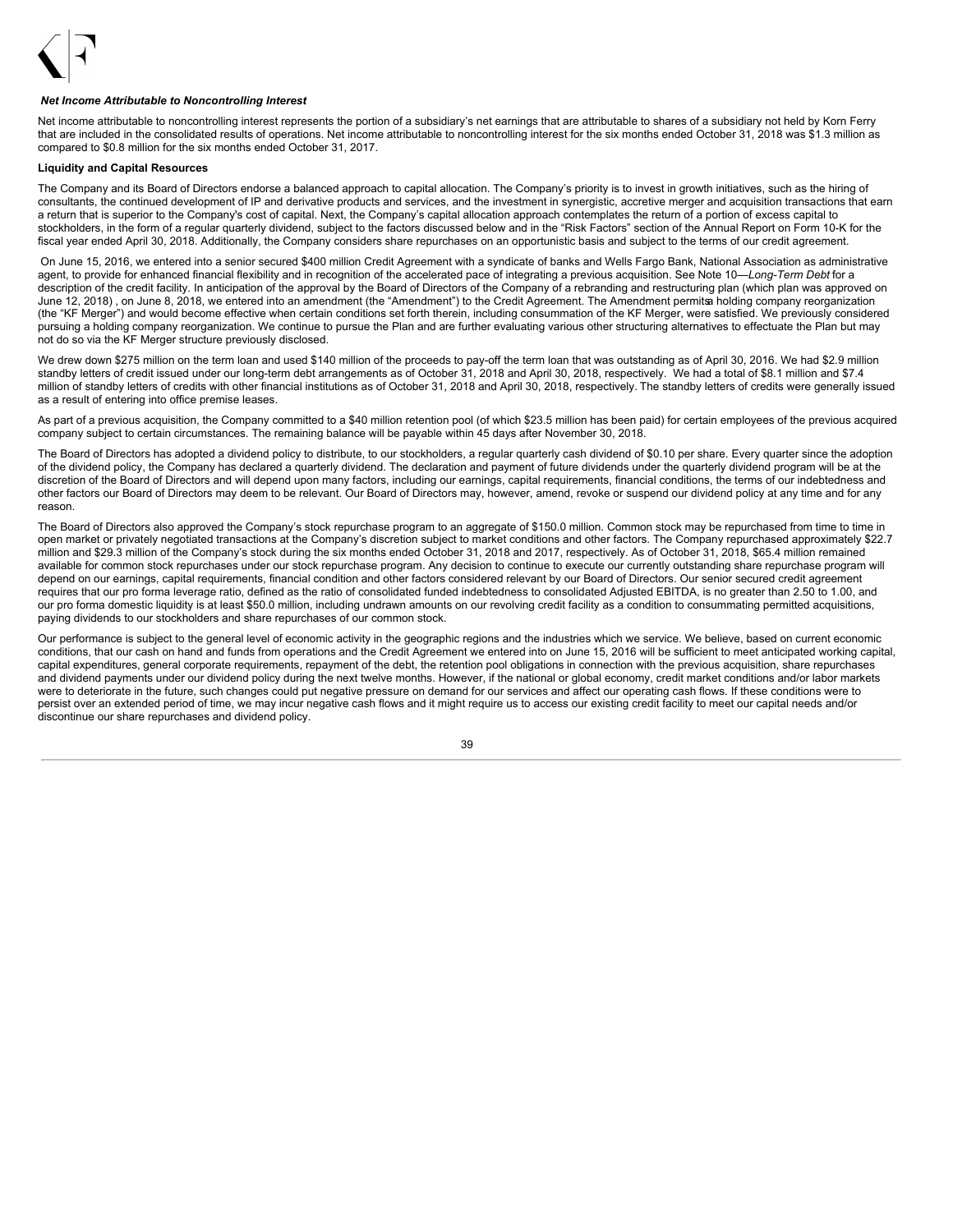*Net Income Attributable to Noncontrolling Interest*

Net income attributable to noncontrolling interest represents the portion of a subsidiary's net earnings that are attributable to shares of a subsidiary not held by Korn Ferry that are included in the consolidated results of operations. Net income attributable to noncontrolling interest for the six months ended October 31, 2018 was $1.3 million as compared to $0.8 million for the six months ended October 31, 2017.

**Liquidity and Capital Resources**

The Company and its Board of Directors endorse a balanced approach to capital allocation. The Company's priority is to invest in growth initiatives, such as the hiring of consultants, the continued development of IP and derivative products and services, and the investment in synergistic, accretive merger and acquisition transactions that earn a return that is superior to the Company's cost of capital. Next, the Company's capital allocation approach contemplates the return of a portion of excess capital to stockholders, in the form of a regular quarterly dividend, subject to the factors discussed below and in the "Risk Factors" section of the Annual Report on Form 10-K for the fiscal year ended April 30, 2018. Additionally, the Company considers share repurchases on an opportunistic basis and subject to the terms of our credit agreement.

On June 15, 2016, we entered into a senior secured $400 million Credit Agreement with a syndicate of banks and Wells Fargo Bank, National Association as administrative agent, to provide for enhanced financial flexibility and in recognition of the accelerated pace of integrating a previous acquisition. See Note 10—*Long-Term Debt* for a description of the credit facility. In anticipation of the approval by the Board of Directors of the Company of a rebranding and restructuring plan (which plan was approved on June 12, 2018) , on June 8, 2018, we entered into an amendment (the "Amendment") to the Credit Agreement. The Amendment permits a holding company reorganization (the "KF Merger") and would become effective when certain conditions set forth therein, including consummation of the KF Merger, were satisfied. We previously considered pursuing a holding company reorganization. We continue to pursue the Plan and are further evaluating various other structuring alternatives to effectuate the Plan but may not do so via the KF Merger structure previously disclosed.

We drew down $275 million on the term loan and used $140 million of the proceeds to pay-off the term loan that was outstanding as of April 30, 2016. We had $2.9 million standby letters of credit issued under our long-term debt arrangements as of October 31, 2018 and April 30, 2018, respectively. We had a total of $8.1 million and $7.4 million of standby letters of credits with other financial institutions as of October 31, 2018 and April 30, 2018, respectively. The standby letters of credits were generally issued as a result of entering into office premise leases.

As part of a previous acquisition, the Company committed to a $40 million retention pool (of which $23.5 million has been paid) for certain employees of the previous acquired company subject to certain circumstances. The remaining balance will be payable within 45 days after November 30, 2018.

The Board of Directors has adopted a dividend policy to distribute, to our stockholders, a regular quarterly cash dividend of $0.10 per share. Every quarter since the adoption of the dividend policy, the Company has declared a quarterly dividend. The declaration and payment of future dividends under the quarterly dividend program will be at the discretion of the Board of Directors and will depend upon many factors, including our earnings, capital requirements, financial conditions, the terms of our indebtedness and other factors our Board of Directors may deem to be relevant. Our Board of Directors may, however, amend, revoke or suspend our dividend policy at any time and for any reason.

The Board of Directors also approved the Company's stock repurchase program to an aggregate of $150.0 million. Common stock may be repurchased from time to time in open market or privately negotiated transactions at the Company's discretion subject to market conditions and other factors. The Company repurchased approximately $22.7 million and $29.3 million of the Company's stock during the six months ended October 31, 2018 and 2017, respectively. As of October 31, 2018, $65.4 million remained available for common stock repurchases under our stock repurchase program. Any decision to continue to execute our currently outstanding share repurchase program will depend on our earnings, capital requirements, financial condition and other factors considered relevant by our Board of Directors. Our senior secured credit agreement requires that our pro forma leverage ratio, defined as the ratio of consolidated funded indebtedness to consolidated Adjusted EBITDA, is no greater than 2.50 to 1.00, and our pro forma domestic liquidity is at least $50.0 million, including undrawn amounts on our revolving credit facility as a condition to consummating permitted acquisitions, paying dividends to our stockholders and share repurchases of our common stock.

Our performance is subject to the general level of economic activity in the geographic regions and the industries which we service. We believe, based on current economic conditions, that our cash on hand and funds from operations and the Credit Agreement we entered into on June 15, 2016 will be sufficient to meet anticipated working capital, capital expenditures, general corporate requirements, repayment of the debt, the retention pool obligations in connection with the previous acquisition, share repurchases and dividend payments under our dividend policy during the next twelve months. However, if the national or global economy, credit market conditions and/or labor markets were to deteriorate in the future, such changes could put negative pressure on demand for our services and affect our operating cash flows. If these conditions were to persist over an extended period of time, we may incur negative cash flows and it might require us to access our existing credit facility to meet our capital needs and/or discontinue our share repurchases and dividend policy.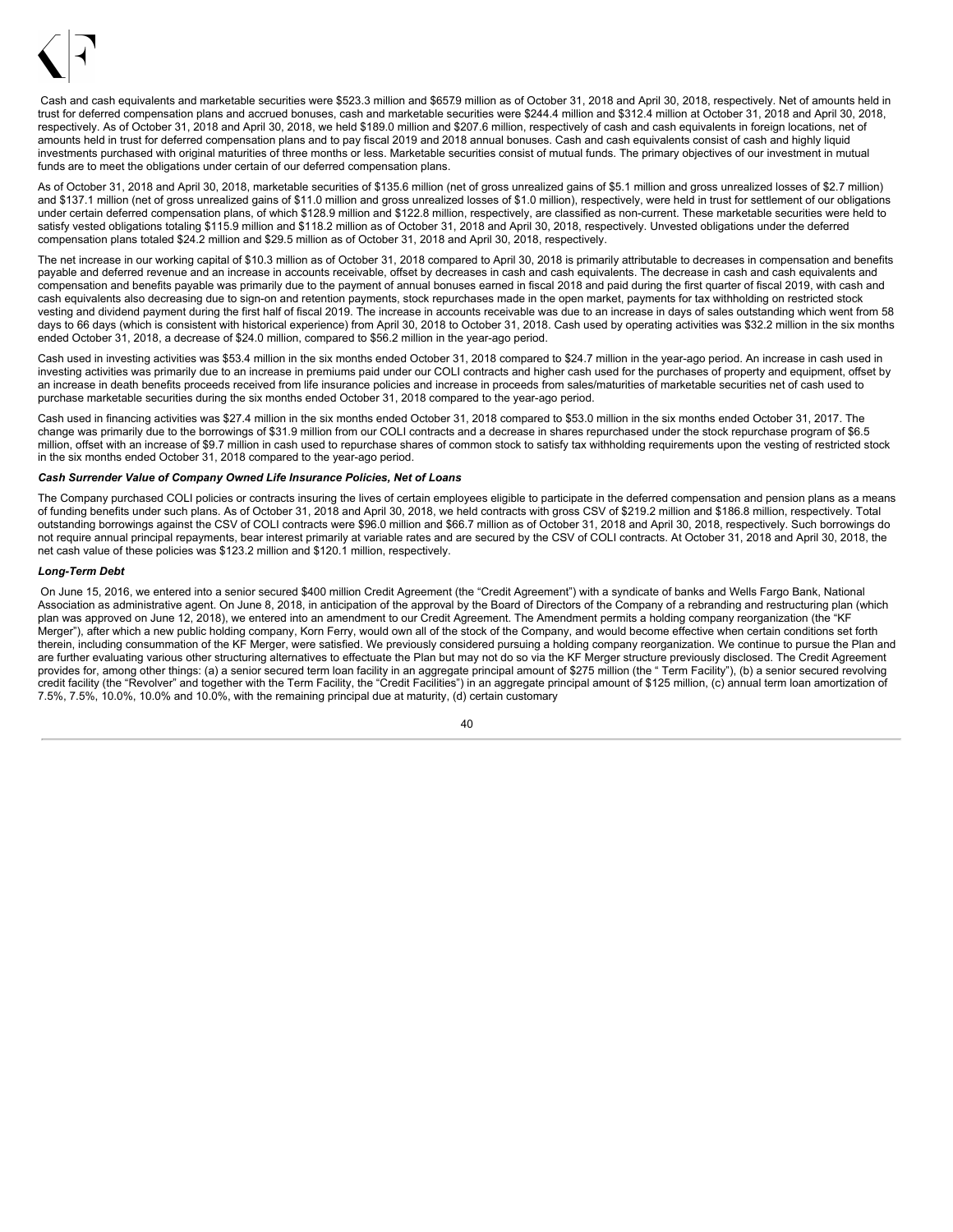Cash and cash equivalents and marketable securities were $523.3 million and $657.9 million as of October 31, 2018 and April 30, 2018, respectively. Net of amounts held in trust for deferred compensation plans and accrued bonuses, cash and marketable securities were $244.4 million and $312.4 million at October 31, 2018 and April 30, 2018, respectively. As of October 31, 2018 and April 30, 2018, we held $189.0 million and $207.6 million, respectively of cash and cash equivalents in foreign locations, net of amounts held in trust for deferred compensation plans and to pay fiscal 2019 and 2018 annual bonuses. Cash and cash equivalents consist of cash and highly liquid investments purchased with original maturities of three months or less. Marketable securities consist of mutual funds. The primary objectives of our investment in mutual funds are to meet the obligations under certain of our deferred compensation plans.

As of October 31, 2018 and April 30, 2018, marketable securities of $135.6 million (net of gross unrealized gains of $5.1 million and gross unrealized losses of $2.7 million) and $137.1 million (net of gross unrealized gains of $11.0 million and gross unrealized losses of $1.0 million), respectively, were held in trust for settlement of our obligations under certain deferred compensation plans, of which $128.9 million and $122.8 million, respectively, are classified as non-current. These marketable securities were held to satisfy vested obligations totaling $115.9 million and $118.2 million as of October 31, 2018 and April 30, 2018, respectively. Unvested obligations under the deferred compensation plans totaled $24.2 million and $29.5 million as of October 31, 2018 and April 30, 2018, respectively.

The net increase in our working capital of $10.3 million as of October 31, 2018 compared to April 30, 2018 is primarily attributable to decreases in compensation and benefits payable and deferred revenue and an increase in accounts receivable, offset by decreases in cash and cash equivalents. The decrease in cash and cash equivalents and compensation and benefits payable was primarily due to the payment of annual bonuses earned in fiscal 2018 and paid during the first quarter of fiscal 2019, with cash and cash equivalents also decreasing due to sign-on and retention payments, stock repurchases made in the open market, payments for tax withholding on restricted stock vesting and dividend payment during the first half of fiscal 2019. The increase in accounts receivable was due to an increase in days of sales outstanding which went from 58 days to 66 days (which is consistent with historical experience) from April 30, 2018 to October 31, 2018. Cash used by operating activities was $32.2 million in the six months ended October 31, 2018, a decrease of $24.0 million, compared to $56.2 million in the year-ago period.

Cash used in investing activities was $53.4 million in the six months ended October 31, 2018 compared to $24.7 million in the year-ago period. An increase in cash used in investing activities was primarily due to an increase in premiums paid under our COLI contracts and higher cash used for the purchases of property and equipment, offset by an increase in death benefits proceeds received from life insurance policies and increase in proceeds from sales/maturities of marketable securities net of cash used to purchase marketable securities during the six months ended October 31, 2018 compared to the year-ago period.

Cash used in financing activities was $27.4 million in the six months ended October 31, 2018 compared to $53.0 million in the six months ended October 31, 2017. The change was primarily due to the borrowings of $31.9 million from our COLI contracts and a decrease in shares repurchased under the stock repurchase program of $6.5 million, offset with an increase of $9.7 million in cash used to repurchase shares of common stock to satisfy tax withholding requirements upon the vesting of restricted stock in the six months ended October 31, 2018 compared to the year-ago period.

***Cash Surrender Value of Company Owned Life Insurance Policies, Net of Loans***

The Company purchased COLI policies or contracts insuring the lives of certain employees eligible to participate in the deferred compensation and pension plans as a means of funding benefits under such plans. As of October 31, 2018 and April 30, 2018, we held contracts with gross CSV of $219.2 million and $186.8 million, respectively. Total outstanding borrowings against the CSV of COLI contracts were $96.0 million and $66.7 million as of October 31, 2018 and April 30, 2018, respectively. Such borrowings do not require annual principal repayments, bear interest primarily at variable rates and are secured by the CSV of COLI contracts. At October 31, 2018 and April 30, 2018, the net cash value of these policies was $123.2 million and $120.1 million, respectively.

***Long-Term Debt***

On June 15, 2016, we entered into a senior secured $400 million Credit Agreement (the "Credit Agreement") with a syndicate of banks and Wells Fargo Bank, National Association as administrative agent. On June 8, 2018, in anticipation of the approval by the Board of Directors of the Company of a rebranding and restructuring plan (which plan was approved on June 12, 2018), we entered into an amendment to our Credit Agreement. The Amendment permits a holding company reorganization (the "KF Merger"), after which a new public holding company, Korn Ferry, would own all of the stock of the Company, and would become effective when certain conditions set forth therein, including consummation of the KF Merger, were satisfied. We previously considered pursuing a holding company reorganization. We continue to pursue the Plan and are further evaluating various other structuring alternatives to effectuate the Plan but may not do so via the KF Merger structure previously disclosed. The Credit Agreement provides for, among other things: (a) a senior secured term loan facility in an aggregate principal amount of $275 million (the " Term Facility"), (b) a senior secured revolving credit facility (the "Revolver" and together with the Term Facility, the "Credit Facilities") in an aggregate principal amount of $125 million, (c) annual term loan amortization of 7.5%, 7.5%, 10.0%, 10.0% and 10.0%, with the remaining principal due at maturity, (d) certain customary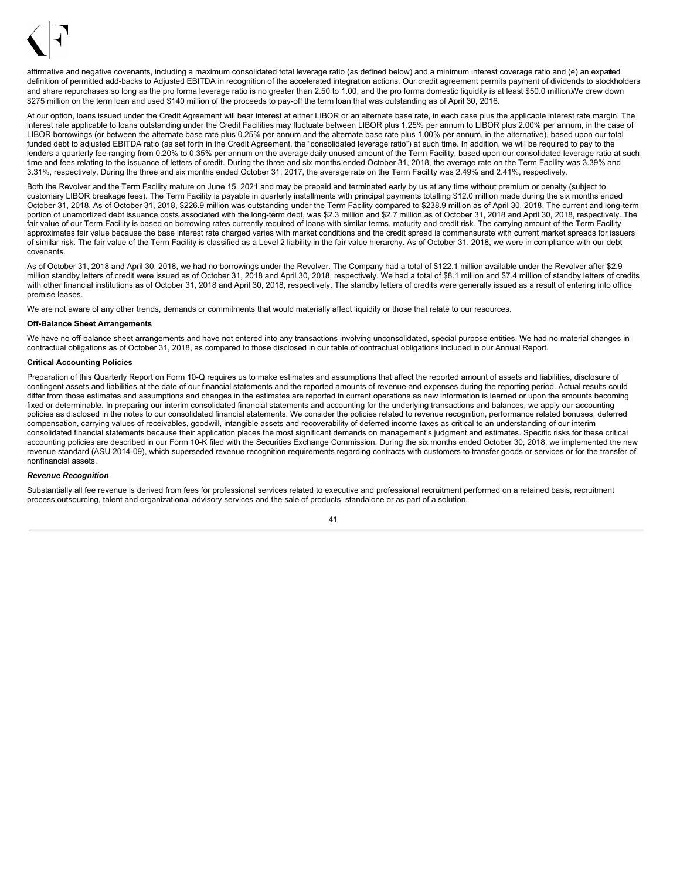affirmative and negative covenants, including a maximum consolidated total leverage ratio (as defined below) and a minimum interest coverage ratio and (e) an expanded definition of permitted add-backs to Adjusted EBITDA in recognition of the accelerated integration actions. Our credit agreement permits payment of dividends to stockholders and share repurchases so long as the pro forma leverage ratio is no greater than 2.50 to 1.00, and the pro forma domestic liquidity is at least $50.0 million. We drew down $275 million on the term loan and used $140 million of the proceeds to pay-off the term loan that was outstanding as of April 30, 2016.

At our option, loans issued under the Credit Agreement will bear interest at either LIBOR or an alternate base rate, in each case plus the applicable interest rate margin. The interest rate applicable to loans outstanding under the Credit Facilities may fluctuate between LIBOR plus 1.25% per annum to LIBOR plus 2.00% per annum, in the case of LIBOR borrowings (or between the alternate base rate plus 0.25% per annum and the alternate base rate plus 1.00% per annum, in the alternative), based upon our total funded debt to adjusted EBITDA ratio (as set forth in the Credit Agreement, the "consolidated leverage ratio") at such time. In addition, we will be required to pay to the lenders a quarterly fee ranging from 0.20% to 0.35% per annum on the average daily unused amount of the Term Facility, based upon our consolidated leverage ratio at such time and fees relating to the issuance of letters of credit. During the three and six months ended October 31, 2018, the average rate on the Term Facility was 3.39% and 3.31%, respectively. During the three and six months ended October 31, 2017, the average rate on the Term Facility was 2.49% and 2.41%, respectively.

Both the Revolver and the Term Facility mature on June 15, 2021 and may be prepaid and terminated early by us at any time without premium or penalty (subject to customary LIBOR breakage fees). The Term Facility is payable in quarterly installments with principal payments totalling $12.0 million made during the six months ended October 31, 2018. As of October 31, 2018, $226.9 million was outstanding under the Term Facility compared to $238.9 million as of April 30, 2018. The current and long-term portion of unamortized debt issuance costs associated with the long-term debt, was $2.3 million and $2.7 million as of October 31, 2018 and April 30, 2018, respectively. The fair value of our Term Facility is based on borrowing rates currently required of loans with similar terms, maturity and credit risk. The carrying amount of the Term Facility approximates fair value because the base interest rate charged varies with market conditions and the credit spread is commensurate with current market spreads for issuers of similar risk. The fair value of the Term Facility is classified as a Level 2 liability in the fair value hierarchy. As of October 31, 2018, we were in compliance with our debt covenants.

As of October 31, 2018 and April 30, 2018, we had no borrowings under the Revolver. The Company had a total of $122.1 million available under the Revolver after $2.9 million standby letters of credit were issued as of October 31, 2018 and April 30, 2018, respectively. We had a total of $8.1 million and $7.4 million of standby letters of credits with other financial institutions as of October 31, 2018 and April 30, 2018, respectively. The standby letters of credits were generally issued as a result of entering into office premise leases.

We are not aware of any other trends, demands or commitments that would materially affect liquidity or those that relate to our resources.

**Off-Balance Sheet Arrangements**

We have no off-balance sheet arrangements and have not entered into any transactions involving unconsolidated, special purpose entities. We had no material changes in contractual obligations as of October 31, 2018, as compared to those disclosed in our table of contractual obligations included in our Annual Report.

**Critical Accounting Policies**

Preparation of this Quarterly Report on Form 10-Q requires us to make estimates and assumptions that affect the reported amount of assets and liabilities, disclosure of contingent assets and liabilities at the date of our financial statements and the reported amounts of revenue and expenses during the reporting period. Actual results could differ from those estimates and assumptions and changes in the estimates are reported in current operations as new information is learned or upon the amounts becoming fixed or determinable. In preparing our interim consolidated financial statements and accounting for the underlying transactions and balances, we apply our accounting policies as disclosed in the notes to our consolidated financial statements. We consider the policies related to revenue recognition, performance related bonuses, deferred compensation, carrying values of receivables, goodwill, intangible assets and recoverability of deferred income taxes as critical to an understanding of our interim consolidated financial statements because their application places the most significant demands on management's judgment and estimates. Specific risks for these critical accounting policies are described in our Form 10-K filed with the Securities Exchange Commission. During the six months ended October 30, 2018, we implemented the new revenue standard (ASU 2014-09), which superseded revenue recognition requirements regarding contracts with customers to transfer goods or services or for the transfer of nonfinancial assets.

***Revenue Recognition***

Substantially all fee revenue is derived from fees for professional services related to executive and professional recruitment performed on a retained basis, recruitment process outsourcing, talent and organizational advisory services and the sale of products, standalone or as part of a solution.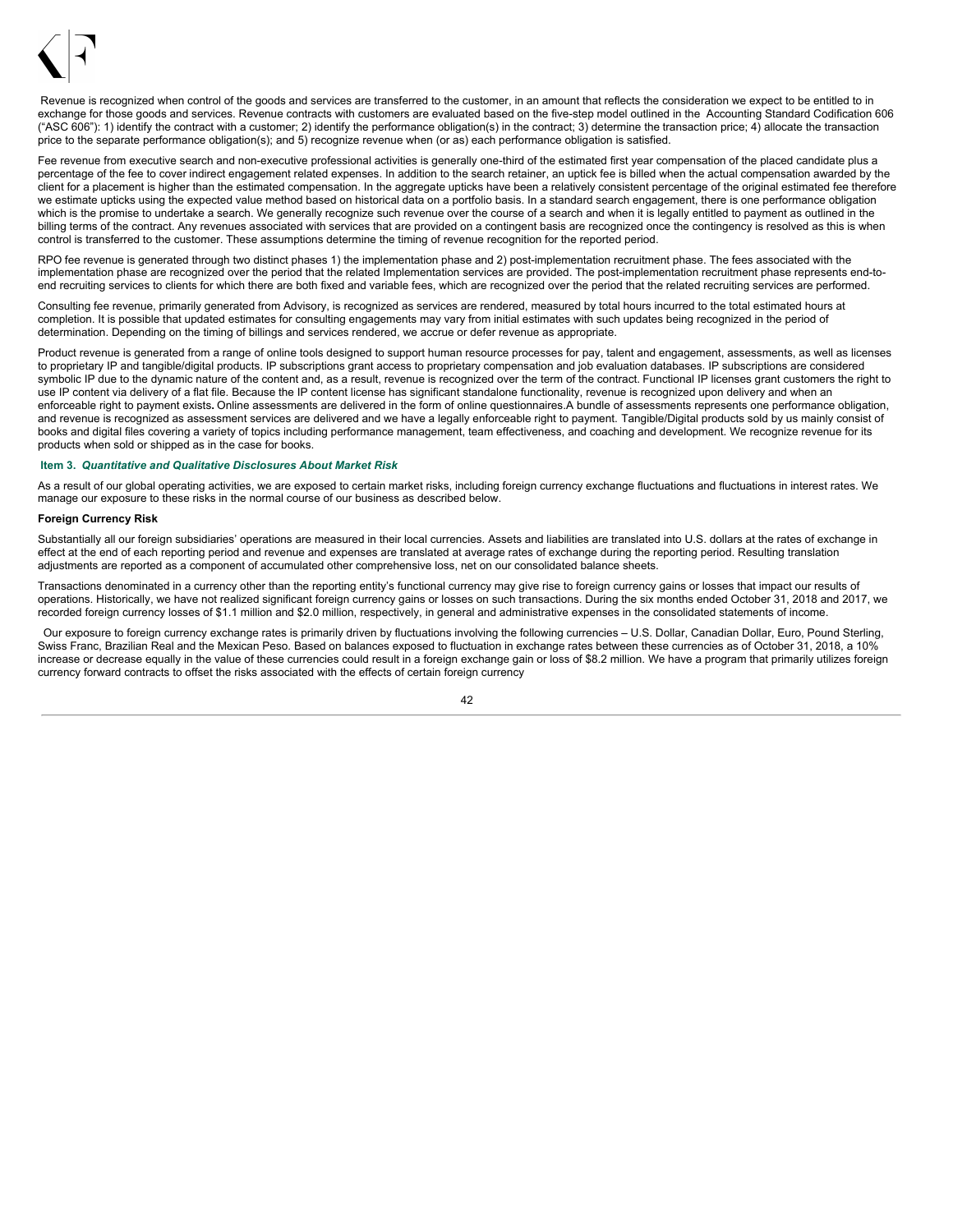Revenue is recognized when control of the goods and services are transferred to the customer, in an amount that reflects the consideration we expect to be entitled to in exchange for those goods and services. Revenue contracts with customers are evaluated based on the five-step model outlined in the Accounting Standard Codification 606 ("ASC 606"): 1) identify the contract with a customer; 2) identify the performance obligation(s) in the contract; 3) determine the transaction price; 4) allocate the transaction price to the separate performance obligation(s); and 5) recognize revenue when (or as) each performance obligation is satisfied.

Fee revenue from executive search and non-executive professional activities is generally one-third of the estimated first year compensation of the placed candidate plus a percentage of the fee to cover indirect engagement related expenses. In addition to the search retainer, an uptick fee is billed when the actual compensation awarded by the client for a placement is higher than the estimated compensation. In the aggregate upticks have been a relatively consistent percentage of the original estimated fee therefore we estimate upticks using the expected value method based on historical data on a portfolio basis. In a standard search engagement, there is one performance obligation which is the promise to undertake a search. We generally recognize such revenue over the course of a search and when it is legally entitled to payment as outlined in the billing terms of the contract. Any revenues associated with services that are provided on a contingent basis are recognized once the contingency is resolved as this is when control is transferred to the customer. These assumptions determine the timing of revenue recognition for the reported period.

RPO fee revenue is generated through two distinct phases 1) the implementation phase and 2) post-implementation recruitment phase. The fees associated with the implementation phase are recognized over the period that the related Implementation services are provided. The post-implementation recruitment phase represents end-to-end recruiting services to clients for which there are both fixed and variable fees, which are recognized over the period that the related recruiting services are performed.

Consulting fee revenue, primarily generated from Advisory, is recognized as services are rendered, measured by total hours incurred to the total estimated hours at completion. It is possible that updated estimates for consulting engagements may vary from initial estimates with such updates being recognized in the period of determination. Depending on the timing of billings and services rendered, we accrue or defer revenue as appropriate.

Product revenue is generated from a range of online tools designed to support human resource processes for pay, talent and engagement, assessments, as well as licenses to proprietary IP and tangible/digital products. IP subscriptions grant access to proprietary compensation and job evaluation databases. IP subscriptions are considered symbolic IP due to the dynamic nature of the content and, as a result, revenue is recognized over the term of the contract. Functional IP licenses grant customers the right to use IP content via delivery of a flat file. Because the IP content license has significant standalone functionality, revenue is recognized upon delivery and when an enforceable right to payment exists**.** Online assessments are delivered in the form of online questionnaires.A bundle of assessments represents one performance obligation, and revenue is recognized as assessment services are delivered and we have a legally enforceable right to payment. Tangible/Digital products sold by us mainly consist of books and digital files covering a variety of topics including performance management, team effectiveness, and coaching and development. We recognize revenue for its products when sold or shipped as in the case for books.

## Item 3. *Quantitative and Qualitative Disclosures About Market Risk*

As a result of our global operating activities, we are exposed to certain market risks, including foreign currency exchange fluctuations and fluctuations in interest rates. We manage our exposure to these risks in the normal course of our business as described below.

**Foreign Currency Risk**

Substantially all our foreign subsidiaries' operations are measured in their local currencies. Assets and liabilities are translated into U.S. dollars at the rates of exchange in effect at the end of each reporting period and revenue and expenses are translated at average rates of exchange during the reporting period. Resulting translation adjustments are reported as a component of accumulated other comprehensive loss, net on our consolidated balance sheets.

Transactions denominated in a currency other than the reporting entity's functional currency may give rise to foreign currency gains or losses that impact our results of operations. Historically, we have not realized significant foreign currency gains or losses on such transactions. During the six months ended October 31, 2018 and 2017, we recorded foreign currency losses of $1.1 million and $2.0 million, respectively, in general and administrative expenses in the consolidated statements of income.

Our exposure to foreign currency exchange rates is primarily driven by fluctuations involving the following currencies – U.S. Dollar, Canadian Dollar, Euro, Pound Sterling, Swiss Franc, Brazilian Real and the Mexican Peso. Based on balances exposed to fluctuation in exchange rates between these currencies as of October 31, 2018, a 10% increase or decrease equally in the value of these currencies could result in a foreign exchange gain or loss of $8.2 million. We have a program that primarily utilizes foreign currency forward contracts to offset the risks associated with the effects of certain foreign currency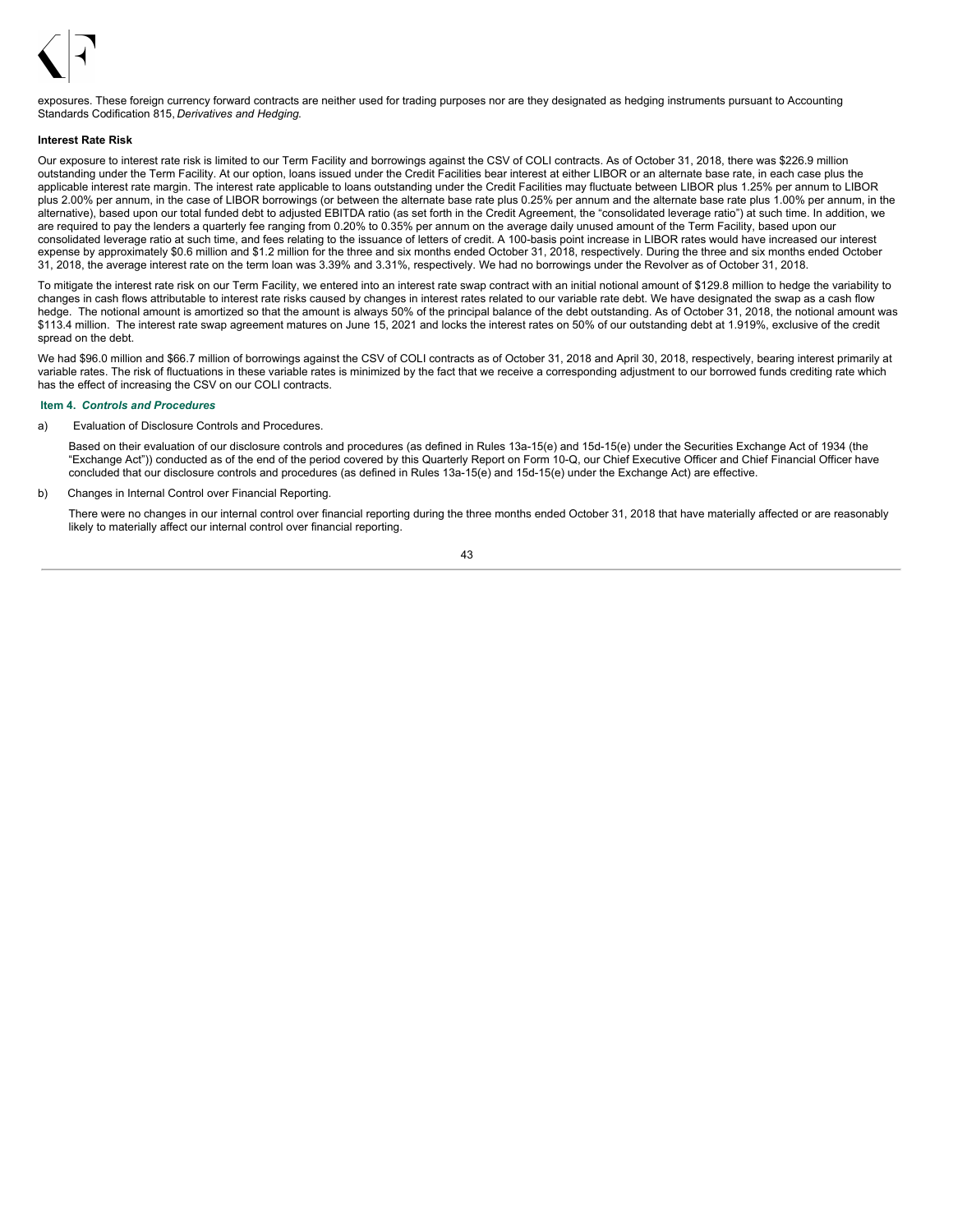exposures. These foreign currency forward contracts are neither used for trading purposes nor are they designated as hedging instruments pursuant to Accounting Standards Codification 815, *Derivatives and Hedging.*

**Interest Rate Risk**

Our exposure to interest rate risk is limited to our Term Facility and borrowings against the CSV of COLI contracts. As of October 31, 2018, there was $226.9 million outstanding under the Term Facility. At our option, loans issued under the Credit Facilities bear interest at either LIBOR or an alternate base rate, in each case plus the applicable interest rate margin. The interest rate applicable to loans outstanding under the Credit Facilities may fluctuate between LIBOR plus 1.25% per annum to LIBOR plus 2.00% per annum, in the case of LIBOR borrowings (or between the alternate base rate plus 0.25% per annum and the alternate base rate plus 1.00% per annum, in the alternative), based upon our total funded debt to adjusted EBITDA ratio (as set forth in the Credit Agreement, the "consolidated leverage ratio") at such time. In addition, we are required to pay the lenders a quarterly fee ranging from 0.20% to 0.35% per annum on the average daily unused amount of the Term Facility, based upon our consolidated leverage ratio at such time, and fees relating to the issuance of letters of credit. A 100-basis point increase in LIBOR rates would have increased our interest expense by approximately $0.6 million and $1.2 million for the three and six months ended October 31, 2018, respectively. During the three and six months ended October 31, 2018, the average interest rate on the term loan was 3.39% and 3.31%, respectively. We had no borrowings under the Revolver as of October 31, 2018.

To mitigate the interest rate risk on our Term Facility, we entered into an interest rate swap contract with an initial notional amount of $129.8 million to hedge the variability to changes in cash flows attributable to interest rate risks caused by changes in interest rates related to our variable rate debt. We have designated the swap as a cash flow hedge. The notional amount is amortized so that the amount is always 50% of the principal balance of the debt outstanding. As of October 31, 2018, the notional amount was $113.4 million. The interest rate swap agreement matures on June 15, 2021 and locks the interest rates on 50% of our outstanding debt at 1.919%, exclusive of the credit spread on the debt.

We had $96.0 million and $66.7 million of borrowings against the CSV of COLI contracts as of October 31, 2018 and April 30, 2018, respectively, bearing interest primarily at variable rates. The risk of fluctuations in these variable rates is minimized by the fact that we receive a corresponding adjustment to our borrowed funds crediting rate which has the effect of increasing the CSV on our COLI contracts.

### Item 4. *Controls and Procedures*

a) Evaluation of Disclosure Controls and Procedures.

Based on their evaluation of our disclosure controls and procedures (as defined in Rules 13a-15(e) and 15d-15(e) under the Securities Exchange Act of 1934 (the "Exchange Act")) conducted as of the end of the period covered by this Quarterly Report on Form 10-Q, our Chief Executive Officer and Chief Financial Officer have concluded that our disclosure controls and procedures (as defined in Rules 13a-15(e) and 15d-15(e) under the Exchange Act) are effective.

b) Changes in Internal Control over Financial Reporting.

There were no changes in our internal control over financial reporting during the three months ended October 31, 2018 that have materially affected or are reasonably likely to materially affect our internal control over financial reporting.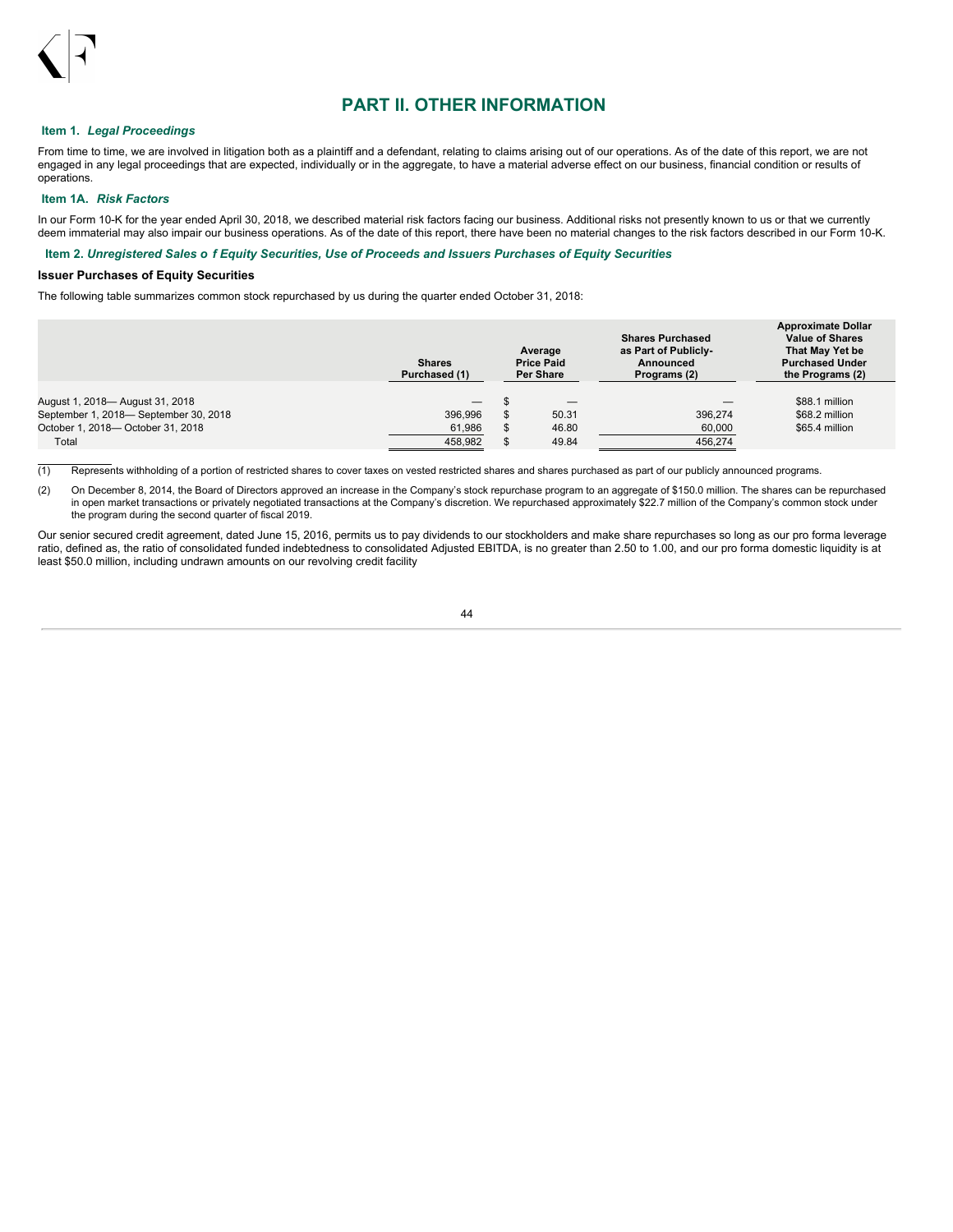# PART II. OTHER INFORMATION

## Item 1. *Legal Proceedings*

From time to time, we are involved in litigation both as a plaintiff and a defendant, relating to claims arising out of our operations. As of the date of this report, we are not engaged in any legal proceedings that are expected, individually or in the aggregate, to have a material adverse effect on our business, financial condition or results of operations.

## Item 1A. *Risk Factors*

In our Form 10-K for the year ended April 30, 2018, we described material risk factors facing our business. Additional risks not presently known to us or that we currently deem immaterial may also impair our business operations. As of the date of this report, there have been no material changes to the risk factors described in our Form 10-K.

## Item 2. *Unregistered Sales o f Equity Securities, Use of Proceeds and Issuers Purchases of Equity Securities*

### Issuer Purchases of Equity Securities

The following table summarizes common stock repurchased by us during the quarter ended October 31, 2018:

| | Shares Purchased (1) | Average Price Paid Per Share | Shares Purchased as Part of Publicly-Announced Programs (2) | Approximate Dollar Value of Shares That May Yet be Purchased Under the Programs (2) |
|---|---|---|---|---|
| August 1, 2018— August 31, 2018 | — | $ — | — | $88.1 million |
| September 1, 2018— September 30, 2018 | 396,996 | $ 50.31 | 396,274 | $68.2 million |
| October 1, 2018— October 31, 2018 | 61,986 | $ 46.80 | 60,000 | $65.4 million |
| Total | 458,982 | $ 49.84 | 456,274 | |

(1) Represents withholding of a portion of restricted shares to cover taxes on vested restricted shares and shares purchased as part of our publicly announced programs.

(2) On December 8, 2014, the Board of Directors approved an increase in the Company's stock repurchase program to an aggregate of $150.0 million. The shares can be repurchased in open market transactions or privately negotiated transactions at the Company's discretion. We repurchased approximately $22.7 million of the Company's common stock under the program during the second quarter of fiscal 2019.

Our senior secured credit agreement, dated June 15, 2016, permits us to pay dividends to our stockholders and make share repurchases so long as our pro forma leverage ratio, defined as, the ratio of consolidated funded indebtedness to consolidated Adjusted EBITDA, is no greater than 2.50 to 1.00, and our pro forma domestic liquidity is at least $50.0 million, including undrawn amounts on our revolving credit facility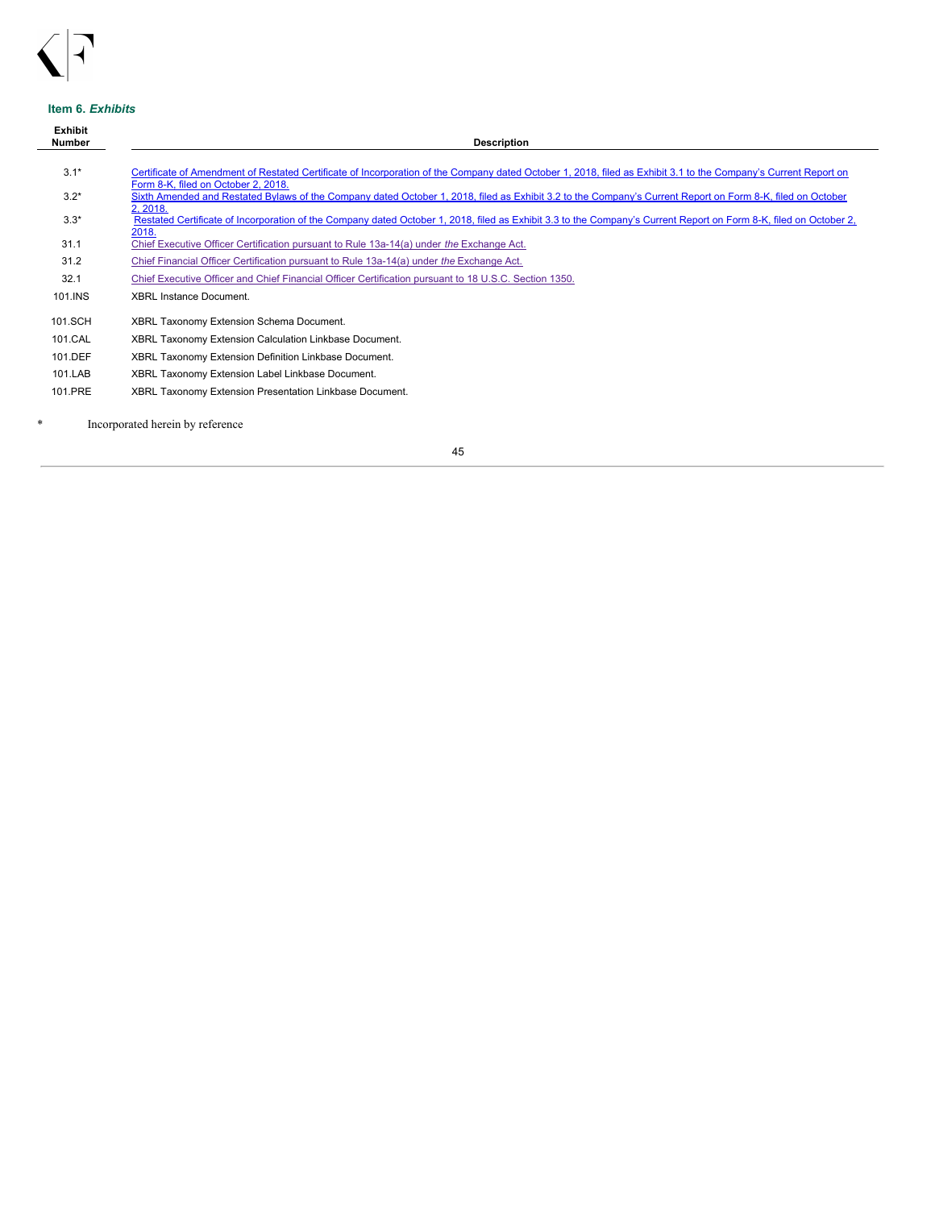### Item 6. *Exhibits*

| Exhibit Number | Description |
|---|---|
| 3.1* | Certificate of Amendment of Restated Certificate of Incorporation of the Company dated October 1, 2018, filed as Exhibit 3.1 to the Company's Current Report on Form 8-K, filed on October 2, 2018. |
| 3.2* | Sixth Amended and Restated Bylaws of the Company dated October 1, 2018, filed as Exhibit 3.2 to the Company's Current Report on Form 8-K, filed on October 2, 2018. |
| 3.3* | Restated Certificate of Incorporation of the Company dated October 1, 2018, filed as Exhibit 3.3 to the Company's Current Report on Form 8-K, filed on October 2, 2018. |
| 31.1 | Chief Executive Officer Certification pursuant to Rule 13a-14(a) under *the* Exchange Act. |
| 31.2 | Chief Financial Officer Certification pursuant to Rule 13a-14(a) under *the* Exchange Act. |
| 32.1 | Chief Executive Officer and Chief Financial Officer Certification pursuant to 18 U.S.C. Section 1350. |
| 101.INS | XBRL Instance Document. |
| 101.SCH | XBRL Taxonomy Extension Schema Document. |
| 101.CAL | XBRL Taxonomy Extension Calculation Linkbase Document. |
| 101.DEF | XBRL Taxonomy Extension Definition Linkbase Document. |
| 101.LAB | XBRL Taxonomy Extension Label Linkbase Document. |
| 101.PRE | XBRL Taxonomy Extension Presentation Linkbase Document. |

* Incorporated herein by reference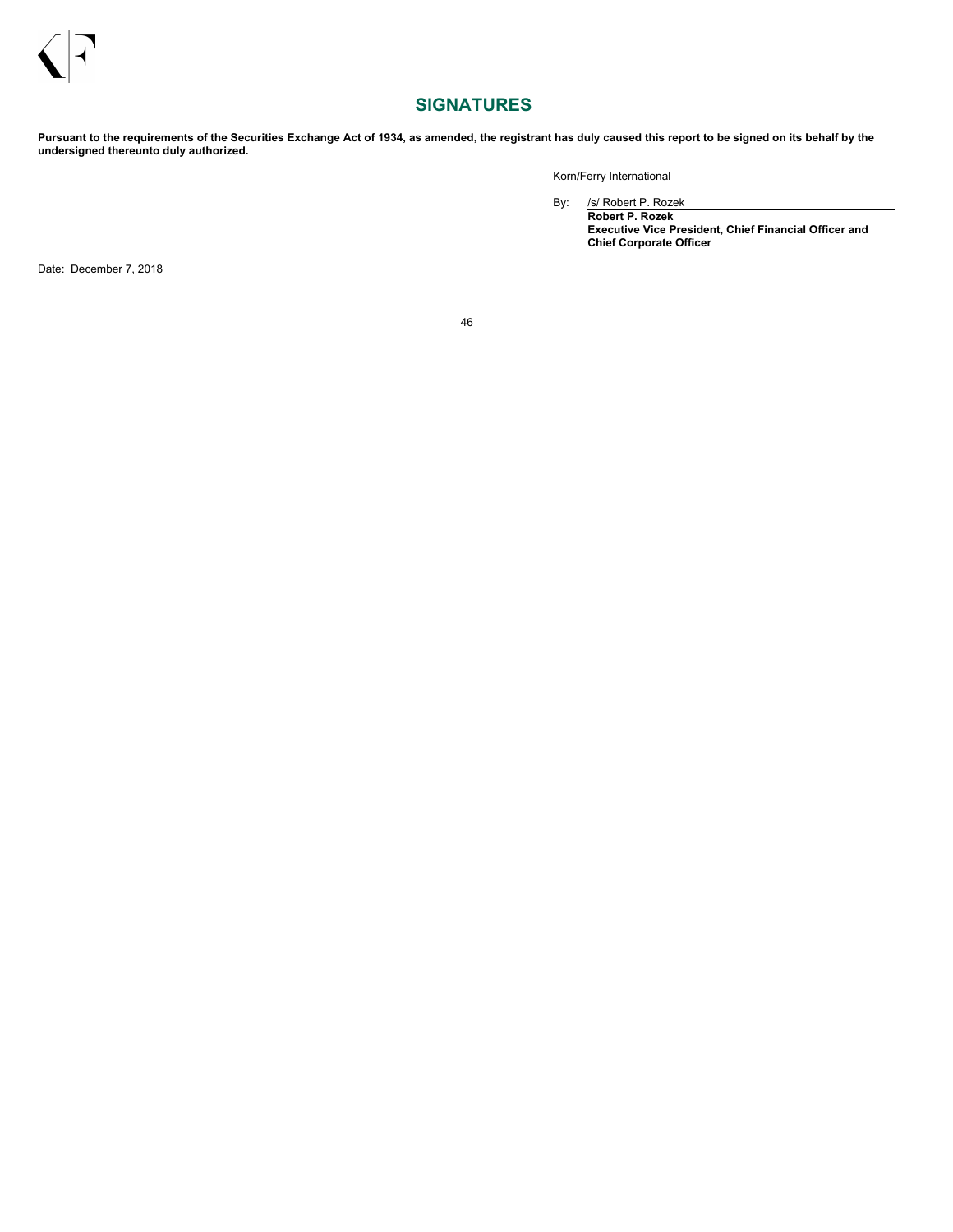## SIGNATURES

**Pursuant to the requirements of the Securities Exchange Act of 1934, as amended, the registrant has duly caused this report to be signed on its behalf by the undersigned thereunto duly authorized.**

Korn/Ferry International

By: /s/ Robert P. Rozek
**Robert P. Rozek**
**Executive Vice President, Chief Financial Officer and Chief Corporate Officer**

Date: December 7, 2018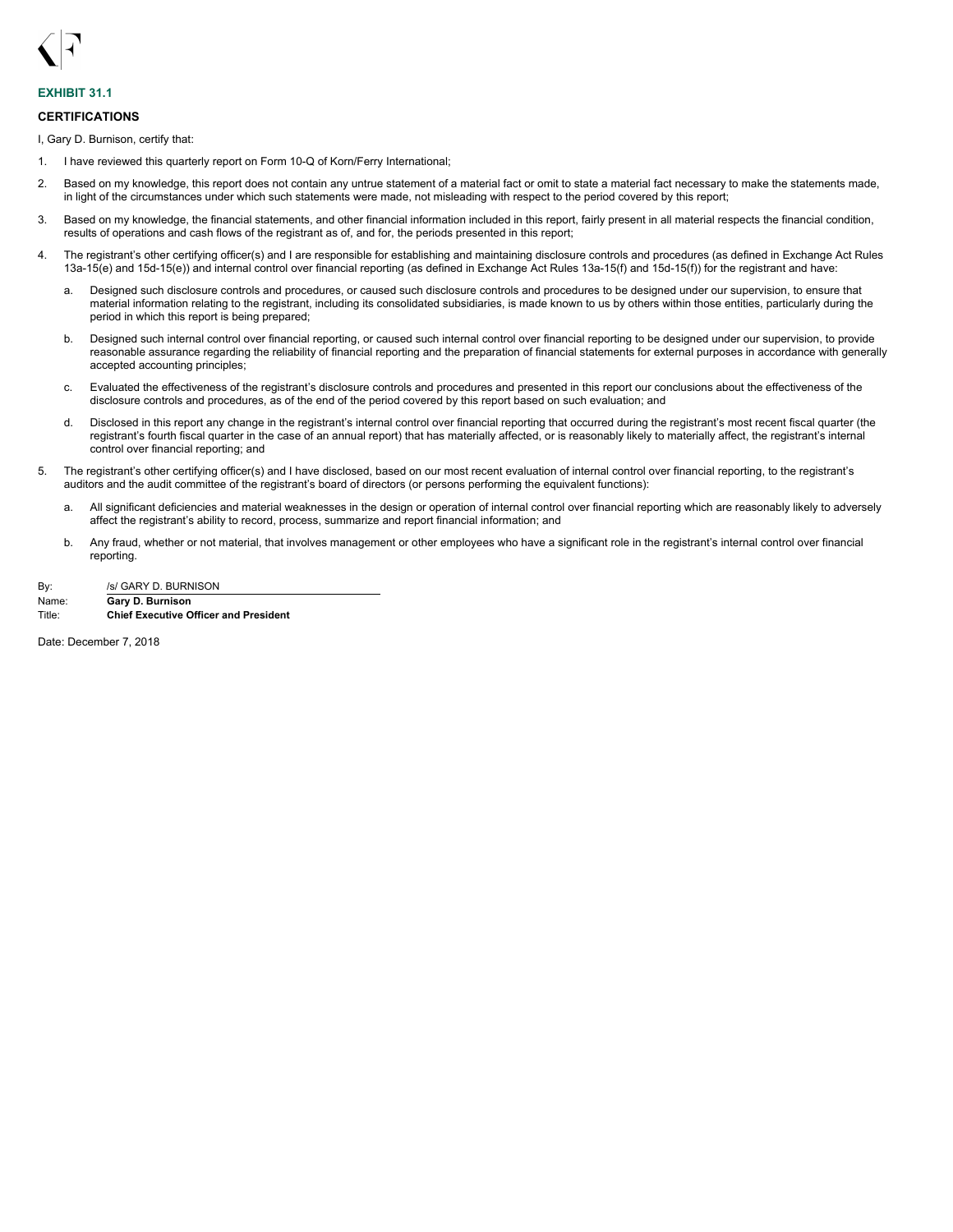**EXHIBIT 31.1**

**CERTIFICATIONS**

I, Gary D. Burnison, certify that:

1. I have reviewed this quarterly report on Form 10-Q of Korn/Ferry International;
2. Based on my knowledge, this report does not contain any untrue statement of a material fact or omit to state a material fact necessary to make the statements made, in light of the circumstances under which such statements were made, not misleading with respect to the period covered by this report;
3. Based on my knowledge, the financial statements, and other financial information included in this report, fairly present in all material respects the financial condition, results of operations and cash flows of the registrant as of, and for, the periods presented in this report;
4. The registrant's other certifying officer(s) and I are responsible for establishing and maintaining disclosure controls and procedures (as defined in Exchange Act Rules 13a-15(e) and 15d-15(e)) and internal control over financial reporting (as defined in Exchange Act Rules 13a-15(f) and 15d-15(f)) for the registrant and have:
   a. Designed such disclosure controls and procedures, or caused such disclosure controls and procedures to be designed under our supervision, to ensure that material information relating to the registrant, including its consolidated subsidiaries, is made known to us by others within those entities, particularly during the period in which this report is being prepared;
   b. Designed such internal control over financial reporting, or caused such internal control over financial reporting to be designed under our supervision, to provide reasonable assurance regarding the reliability of financial reporting and the preparation of financial statements for external purposes in accordance with generally accepted accounting principles;
   c. Evaluated the effectiveness of the registrant's disclosure controls and procedures and presented in this report our conclusions about the effectiveness of the disclosure controls and procedures, as of the end of the period covered by this report based on such evaluation; and
   d. Disclosed in this report any change in the registrant's internal control over financial reporting that occurred during the registrant's most recent fiscal quarter (the registrant's fourth fiscal quarter in the case of an annual report) that has materially affected, or is reasonably likely to materially affect, the registrant's internal control over financial reporting; and
5. The registrant's other certifying officer(s) and I have disclosed, based on our most recent evaluation of internal control over financial reporting, to the registrant's auditors and the audit committee of the registrant's board of directors (or persons performing the equivalent functions):
   a. All significant deficiencies and material weaknesses in the design or operation of internal control over financial reporting which are reasonably likely to adversely affect the registrant's ability to record, process, summarize and report financial information; and
   b. Any fraud, whether or not material, that involves management or other employees who have a significant role in the registrant's internal control over financial reporting.

By: /s/ GARY D. BURNISON
Name: **Gary D. Burnison**
Title: **Chief Executive Officer and President**

Date: December 7, 2018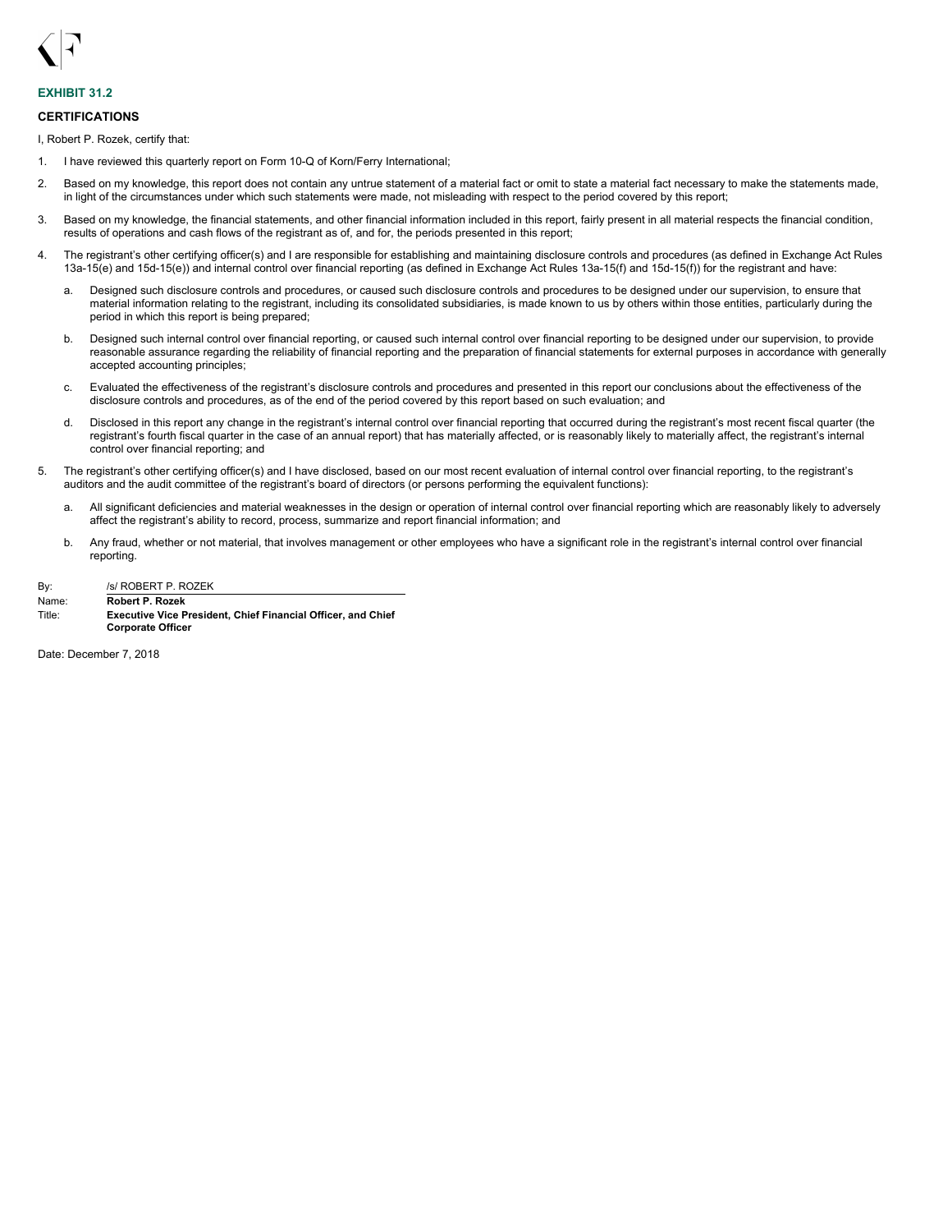**EXHIBIT 31.2**

**CERTIFICATIONS**

I, Robert P. Rozek, certify that:

1. I have reviewed this quarterly report on Form 10-Q of Korn/Ferry International;

2. Based on my knowledge, this report does not contain any untrue statement of a material fact or omit to state a material fact necessary to make the statements made, in light of the circumstances under which such statements were made, not misleading with respect to the period covered by this report;

3. Based on my knowledge, the financial statements, and other financial information included in this report, fairly present in all material respects the financial condition, results of operations and cash flows of the registrant as of, and for, the periods presented in this report;

4. The registrant's other certifying officer(s) and I are responsible for establishing and maintaining disclosure controls and procedures (as defined in Exchange Act Rules 13a-15(e) and 15d-15(e)) and internal control over financial reporting (as defined in Exchange Act Rules 13a-15(f) and 15d-15(f)) for the registrant and have:

   a. Designed such disclosure controls and procedures, or caused such disclosure controls and procedures to be designed under our supervision, to ensure that material information relating to the registrant, including its consolidated subsidiaries, is made known to us by others within those entities, particularly during the period in which this report is being prepared;

   b. Designed such internal control over financial reporting, or caused such internal control over financial reporting to be designed under our supervision, to provide reasonable assurance regarding the reliability of financial reporting and the preparation of financial statements for external purposes in accordance with generally accepted accounting principles;

   c. Evaluated the effectiveness of the registrant's disclosure controls and procedures and presented in this report our conclusions about the effectiveness of the disclosure controls and procedures, as of the end of the period covered by this report based on such evaluation; and

   d. Disclosed in this report any change in the registrant's internal control over financial reporting that occurred during the registrant's most recent fiscal quarter (the registrant's fourth fiscal quarter in the case of an annual report) that has materially affected, or is reasonably likely to materially affect, the registrant's internal control over financial reporting; and

5. The registrant's other certifying officer(s) and I have disclosed, based on our most recent evaluation of internal control over financial reporting, to the registrant's auditors and the audit committee of the registrant's board of directors (or persons performing the equivalent functions):

   a. All significant deficiencies and material weaknesses in the design or operation of internal control over financial reporting which are reasonably likely to adversely affect the registrant's ability to record, process, summarize and report financial information; and

   b. Any fraud, whether or not material, that involves management or other employees who have a significant role in the registrant's internal control over financial reporting.

| | |
|---|---|
| By: | /s/ ROBERT P. ROZEK |
| Name: | **Robert P. Rozek** |
| Title: | **Executive Vice President, Chief Financial Officer, and Chief Corporate Officer** |

Date: December 7, 2018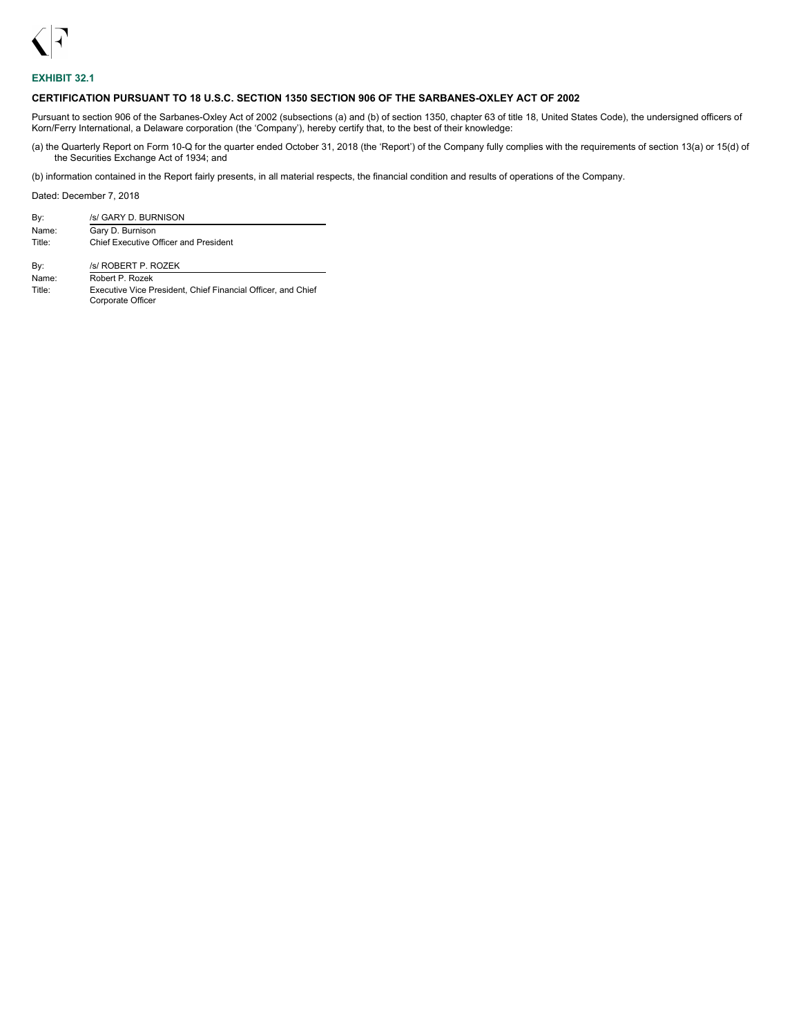**EXHIBIT 32.1**

**CERTIFICATION PURSUANT TO 18 U.S.C. SECTION 1350 SECTION 906 OF THE SARBANES-OXLEY ACT OF 2002**

Pursuant to section 906 of the Sarbanes-Oxley Act of 2002 (subsections (a) and (b) of section 1350, chapter 63 of title 18, United States Code), the undersigned officers of Korn/Ferry International, a Delaware corporation (the 'Company'), hereby certify that, to the best of their knowledge:

(a) the Quarterly Report on Form 10-Q for the quarter ended October 31, 2018 (the 'Report') of the Company fully complies with the requirements of section 13(a) or 15(d) of the Securities Exchange Act of 1934; and

(b) information contained in the Report fairly presents, in all material respects, the financial condition and results of operations of the Company.

Dated: December 7, 2018

| | |
|---|---|
| By: | /s/ GARY D. BURNISON |
| Name: | Gary D. Burnison |
| Title: | Chief Executive Officer and President |

| | |
|---|---|
| By: | /s/ ROBERT P. ROZEK |
| Name: | Robert P. Rozek |
| Title: | Executive Vice President, Chief Financial Officer, and Chief Corporate Officer |